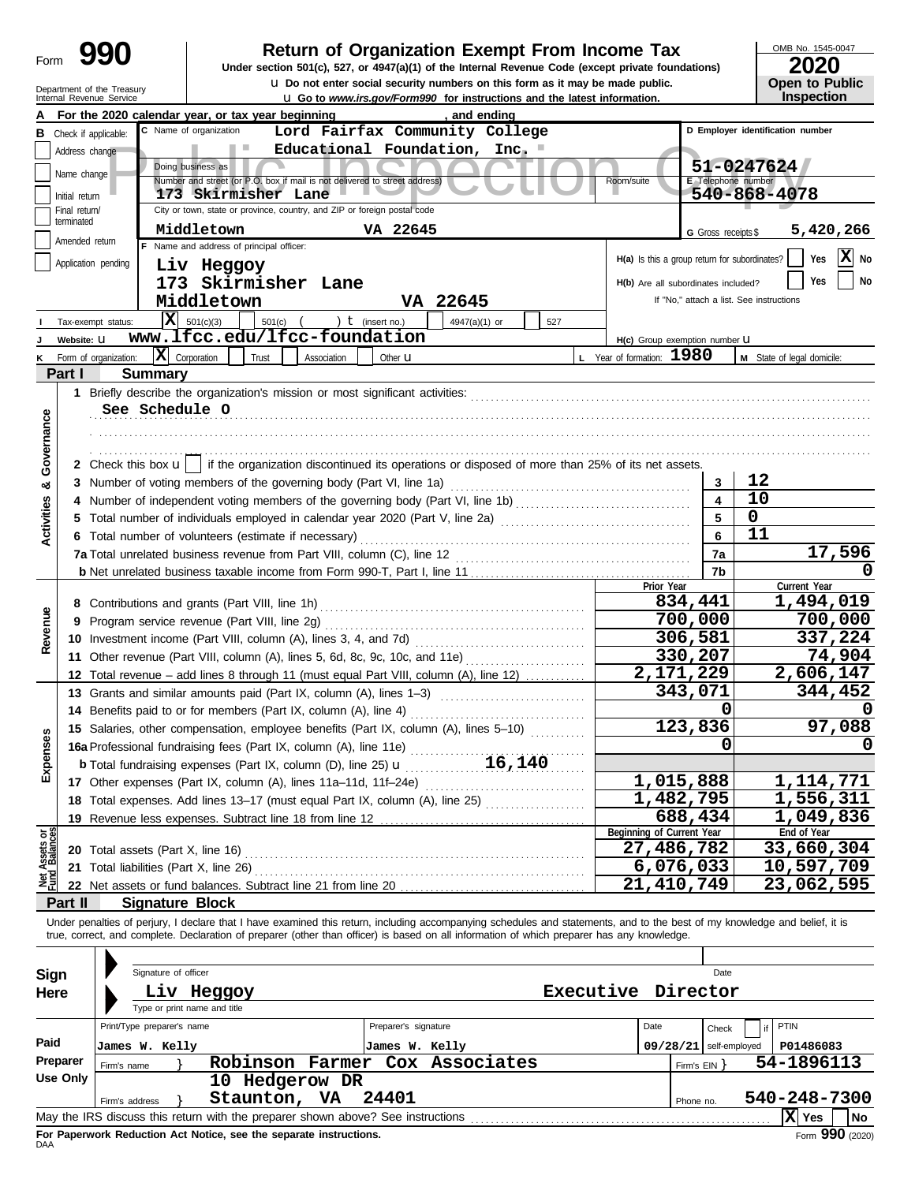Form **990**

# Return of Organization Exempt From Income Tax

**Under section 501(c), 527, or 4947(a)(1) of the Internal Revenue Code (except private foundations)**

u Do not enter social security numbers on this form as it may be made public.

u Go to *www.irs.gov/Form990* for instructions and the latest information.

OMB No. 1545-0047

**2020**

**Open to Public Inspection**

Department of the Treasury
Internal Revenue Service

Public Inspection Copy

**A** For the 2020 calendar year, or tax year beginning , and ending

**B** Check if applicable:
- Address change
- Name change
- Initial return
- Final return/terminated
- Amended return
- Application pending

**C** Name of organization: Lord Fairfax Community College Educational Foundation, Inc.

Doing business as

Number and street (or P.O. box if mail is not delivered to street address): 173 Skirmisher Lane — Room/suite

City or town, state or province, country, and ZIP or foreign postal code: Middletown VA 22645

**D** Employer identification number: 51-0247624

**E** Telephone number: 540-868-4078

**G** Gross receipts $ 5,420,266

**F** Name and address of principal officer:
Liv Heggoy
173 Skirmisher Lane
Middletown VA 22645

**H(a)** Is this a group return for subordinates? Yes [ ] No [X]

**H(b)** Are all subordinates included? Yes [ ] No [ ]
If "No," attach a list. See instructions

**I** Tax-exempt status: [X] 501(c)(3) [ ] 501(c) ( ) t (insert no.) [ ] 4947(a)(1) or [ ] 527

**J** Website: u www.lfcc.edu/lfcc-foundation

**H(c)** Group exemption number u

**K** Form of organization: [X] Corporation [ ] Trust [ ] Association [ ] Other u

**L** Year of formation: 1980

**M** State of legal domicile:

## Part I Summary

**Activities & Governance**

1 Briefly describe the organization's mission or most significant activities:
See Schedule O

2 Check this box u [ ] if the organization discontinued its operations or disposed of more than 25% of its net assets.

| | | | |
|---|---|---|---|
| 3 | Number of voting members of the governing body (Part VI, line 1a) | 3 | 12 |
| 4 | Number of independent voting members of the governing body (Part VI, line 1b) | 4 | 10 |
| 5 | Total number of individuals employed in calendar year 2020 (Part V, line 2a) | 5 | 0 |
| 6 | Total number of volunteers (estimate if necessary) | 6 | 11 |
| 7a | Total unrelated business revenue from Part VIII, column (C), line 12 | 7a | 17,596 |
| b | Net unrelated business taxable income from Form 990-T, Part I, line 11 | 7b | 0 |

| | | Prior Year | Current Year |
|---|---|---|---|
| **Revenue** | | | |
| 8 | Contributions and grants (Part VIII, line 1h) | 834,441 | 1,494,019 |
| 9 | Program service revenue (Part VIII, line 2g) | 700,000 | 700,000 |
| 10 | Investment income (Part VIII, column (A), lines 3, 4, and 7d) | 306,581 | 337,224 |
| 11 | Other revenue (Part VIII, column (A), lines 5, 6d, 8c, 9c, 10c, and 11e) | 330,207 | 74,904 |
| 12 | Total revenue – add lines 8 through 11 (must equal Part VIII, column (A), line 12) | 2,171,229 | 2,606,147 |
| **Expenses** | | | |
| 13 | Grants and similar amounts paid (Part IX, column (A), lines 1–3) | 343,071 | 344,452 |
| 14 | Benefits paid to or for members (Part IX, column (A), line 4) | 0 | 0 |
| 15 | Salaries, other compensation, employee benefits (Part IX, column (A), lines 5–10) | 123,836 | 97,088 |
| 16a | Professional fundraising fees (Part IX, column (A), line 11e) | 0 | 0 |
| b | Total fundraising expenses (Part IX, column (D), line 25) u 16,140 | | |
| 17 | Other expenses (Part IX, column (A), lines 11a–11d, 11f–24e) | 1,015,888 | 1,114,771 |
| 18 | Total expenses. Add lines 13–17 (must equal Part IX, column (A), line 25) | 1,482,795 | 1,556,311 |
| 19 | Revenue less expenses. Subtract line 18 from line 12 | 688,434 | 1,049,836 |

| | | Beginning of Current Year | End of Year |
|---|---|---|---|
| **Net Assets or Fund Balances** | | | |
| 20 | Total assets (Part X, line 16) | 27,486,782 | 33,660,304 |
| 21 | Total liabilities (Part X, line 26) | 6,076,033 | 10,597,709 |
| 22 | Net assets or fund balances. Subtract line 21 from line 20 | 21,410,749 | 23,062,595 |

## Part II Signature Block

Under penalties of perjury, I declare that I have examined this return, including accompanying schedules and statements, and to the best of my knowledge and belief, it is true, correct, and complete. Declaration of preparer (other than officer) is based on all information of which preparer has any knowledge.

**Sign Here**

Signature of officer — Date

Liv Heggoy — Executive Director
Type or print name and title

**Paid Preparer Use Only**

| Print/Type preparer's name | Preparer's signature | Date | Check [ ] if self-employed | PTIN |
|---|---|---|---|---|
| James W. Kelly | James W. Kelly | 09/28/21 | | P01486083 |

Firm's name } Robinson Farmer Cox Associates — Firm's EIN } 54-1896113

Firm's address } 10 Hedgerow DR, Staunton, VA 24401 — Phone no. 540-248-7300

May the IRS discuss this return with the preparer shown above? See instructions [X] Yes [ ] No

**For Paperwork Reduction Act Notice, see the separate instructions.**

DAA — Form **990** (2020)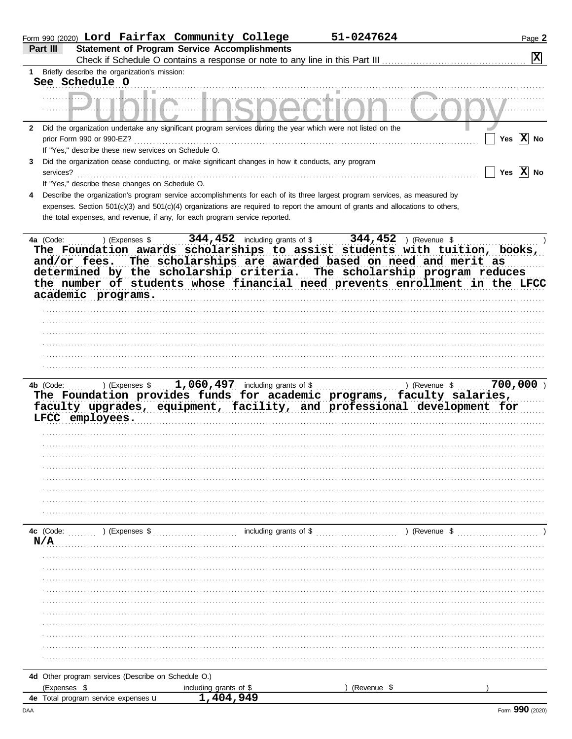Form 990 (2020) **Lord Fairfax Community College** **51-0247624**

## Part III Statement of Program Service Accomplishments

Check if Schedule O contains a response or note to any line in this Part III [X]

**1** Briefly describe the organization's mission:

See Schedule O

Public Inspection Copy

**2** Did the organization undertake any significant program services during the year which were not listed on the prior Form 990 or 990-EZ? [ ] Yes [X] No

If "Yes," describe these new services on Schedule O.

**3** Did the organization cease conducting, or make significant changes in how it conducts, any program services? [ ] Yes [X] No

If "Yes," describe these changes on Schedule O.

**4** Describe the organization's program service accomplishments for each of its three largest program services, as measured by expenses. Section 501(c)(3) and 501(c)(4) organizations are required to report the amount of grants and allocations to others, the total expenses, and revenue, if any, for each program service reported.

**4a** (Code: ) (Expenses $ 344,452 including grants of $ 344,452 ) (Revenue $ )

The Foundation awards scholarships to assist students with tuition, books, and/or fees. The scholarships are awarded based on need and merit as determined by the scholarship criteria. The scholarship program reduces the number of students whose financial need prevents enrollment in the LFCC academic programs.

**4b** (Code: ) (Expenses $ 1,060,497 including grants of $ ) (Revenue $ 700,000 )

The Foundation provides funds for academic programs, faculty salaries, faculty upgrades, equipment, facility, and professional development for LFCC employees.

**4c** (Code: ) (Expenses $ including grants of $ ) (Revenue $ )

N/A

**4d** Other program services (Describe on Schedule O.)

(Expenses $ including grants of $ ) (Revenue $ )

**4e** Total program service expenses 1,404,949

Form **990** (2020)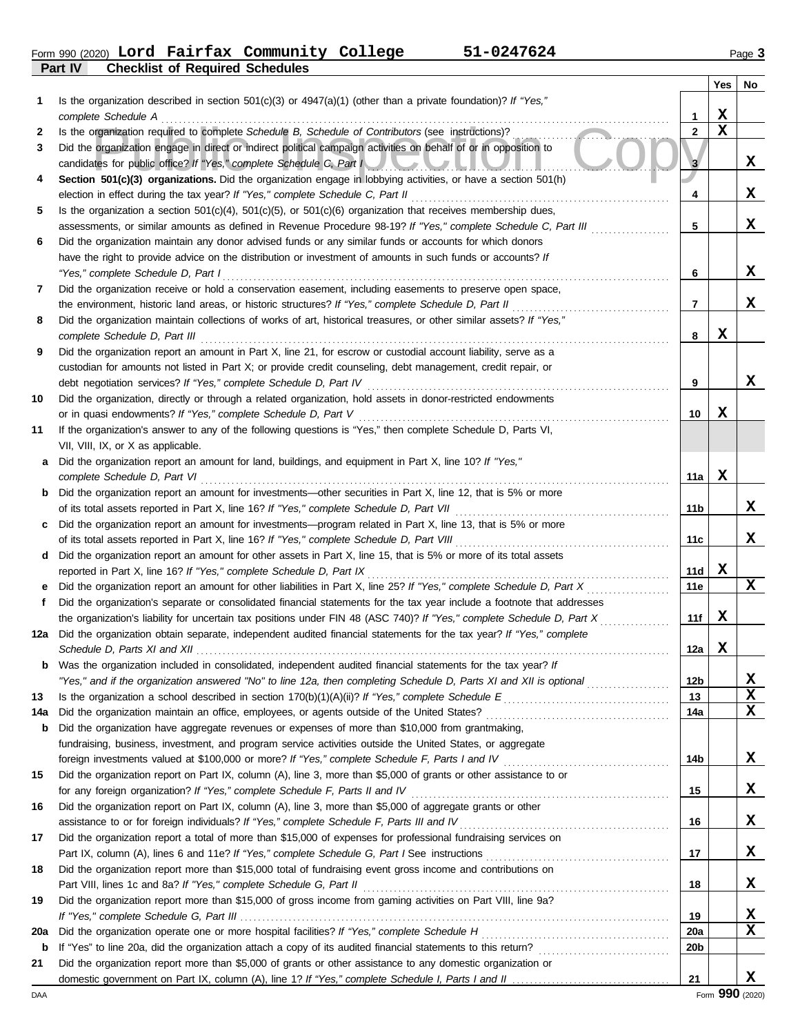Form 990 (2020) **Lord Fairfax Community College** **51-0247624** Page **3**

## Part IV — Checklist of Required Schedules

| | | | Yes | No |
|---|---|---|---|---|
| **1** | Is the organization described in section 501(c)(3) or 4947(a)(1) (other than a private foundation)? *If "Yes," complete Schedule A* | 1 | X | |
| **2** | Is the organization required to complete *Schedule B, Schedule of Contributors* (see instructions)? | 2 | X | |
| **3** | Did the organization engage in direct or indirect political campaign activities on behalf of or in opposition to candidates for public office? *If "Yes," complete Schedule C, Part I* | 3 | | X |
| **4** | **Section 501(c)(3) organizations.** Did the organization engage in lobbying activities, or have a section 501(h) election in effect during the tax year? *If "Yes," complete Schedule C, Part II* | 4 | | X |
| **5** | Is the organization a section 501(c)(4), 501(c)(5), or 501(c)(6) organization that receives membership dues, assessments, or similar amounts as defined in Revenue Procedure 98-19? *If "Yes," complete Schedule C, Part III* | 5 | | X |
| **6** | Did the organization maintain any donor advised funds or any similar funds or accounts for which donors have the right to provide advice on the distribution or investment of amounts in such funds or accounts? *If "Yes," complete Schedule D, Part I* | 6 | | X |
| **7** | Did the organization receive or hold a conservation easement, including easements to preserve open space, the environment, historic land areas, or historic structures? *If "Yes," complete Schedule D, Part II* | 7 | | X |
| **8** | Did the organization maintain collections of works of art, historical treasures, or other similar assets? *If "Yes," complete Schedule D, Part III* | 8 | X | |
| **9** | Did the organization report an amount in Part X, line 21, for escrow or custodial account liability, serve as a custodian for amounts not listed in Part X; or provide credit counseling, debt management, credit repair, or debt negotiation services? *If "Yes," complete Schedule D, Part IV* | 9 | | X |
| **10** | Did the organization, directly or through a related organization, hold assets in donor-restricted endowments or in quasi endowments? *If "Yes," complete Schedule D, Part V* | 10 | X | |
| **11** | If the organization's answer to any of the following questions is "Yes," then complete Schedule D, Parts VI, VII, VIII, IX, or X as applicable. | | | |
| **a** | Did the organization report an amount for land, buildings, and equipment in Part X, line 10? *If "Yes," complete Schedule D, Part VI* | 11a | X | |
| **b** | Did the organization report an amount for investments—other securities in Part X, line 12, that is 5% or more of its total assets reported in Part X, line 16? *If "Yes," complete Schedule D, Part VII* | 11b | | X |
| **c** | Did the organization report an amount for investments—program related in Part X, line 13, that is 5% or more of its total assets reported in Part X, line 16? *If "Yes," complete Schedule D, Part VIII* | 11c | | X |
| **d** | Did the organization report an amount for other assets in Part X, line 15, that is 5% or more of its total assets reported in Part X, line 16? *If "Yes," complete Schedule D, Part IX* | 11d | X | |
| **e** | Did the organization report an amount for other liabilities in Part X, line 25? *If "Yes," complete Schedule D, Part X* | 11e | | X |
| **f** | Did the organization's separate or consolidated financial statements for the tax year include a footnote that addresses the organization's liability for uncertain tax positions under FIN 48 (ASC 740)? *If "Yes," complete Schedule D, Part X* | 11f | X | |
| **12a** | Did the organization obtain separate, independent audited financial statements for the tax year? *If "Yes," complete Schedule D, Parts XI and XII* | 12a | X | |
| **b** | Was the organization included in consolidated, independent audited financial statements for the tax year? *If "Yes," and if the organization answered "No" to line 12a, then completing Schedule D, Parts XI and XII is optional* | 12b | | X |
| **13** | Is the organization a school described in section 170(b)(1)(A)(ii)? *If "Yes," complete Schedule E* | 13 | | X |
| **14a** | Did the organization maintain an office, employees, or agents outside of the United States? | 14a | | X |
| **b** | Did the organization have aggregate revenues or expenses of more than $10,000 from grantmaking, fundraising, business, investment, and program service activities outside the United States, or aggregate foreign investments valued at $100,000 or more? *If "Yes," complete Schedule F, Parts I and IV* | 14b | | X |
| **15** | Did the organization report on Part IX, column (A), line 3, more than $5,000 of grants or other assistance to or for any foreign organization? *If "Yes," complete Schedule F, Parts II and IV* | 15 | | X |
| **16** | Did the organization report on Part IX, column (A), line 3, more than $5,000 of aggregate grants or other assistance to or for foreign individuals? *If "Yes," complete Schedule F, Parts III and IV* | 16 | | X |
| **17** | Did the organization report a total of more than $15,000 of expenses for professional fundraising services on Part IX, column (A), lines 6 and 11e? *If "Yes," complete Schedule G, Part I* See instructions | 17 | | X |
| **18** | Did the organization report more than $15,000 total of fundraising event gross income and contributions on Part VIII, lines 1c and 8a? *If "Yes," complete Schedule G, Part II* | 18 | | X |
| **19** | Did the organization report more than $15,000 of gross income from gaming activities on Part VIII, line 9a? *If "Yes," complete Schedule G, Part III* | 19 | | X |
| **20a** | Did the organization operate one or more hospital facilities? *If "Yes," complete Schedule H* | 20a | | X |
| **b** | If "Yes" to line 20a, did the organization attach a copy of its audited financial statements to this return? | 20b | | |
| **21** | Did the organization report more than $5,000 of grants or other assistance to any domestic organization or domestic government on Part IX, column (A), line 1? *If "Yes," complete Schedule I, Parts I and II* | 21 | | X |

Form **990** (2020)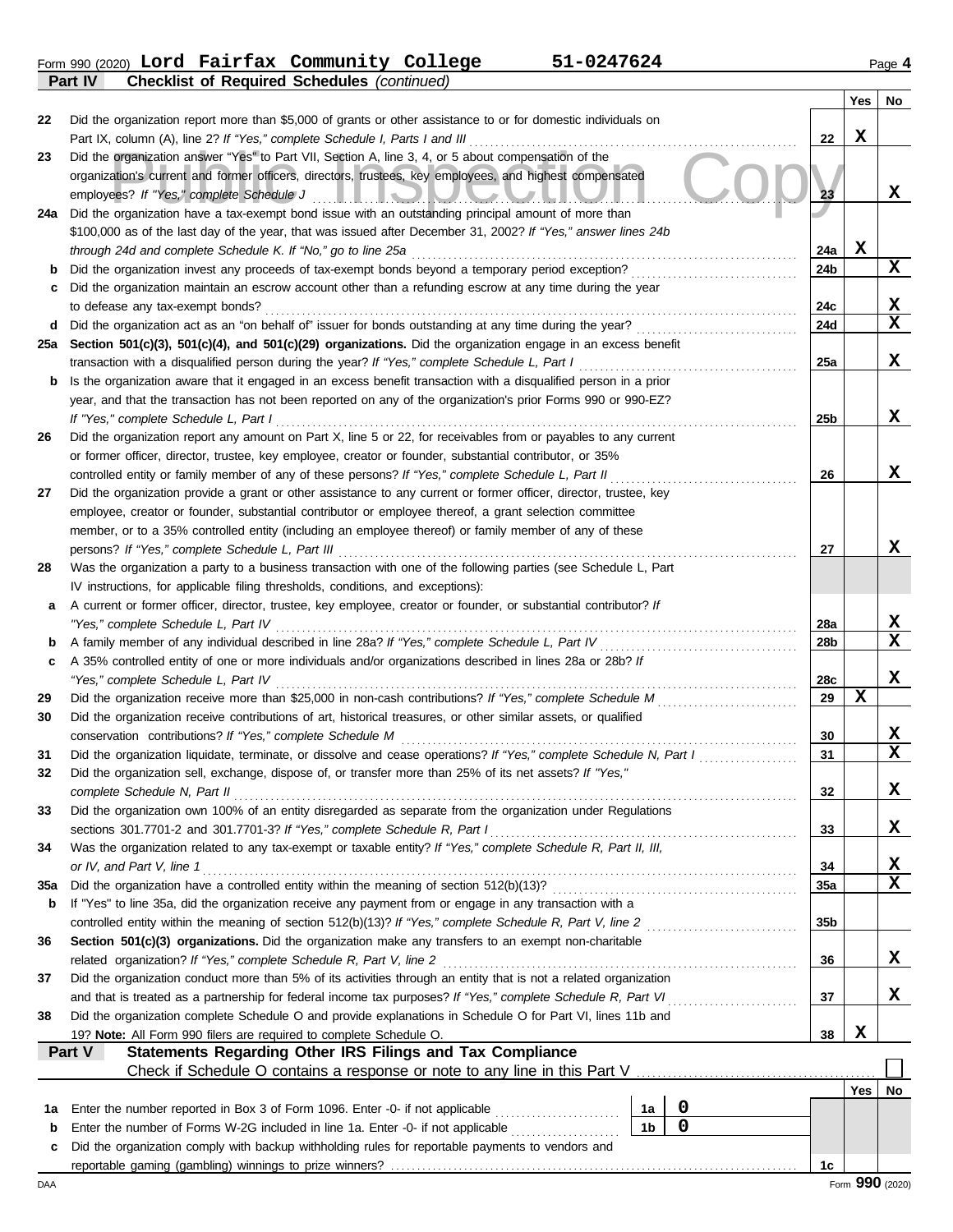Form 990 (2020) **Lord Fairfax Community College 51-0247624** Page **4**

**Part IV Checklist of Required Schedules** *(continued)*

| | | | Yes | No |
|---|---|---|---|---|
| 22 | Did the organization report more than $5,000 of grants or other assistance to or for domestic individuals on Part IX, column (A), line 2? *If "Yes," complete Schedule I, Parts I and III* | 22 | X | |
| 23 | Did the organization answer "Yes" to Part VII, Section A, line 3, 4, or 5 about compensation of the organization's current and former officers, directors, trustees, key employees, and highest compensated employees? *If "Yes," complete Schedule J* | 23 | | X |
| 24a | Did the organization have a tax-exempt bond issue with an outstanding principal amount of more than $100,000 as of the last day of the year, that was issued after December 31, 2002? *If "Yes," answer lines 24b through 24d and complete Schedule K. If "No," go to line 25a* | 24a | X | |
| b | Did the organization invest any proceeds of tax-exempt bonds beyond a temporary period exception? | 24b | | X |
| c | Did the organization maintain an escrow account other than a refunding escrow at any time during the year to defease any tax-exempt bonds? | 24c | | X |
| d | Did the organization act as an "on behalf of" issuer for bonds outstanding at any time during the year? | 24d | | X |
| 25a | **Section 501(c)(3), 501(c)(4), and 501(c)(29) organizations.** Did the organization engage in an excess benefit transaction with a disqualified person during the year? *If "Yes," complete Schedule L, Part I* | 25a | | X |
| b | Is the organization aware that it engaged in an excess benefit transaction with a disqualified person in a prior year, and that the transaction has not been reported on any of the organization's prior Forms 990 or 990-EZ? *If "Yes," complete Schedule L, Part I* | 25b | | X |
| 26 | Did the organization report any amount on Part X, line 5 or 22, for receivables from or payables to any current or former officer, director, trustee, key employee, creator or founder, substantial contributor, or 35% controlled entity or family member of any of these persons? *If "Yes," complete Schedule L, Part II* | 26 | | X |
| 27 | Did the organization provide a grant or other assistance to any current or former officer, director, trustee, key employee, creator or founder, substantial contributor or employee thereof, a grant selection committee member, or to a 35% controlled entity (including an employee thereof) or family member of any of these persons? *If "Yes," complete Schedule L, Part III* | 27 | | X |
| 28 | Was the organization a party to a business transaction with one of the following parties (see Schedule L, Part IV instructions, for applicable filing thresholds, conditions, and exceptions): | | | |
| a | A current or former officer, director, trustee, key employee, creator or founder, or substantial contributor? *If "Yes," complete Schedule L, Part IV* | 28a | | X |
| b | A family member of any individual described in line 28a? *If "Yes," complete Schedule L, Part IV* | 28b | | X |
| c | A 35% controlled entity of one or more individuals and/or organizations described in lines 28a or 28b? *If "Yes," complete Schedule L, Part IV* | 28c | | X |
| 29 | Did the organization receive more than $25,000 in non-cash contributions? *If "Yes," complete Schedule M* | 29 | X | |
| 30 | Did the organization receive contributions of art, historical treasures, or other similar assets, or qualified conservation contributions? *If "Yes," complete Schedule M* | 30 | | X |
| 31 | Did the organization liquidate, terminate, or dissolve and cease operations? *If "Yes," complete Schedule N, Part I* | 31 | | X |
| 32 | Did the organization sell, exchange, dispose of, or transfer more than 25% of its net assets? *If "Yes," complete Schedule N, Part II* | 32 | | X |
| 33 | Did the organization own 100% of an entity disregarded as separate from the organization under Regulations sections 301.7701-2 and 301.7701-3? *If "Yes," complete Schedule R, Part I* | 33 | | X |
| 34 | Was the organization related to any tax-exempt or taxable entity? *If "Yes," complete Schedule R, Part II, III, or IV, and Part V, line 1* | 34 | | X |
| 35a | Did the organization have a controlled entity within the meaning of section 512(b)(13)? | 35a | | X |
| b | If "Yes" to line 35a, did the organization receive any payment from or engage in any transaction with a controlled entity within the meaning of section 512(b)(13)? *If "Yes," complete Schedule R, Part V, line 2* | 35b | | |
| 36 | **Section 501(c)(3) organizations.** Did the organization make any transfers to an exempt non-charitable related organization? *If "Yes," complete Schedule R, Part V, line 2* | 36 | | X |
| 37 | Did the organization conduct more than 5% of its activities through an entity that is not a related organization and that is treated as a partnership for federal income tax purposes? *If "Yes," complete Schedule R, Part VI* | 37 | | X |
| 38 | Did the organization complete Schedule O and provide explanations in Schedule O for Part VI, lines 11b and 19? **Note:** All Form 990 filers are required to complete Schedule O. | 38 | X | |

**Part V Statements Regarding Other IRS Filings and Tax Compliance**

Check if Schedule O contains a response or note to any line in this Part V ☐

| | | | | | Yes | No |
|---|---|---|---|---|---|---|
| 1a | Enter the number reported in Box 3 of Form 1096. Enter -0- if not applicable | 1a | 0 | | | |
| b | Enter the number of Forms W-2G included in line 1a. Enter -0- if not applicable | 1b | 0 | | | |
| c | Did the organization comply with backup withholding rules for reportable payments to vendors and reportable gaming (gambling) winnings to prize winners? | | | 1c | | |

Form **990** (2020)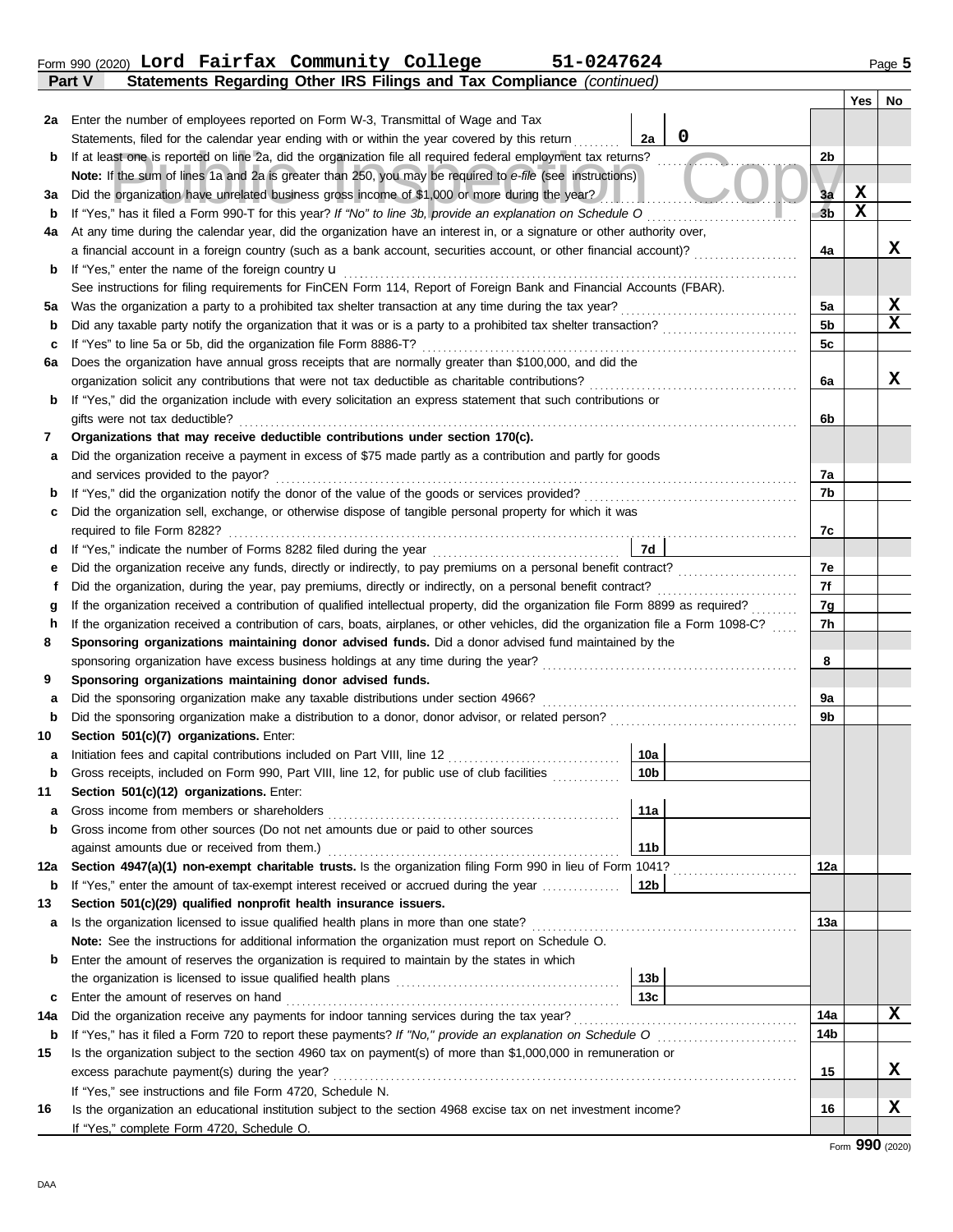Form 990 (2020) **Lord Fairfax Community College** **51-0247624**

**Part V** **Statements Regarding Other IRS Filings and Tax Compliance** *(continued)*

| | | | | Yes | No |
|---|---|---|---|---|---|
| **2a** | Enter the number of employees reported on Form W-3, Transmittal of Wage and Tax Statements, filed for the calendar year ending with or within the year covered by this return | **2a** 0 | | | |
| **b** | If at least one is reported on line 2a, did the organization file all required federal employment tax returns? | | **2b** | | |
| | **Note:** If the sum of lines 1a and 2a is greater than 250, you may be required to *e-file* (see instructions) | | | | |
| **3a** | Did the organization have unrelated business gross income of $1,000 or more during the year? | | **3a** | X | |
| **b** | If "Yes," has it filed a Form 990-T for this year? *If "No" to line 3b, provide an explanation on Schedule O* | | **3b** | X | |
| **4a** | At any time during the calendar year, did the organization have an interest in, or a signature or other authority over, a financial account in a foreign country (such as a bank account, securities account, or other financial account)? | | **4a** | | X |
| **b** | If "Yes," enter the name of the foreign country u | | | | |
| | See instructions for filing requirements for FinCEN Form 114, Report of Foreign Bank and Financial Accounts (FBAR). | | | | |
| **5a** | Was the organization a party to a prohibited tax shelter transaction at any time during the tax year? | | **5a** | | X |
| **b** | Did any taxable party notify the organization that it was or is a party to a prohibited tax shelter transaction? | | **5b** | | X |
| **c** | If "Yes" to line 5a or 5b, did the organization file Form 8886-T? | | **5c** | | |
| **6a** | Does the organization have annual gross receipts that are normally greater than $100,000, and did the organization solicit any contributions that were not tax deductible as charitable contributions? | | **6a** | | X |
| **b** | If "Yes," did the organization include with every solicitation an express statement that such contributions or gifts were not tax deductible? | | **6b** | | |
| **7** | **Organizations that may receive deductible contributions under section 170(c).** | | | | |
| **a** | Did the organization receive a payment in excess of $75 made partly as a contribution and partly for goods and services provided to the payor? | | **7a** | | |
| **b** | If "Yes," did the organization notify the donor of the value of the goods or services provided? | | **7b** | | |
| **c** | Did the organization sell, exchange, or otherwise dispose of tangible personal property for which it was required to file Form 8282? | | **7c** | | |
| **d** | If "Yes," indicate the number of Forms 8282 filed during the year | **7d** | | | |
| **e** | Did the organization receive any funds, directly or indirectly, to pay premiums on a personal benefit contract? | | **7e** | | |
| **f** | Did the organization, during the year, pay premiums, directly or indirectly, on a personal benefit contract? | | **7f** | | |
| **g** | If the organization received a contribution of qualified intellectual property, did the organization file Form 8899 as required? | | **7g** | | |
| **h** | If the organization received a contribution of cars, boats, airplanes, or other vehicles, did the organization file a Form 1098-C? | | **7h** | | |
| **8** | **Sponsoring organizations maintaining donor advised funds.** Did a donor advised fund maintained by the sponsoring organization have excess business holdings at any time during the year? | | **8** | | |
| **9** | **Sponsoring organizations maintaining donor advised funds.** | | | | |
| **a** | Did the sponsoring organization make any taxable distributions under section 4966? | | **9a** | | |
| **b** | Did the sponsoring organization make a distribution to a donor, donor advisor, or related person? | | **9b** | | |
| **10** | **Section 501(c)(7) organizations.** Enter: | | | | |
| **a** | Initiation fees and capital contributions included on Part VIII, line 12 | **10a** | | | |
| **b** | Gross receipts, included on Form 990, Part VIII, line 12, for public use of club facilities | **10b** | | | |
| **11** | **Section 501(c)(12) organizations.** Enter: | | | | |
| **a** | Gross income from members or shareholders | **11a** | | | |
| **b** | Gross income from other sources (Do not net amounts due or paid to other sources against amounts due or received from them.) | **11b** | | | |
| **12a** | **Section 4947(a)(1) non-exempt charitable trusts.** Is the organization filing Form 990 in lieu of Form 1041? | | **12a** | | |
| **b** | If "Yes," enter the amount of tax-exempt interest received or accrued during the year | **12b** | | | |
| **13** | **Section 501(c)(29) qualified nonprofit health insurance issuers.** | | | | |
| **a** | Is the organization licensed to issue qualified health plans in more than one state? | | **13a** | | |
| | **Note:** See the instructions for additional information the organization must report on Schedule O. | | | | |
| **b** | Enter the amount of reserves the organization is required to maintain by the states in which the organization is licensed to issue qualified health plans | **13b** | | | |
| **c** | Enter the amount of reserves on hand | **13c** | | | |
| **14a** | Did the organization receive any payments for indoor tanning services during the tax year? | | **14a** | | X |
| **b** | If "Yes," has it filed a Form 720 to report these payments? *If "No," provide an explanation on Schedule O* | | **14b** | | |
| **15** | Is the organization subject to the section 4960 tax on payment(s) of more than $1,000,000 in remuneration or excess parachute payment(s) during the year? | | **15** | | X |
| | If "Yes," see instructions and file Form 4720, Schedule N. | | | | |
| **16** | Is the organization an educational institution subject to the section 4968 excise tax on net investment income? | | **16** | | X |
| | If "Yes," complete Form 4720, Schedule O. | | | | |

Form **990** (2020)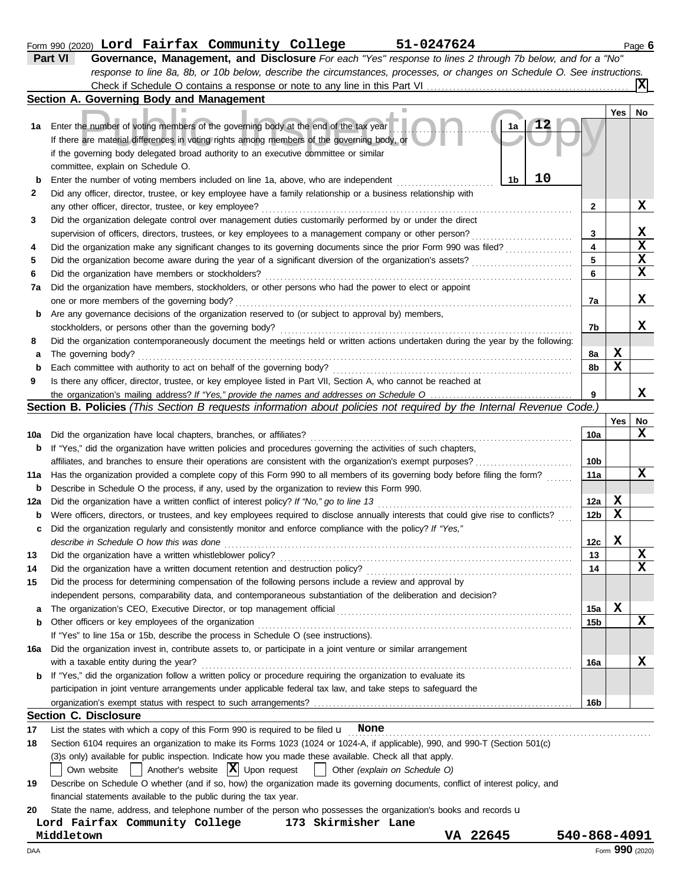Form 990 (2020) **Lord Fairfax Community College 51-0247624** Page **6**

**Part VI Governance, Management, and Disclosure** *For each "Yes" response to lines 2 through 7b below, and for a "No" response to line 8a, 8b, or 10b below, describe the circumstances, processes, or changes on Schedule O. See instructions.*

Check if Schedule O contains a response or note to any line in this Part VI . . . . . . . . . . [X]

## Section A. Governing Body and Management

| | | | Yes | No |
|---|---|---|---|---|
| 1a | Enter the number of voting members of the governing body at the end of the tax year . . . **1a 12**<br>If there are material differences in voting rights among members of the governing body, or if the governing body delegated broad authority to an executive committee or similar committee, explain on Schedule O. | | | |
| b | Enter the number of voting members included on line 1a, above, who are independent . . . **1b 10** | | | |
| 2 | Did any officer, director, trustee, or key employee have a family relationship or a business relationship with any other officer, director, trustee, or key employee? | 2 | | X |
| 3 | Did the organization delegate control over management duties customarily performed by or under the direct supervision of officers, directors, trustees, or key employees to a management company or other person? | 3 | | X |
| 4 | Did the organization make any significant changes to its governing documents since the prior Form 990 was filed? | 4 | | X |
| 5 | Did the organization become aware during the year of a significant diversion of the organization's assets? | 5 | | X |
| 6 | Did the organization have members or stockholders? | 6 | | X |
| 7a | Did the organization have members, stockholders, or other persons who had the power to elect or appoint one or more members of the governing body? | 7a | | X |
| b | Are any governance decisions of the organization reserved to (or subject to approval by) members, stockholders, or persons other than the governing body? | 7b | | X |
| 8 | Did the organization contemporaneously document the meetings held or written actions undertaken during the year by the following: | | | |
| a | The governing body? | 8a | X | |
| b | Each committee with authority to act on behalf of the governing body? | 8b | X | |
| 9 | Is there any officer, director, trustee, or key employee listed in Part VII, Section A, who cannot be reached at the organization's mailing address? *If "Yes," provide the names and addresses on Schedule O* | 9 | | X |

## Section B. Policies *(This Section B requests information about policies not required by the Internal Revenue Code.)*

| | | | Yes | No |
|---|---|---|---|---|
| 10a | Did the organization have local chapters, branches, or affiliates? | 10a | | X |
| b | If "Yes," did the organization have written policies and procedures governing the activities of such chapters, affiliates, and branches to ensure their operations are consistent with the organization's exempt purposes? | 10b | | |
| 11a | Has the organization provided a complete copy of this Form 990 to all members of its governing body before filing the form? | 11a | | X |
| b | Describe in Schedule O the process, if any, used by the organization to review this Form 990. | | | |
| 12a | Did the organization have a written conflict of interest policy? *If "No," go to line 13* | 12a | X | |
| b | Were officers, directors, or trustees, and key employees required to disclose annually interests that could give rise to conflicts? | 12b | X | |
| c | Did the organization regularly and consistently monitor and enforce compliance with the policy? *If "Yes," describe in Schedule O how this was done* | 12c | X | |
| 13 | Did the organization have a written whistleblower policy? | 13 | | X |
| 14 | Did the organization have a written document retention and destruction policy? | 14 | | X |
| 15 | Did the process for determining compensation of the following persons include a review and approval by independent persons, comparability data, and contemporaneous substantiation of the deliberation and decision? | | | |
| a | The organization's CEO, Executive Director, or top management official | 15a | X | |
| b | Other officers or key employees of the organization | 15b | | X |
| | If "Yes" to line 15a or 15b, describe the process in Schedule O (see instructions). | | | |
| 16a | Did the organization invest in, contribute assets to, or participate in a joint venture or similar arrangement with a taxable entity during the year? | 16a | | X |
| b | If "Yes," did the organization follow a written policy or procedure requiring the organization to evaluate its participation in joint venture arrangements under applicable federal tax law, and take steps to safeguard the organization's exempt status with respect to such arrangements? | 16b | | |

## Section C. Disclosure

17 List the states with which a copy of this Form 990 is required to be filed u **None**

18 Section 6104 requires an organization to make its Forms 1023 (1024 or 1024-A, if applicable), 990, and 990-T (Section 501(c)(3)s only) available for public inspection. Indicate how you made these available. Check all that apply.

[ ] Own website [ ] Another's website [X] Upon request [ ] Other *(explain on Schedule O)*

19 Describe on Schedule O whether (and if so, how) the organization made its governing documents, conflict of interest policy, and financial statements available to the public during the tax year.

20 State the name, address, and telephone number of the person who possesses the organization's books and records u

**Lord Fairfax Community College 173 Skirmisher Lane**
**Middletown VA 22645 540-868-4091**

DAA Form **990** (2020)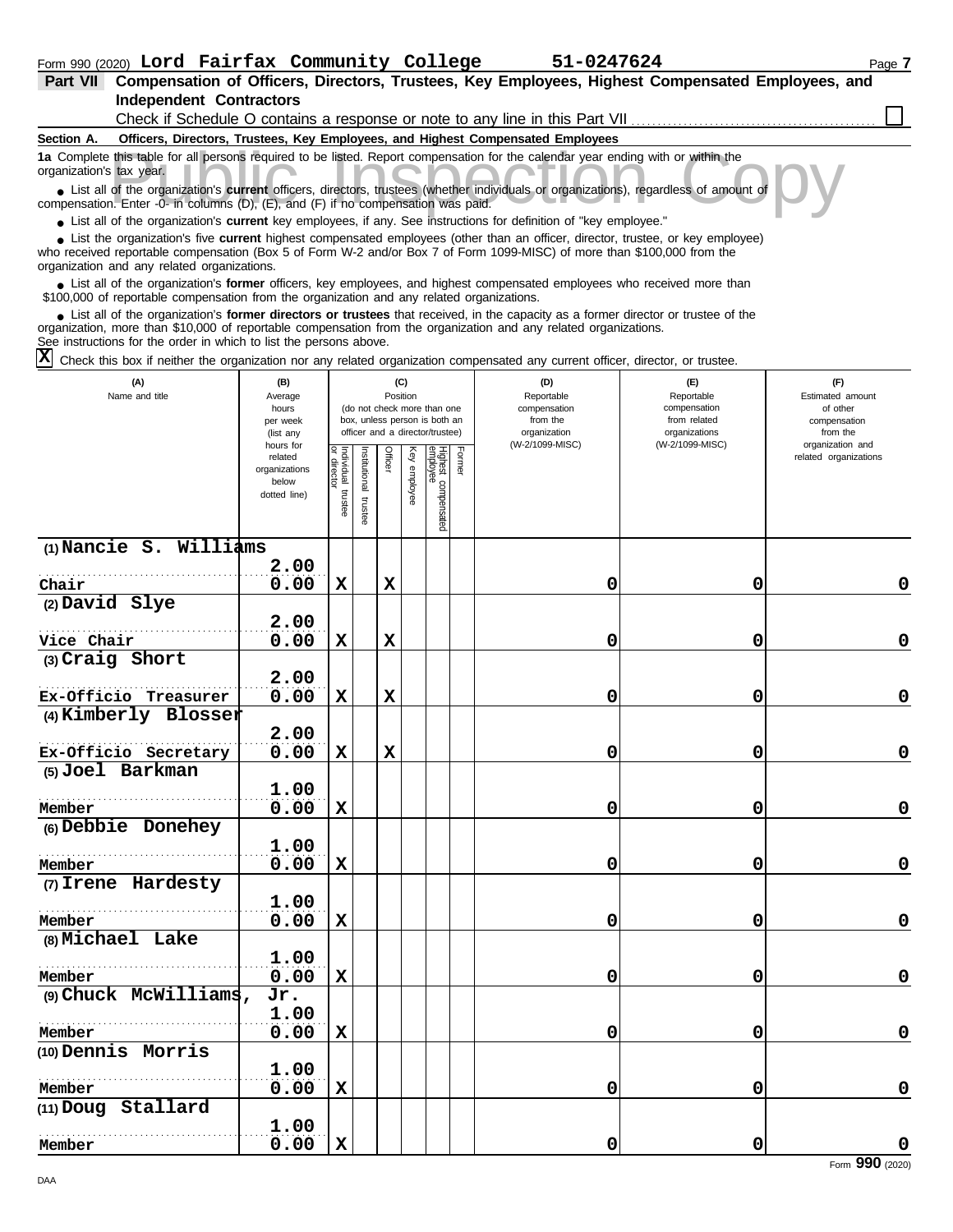Form 990 (2020) **Lord Fairfax Community College** **51-0247624**

## Part VII Compensation of Officers, Directors, Trustees, Key Employees, Highest Compensated Employees, and Independent Contractors

Check if Schedule O contains a response or note to any line in this Part VII ☐

### Section A. Officers, Directors, Trustees, Key Employees, and Highest Compensated Employees

**1a** Complete this table for all persons required to be listed. Report compensation for the calendar year ending with or within the organization's tax year.

- List all of the organization's **current** officers, directors, trustees (whether individuals or organizations), regardless of amount of compensation. Enter -0- in columns (D), (E), and (F) if no compensation was paid.
- List all of the organization's **current** key employees, if any. See instructions for definition of "key employee."
- List the organization's five **current** highest compensated employees (other than an officer, director, trustee, or key employee) who received reportable compensation (Box 5 of Form W-2 and/or Box 7 of Form 1099-MISC) of more than $100,000 from the organization and any related organizations.
- List all of the organization's **former** officers, key employees, and highest compensated employees who received more than $100,000 of reportable compensation from the organization and any related organizations.
- List all of the organization's **former directors or trustees** that received, in the capacity as a former director or trustee of the organization, more than $10,000 of reportable compensation from the organization and any related organizations.

See instructions for the order in which to list the persons above.

☒ Check this box if neither the organization nor any related organization compensated any current officer, director, or trustee.

| (A) Name and title | (B) Average hours per week (list any hours for related organizations below dotted line) | (C) Position: Individual trustee or director | Institutional trustee | Officer | Key employee | Highest compensated employee | Former | (D) Reportable compensation from the organization (W-2/1099-MISC) | (E) Reportable compensation from related organizations (W-2/1099-MISC) | (F) Estimated amount of other compensation from the organization and related organizations |
|---|---|---|---|---|---|---|---|---|---|---|
| (1) Nancie S. Williams<br>Chair | 2.00<br>0.00 | X | | X | | | | 0 | 0 | 0 |
| (2) David Slye<br>Vice Chair | 2.00<br>0.00 | X | | X | | | | 0 | 0 | 0 |
| (3) Craig Short<br>Ex-Officio Treasurer | 2.00<br>0.00 | X | | X | | | | 0 | 0 | 0 |
| (4) Kimberly Blosser<br>Ex-Officio Secretary | 2.00<br>0.00 | X | | X | | | | 0 | 0 | 0 |
| (5) Joel Barkman<br>Member | 1.00<br>0.00 | X | | | | | | 0 | 0 | 0 |
| (6) Debbie Donehey<br>Member | 1.00<br>0.00 | X | | | | | | 0 | 0 | 0 |
| (7) Irene Hardesty<br>Member | 1.00<br>0.00 | X | | | | | | 0 | 0 | 0 |
| (8) Michael Lake<br>Member | 1.00<br>0.00 | X | | | | | | 0 | 0 | 0 |
| (9) Chuck McWilliams, Jr.<br>Member | 1.00<br>0.00 | X | | | | | | 0 | 0 | 0 |
| (10) Dennis Morris<br>Member | 1.00<br>0.00 | X | | | | | | 0 | 0 | 0 |
| (11) Doug Stallard<br>Member | 1.00<br>0.00 | X | | | | | | 0 | 0 | 0 |

Form **990** (2020)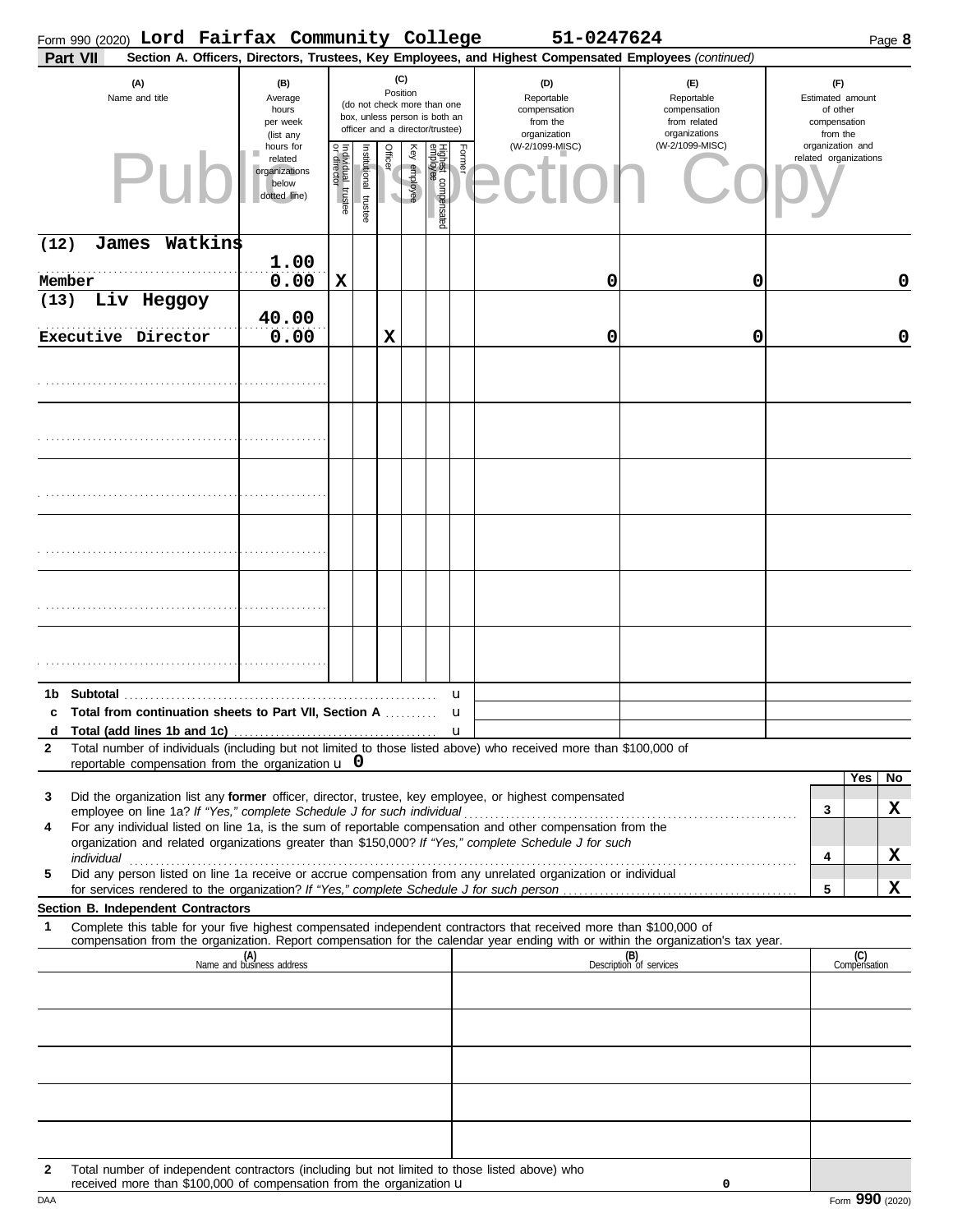Form 990 (2020) **Lord Fairfax Community College** **51-0247624** Page **8**

**Part VII** **Section A. Officers, Directors, Trustees, Key Employees, and Highest Compensated Employees** *(continued)*

| (A) Name and title | (B) Average hours per week (list any hours for related organizations below dotted line) | (C) Position: Individual trustee or director | Institutional trustee | Officer | Key employee | Highest compensated employee | Former | (D) Reportable compensation from the organization (W-2/1099-MISC) | (E) Reportable compensation from related organizations (W-2/1099-MISC) | (F) Estimated amount of other compensation from the organization and related organizations |
|---|---|---|---|---|---|---|---|---|---|---|
| (12) James Watkins<br>Member | 1.00<br>0.00 | X | | | | | | 0 | 0 | 0 |
| (13) Liv Heggoy<br>Executive Director | 40.00<br>0.00 | | | X | | | | 0 | 0 | 0 |
| | | | | | | | | | | |
| | | | | | | | | | | |
| | | | | | | | | | | |
| | | | | | | | | | | |
| | | | | | | | | | | |
| | | | | | | | | | | |

**1b Subtotal** u

**c Total from continuation sheets to Part VII, Section A** u

**d Total (add lines 1b and 1c)** u

**2** Total number of individuals (including but not limited to those listed above) who received more than $100,000 of reportable compensation from the organization u **0**

| | | Yes | No |
|---|---|---|---|
| **3** Did the organization list any **former** officer, director, trustee, key employee, or highest compensated employee on line 1a? *If "Yes," complete Schedule J for such individual* | 3 | | X |
| **4** For any individual listed on line 1a, is the sum of reportable compensation and other compensation from the organization and related organizations greater than $150,000? *If "Yes," complete Schedule J for such individual* | 4 | | X |
| **5** Did any person listed on line 1a receive or accrue compensation from any unrelated organization or individual for services rendered to the organization? *If "Yes," complete Schedule J for such person* | 5 | | X |

**Section B. Independent Contractors**

**1** Complete this table for your five highest compensated independent contractors that received more than $100,000 of compensation from the organization. Report compensation for the calendar year ending with or within the organization's tax year.

| (A) Name and business address | (B) Description of services | (C) Compensation |
|---|---|---|
| | | |
| | | |
| | | |
| | | |
| | | |

**2** Total number of independent contractors (including but not limited to those listed above) who received more than $100,000 of compensation from the organization u **0**

DAA Form **990** (2020)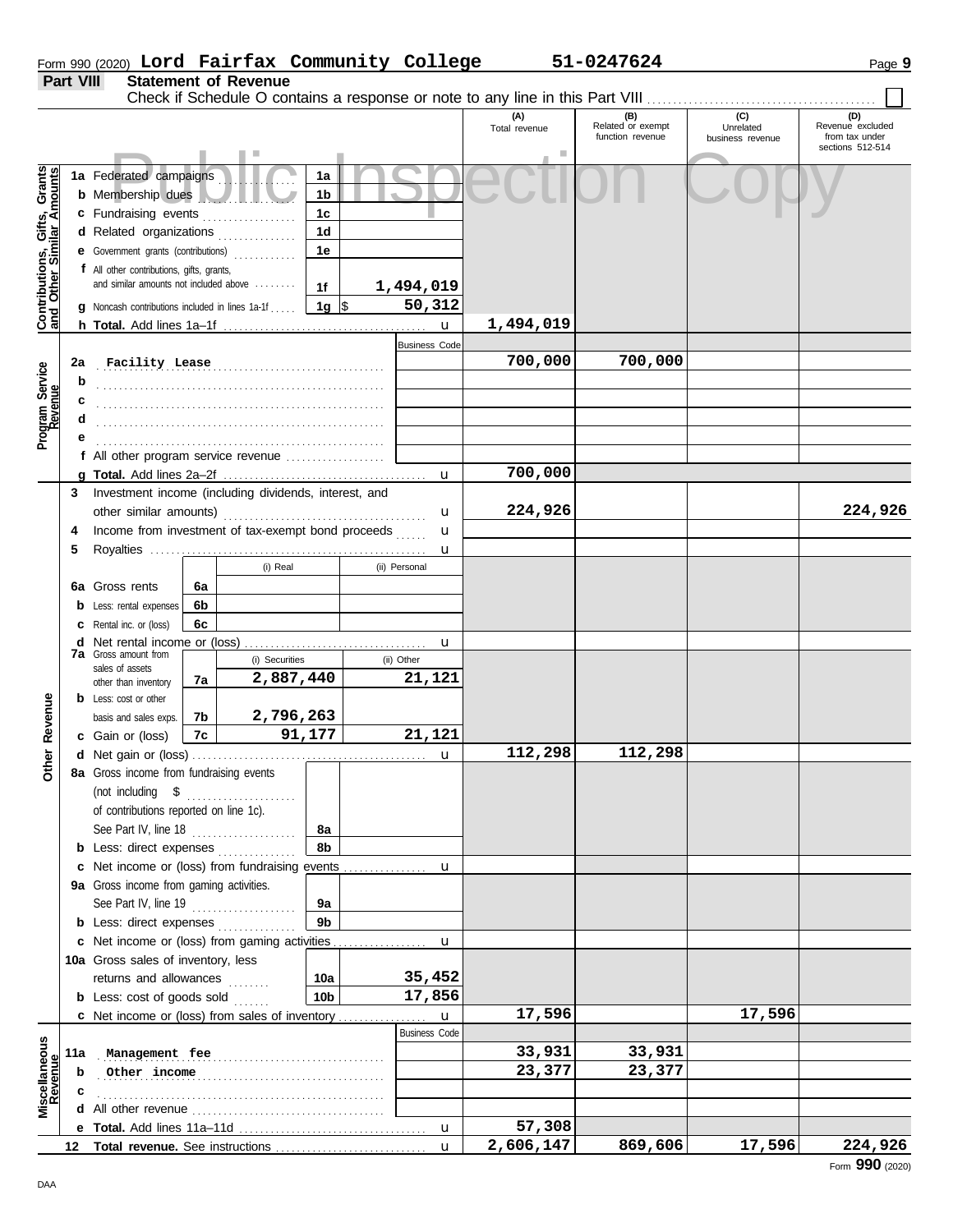Form 990 (2020) **Lord Fairfax Community College** **51-0247624**

## Part VIII Statement of Revenue

Check if Schedule O contains a response or note to any line in this Part VIII . . . . . . . . . . . . . . . . . . . . . . . . . . . . . . . . . ☐

| | | | (A) Total revenue | (B) Related or exempt function revenue | (C) Unrelated business revenue | (D) Revenue excluded from tax under sections 512-514 |
|---|---|---|---|---|---|---|
| **Contributions, Gifts, Grants and Other Similar Amounts** | 1a Federated campaigns | 1a | | | | |
| | b Membership dues | 1b | | | | |
| | c Fundraising events | 1c | | | | |
| | d Related organizations | 1d | | | | |
| | e Government grants (contributions) | 1e | | | | |
| | f All other contributions, gifts, grants, and similar amounts not included above | 1f 1,494,019 | | | | |
| | g Noncash contributions included in lines 1a-1f | 1g $ 50,312 | | | | |
| | h **Total.** Add lines 1a–1f | | 1,494,019 | | | |
| **Program Service Revenue** | | Business Code | | | | |
| | 2a Facility Lease | | 700,000 | 700,000 | | |
| | b | | | | | |
| | c | | | | | |
| | d | | | | | |
| | e | | | | | |
| | f All other program service revenue | | | | | |
| | g **Total.** Add lines 2a–2f | | 700,000 | | | |
| **Other Revenue** | 3 Investment income (including dividends, interest, and other similar amounts) | | 224,926 | | | 224,926 |
| | 4 Income from investment of tax-exempt bond proceeds | | | | | |
| | 5 Royalties | | | | | |
| | | (i) Real / (ii) Personal | | | | |
| | 6a Gross rents | 6a | | | | |
| | b Less: rental expenses | 6b | | | | |
| | c Rental inc. or (loss) | 6c | | | | |
| | d Net rental income or (loss) | | | | | |
| | 7a Gross amount from sales of assets other than inventory | 7a (i) Securities 2,887,440 / (ii) Other 21,121 | | | | |
| | b Less: cost or other basis and sales exps. | 7b (i) 2,796,263 | | | | |
| | c Gain or (loss) | 7c (i) 91,177 / (ii) 21,121 | | | | |
| | d Net gain or (loss) | | 112,298 | 112,298 | | |
| | 8a Gross income from fundraising events (not including $ of contributions reported on line 1c). See Part IV, line 18 | 8a | | | | |
| | b Less: direct expenses | 8b | | | | |
| | c Net income or (loss) from fundraising events | | | | | |
| | 9a Gross income from gaming activities. See Part IV, line 19 | 9a | | | | |
| | b Less: direct expenses | 9b | | | | |
| | c Net income or (loss) from gaming activities | | | | | |
| | 10a Gross sales of inventory, less returns and allowances | 10a 35,452 | | | | |
| | b Less: cost of goods sold | 10b 17,856 | | | | |
| | c Net income or (loss) from sales of inventory | | 17,596 | | 17,596 | |
| **Miscellaneous Revenue** | | Business Code | | | | |
| | 11a Management fee | | 33,931 | 33,931 | | |
| | b Other income | | 23,377 | 23,377 | | |
| | c | | | | | |
| | d All other revenue | | | | | |
| | e **Total.** Add lines 11a–11d | | 57,308 | | | |
| | 12 **Total revenue.** See instructions | | 2,606,147 | 869,606 | 17,596 | 224,926 |

Form **990** (2020)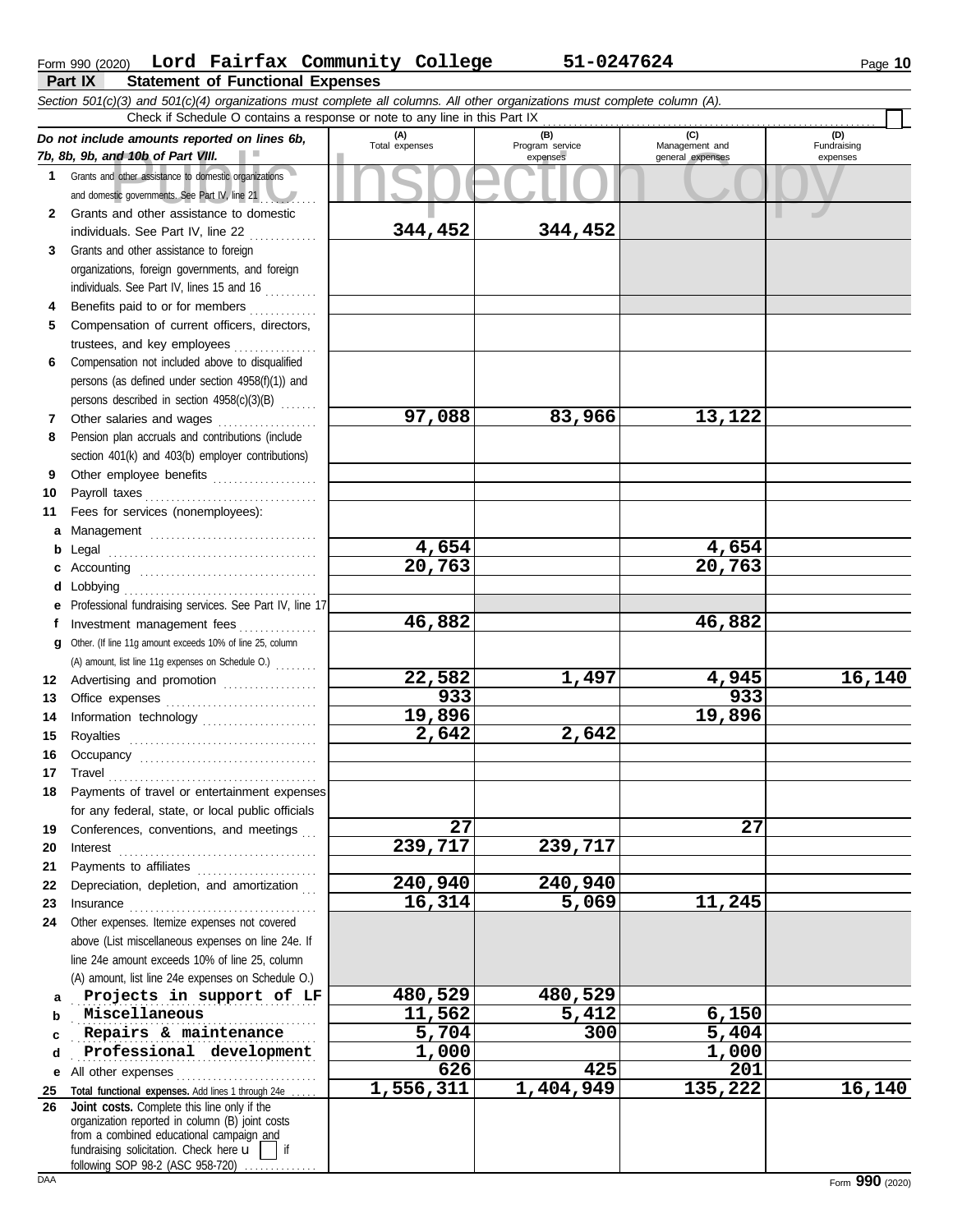Form 990 (2020) **Lord Fairfax Community College** **51-0247624** Page **10**

**Part IX** **Statement of Functional Expenses**

*Section 501(c)(3) and 501(c)(4) organizations must complete all columns. All other organizations must complete column (A).*

Check if Schedule O contains a response or note to any line in this Part IX ☐

| *Do not include amounts reported on lines 6b, 7b, 8b, 9b, and 10b of Part VIII.* | (A) Total expenses | (B) Program service expenses | (C) Management and general expenses | (D) Fundraising expenses |
|---|---|---|---|---|
| **1** Grants and other assistance to domestic organizations and domestic governments. See Part IV, line 21 | | | | |
| **2** Grants and other assistance to domestic individuals. See Part IV, line 22 | 344,452 | 344,452 | | |
| **3** Grants and other assistance to foreign organizations, foreign governments, and foreign individuals. See Part IV, lines 15 and 16 | | | | |
| **4** Benefits paid to or for members | | | | |
| **5** Compensation of current officers, directors, trustees, and key employees | | | | |
| **6** Compensation not included above to disqualified persons (as defined under section 4958(f)(1)) and persons described in section 4958(c)(3)(B) | | | | |
| **7** Other salaries and wages | 97,088 | 83,966 | 13,122 | |
| **8** Pension plan accruals and contributions (include section 401(k) and 403(b) employer contributions) | | | | |
| **9** Other employee benefits | | | | |
| **10** Payroll taxes | | | | |
| **11** Fees for services (nonemployees): | | | | |
| **a** Management | | | | |
| **b** Legal | 4,654 | | 4,654 | |
| **c** Accounting | 20,763 | | 20,763 | |
| **d** Lobbying | | | | |
| **e** Professional fundraising services. See Part IV, line 17 | | | | |
| **f** Investment management fees | 46,882 | | 46,882 | |
| **g** Other. (If line 11g amount exceeds 10% of line 25, column (A) amount, list line 11g expenses on Schedule O.) | | | | |
| **12** Advertising and promotion | 22,582 | 1,497 | 4,945 | 16,140 |
| **13** Office expenses | 933 | | 933 | |
| **14** Information technology | 19,896 | | 19,896 | |
| **15** Royalties | 2,642 | 2,642 | | |
| **16** Occupancy | | | | |
| **17** Travel | | | | |
| **18** Payments of travel or entertainment expenses for any federal, state, or local public officials | | | | |
| **19** Conferences, conventions, and meetings | 27 | | 27 | |
| **20** Interest | 239,717 | 239,717 | | |
| **21** Payments to affiliates | | | | |
| **22** Depreciation, depletion, and amortization | 240,940 | 240,940 | | |
| **23** Insurance | 16,314 | 5,069 | 11,245 | |
| **24** Other expenses. Itemize expenses not covered above (List miscellaneous expenses on line 24e. If line 24e amount exceeds 10% of line 25, column (A) amount, list line 24e expenses on Schedule O.) | | | | |
| **a** Projects in support of LF | 480,529 | 480,529 | | |
| **b** Miscellaneous | 11,562 | 5,412 | 6,150 | |
| **c** Repairs & maintenance | 5,704 | 300 | 5,404 | |
| **d** Professional development | 1,000 | | 1,000 | |
| **e** All other expenses | 626 | 425 | 201 | |
| **25** **Total functional expenses.** Add lines 1 through 24e | 1,556,311 | 1,404,949 | 135,222 | 16,140 |
| **26** **Joint costs.** Complete this line only if the organization reported in column (B) joint costs from a combined educational campaign and fundraising solicitation. Check here ☐ if following SOP 98-2 (ASC 958-720) | | | | |

DAA Form **990** (2020)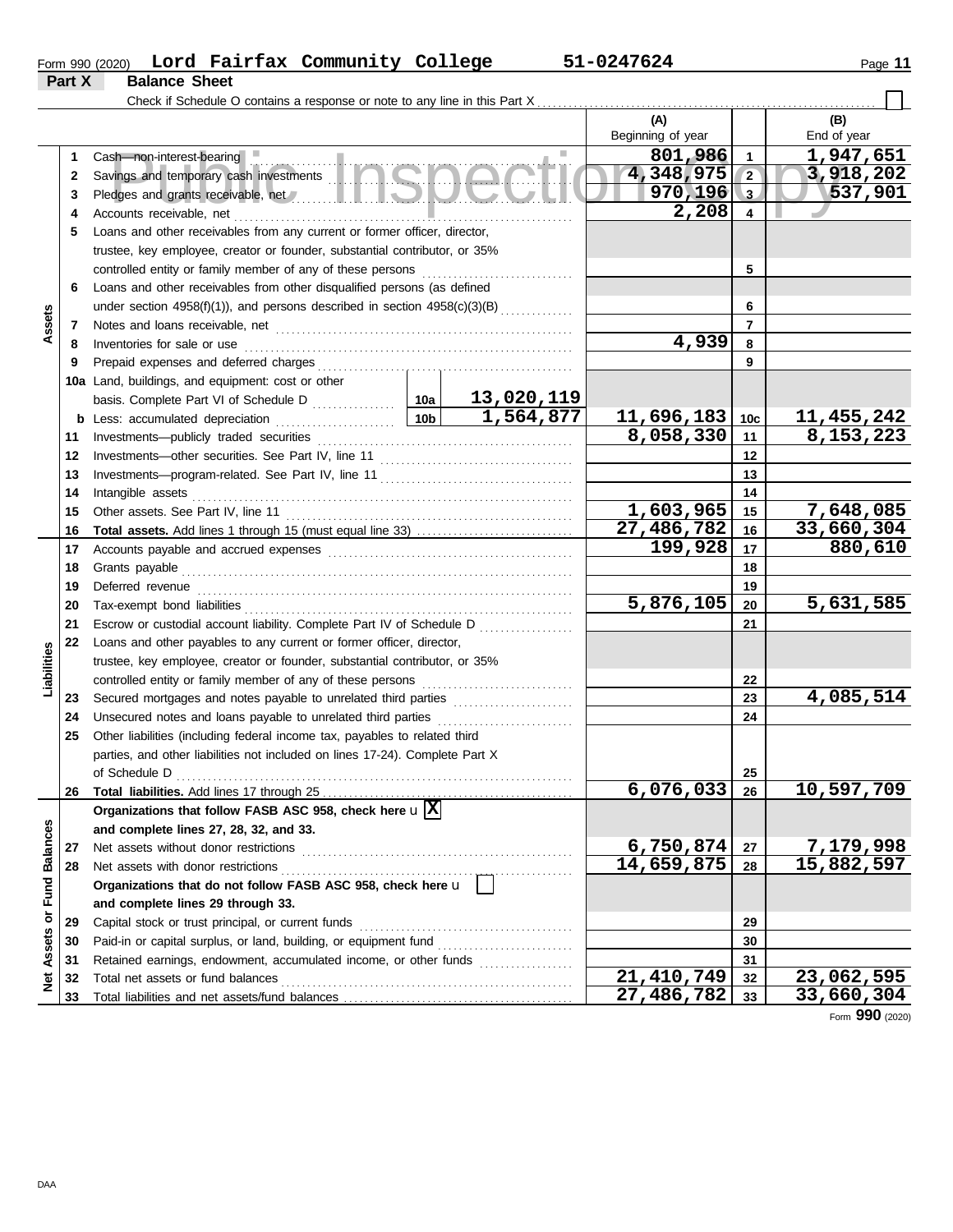Form 990 (2020) **Lord Fairfax Community College** **51-0247624**

## Part X Balance Sheet

Check if Schedule O contains a response or note to any line in this Part X ☐

| | | | | (A) Beginning of year | | (B) End of year |
|---|---|---|---|---|---|---|
| **Assets** | 1 | Cash—non-interest-bearing | | 801,986 | 1 | 1,947,651 |
| | 2 | Savings and temporary cash investments | | 4,348,975 | 2 | 3,918,202 |
| | 3 | Pledges and grants receivable, net | | 970,196 | 3 | 537,901 |
| | 4 | Accounts receivable, net | | 2,208 | 4 | |
| | 5 | Loans and other receivables from any current or former officer, director, trustee, key employee, creator or founder, substantial contributor, or 35% controlled entity or family member of any of these persons | | | 5 | |
| | 6 | Loans and other receivables from other disqualified persons (as defined under section 4958(f)(1)), and persons described in section 4958(c)(3)(B) | | | 6 | |
| | 7 | Notes and loans receivable, net | | | 7 | |
| | 8 | Inventories for sale or use | | 4,939 | 8 | |
| | 9 | Prepaid expenses and deferred charges | | | 9 | |
| | 10a | Land, buildings, and equipment: cost or other basis. Complete Part VI of Schedule D | 10a 13,020,119 | | | |
| | b | Less: accumulated depreciation | 10b 1,564,877 | 11,696,183 | 10c | 11,455,242 |
| | 11 | Investments—publicly traded securities | | 8,058,330 | 11 | 8,153,223 |
| | 12 | Investments—other securities. See Part IV, line 11 | | | 12 | |
| | 13 | Investments—program-related. See Part IV, line 11 | | | 13 | |
| | 14 | Intangible assets | | | 14 | |
| | 15 | Other assets. See Part IV, line 11 | | 1,603,965 | 15 | 7,648,085 |
| | 16 | **Total assets.** Add lines 1 through 15 (must equal line 33) | | 27,486,782 | 16 | 33,660,304 |
| **Liabilities** | 17 | Accounts payable and accrued expenses | | 199,928 | 17 | 880,610 |
| | 18 | Grants payable | | | 18 | |
| | 19 | Deferred revenue | | | 19 | |
| | 20 | Tax-exempt bond liabilities | | 5,876,105 | 20 | 5,631,585 |
| | 21 | Escrow or custodial account liability. Complete Part IV of Schedule D | | | 21 | |
| | 22 | Loans and other payables to any current or former officer, director, trustee, key employee, creator or founder, substantial contributor, or 35% controlled entity or family member of any of these persons | | | 22 | |
| | 23 | Secured mortgages and notes payable to unrelated third parties | | | 23 | 4,085,514 |
| | 24 | Unsecured notes and loans payable to unrelated third parties | | | 24 | |
| | 25 | Other liabilities (including federal income tax, payables to related third parties, and other liabilities not included on lines 17-24). Complete Part X of Schedule D | | | 25 | |
| | 26 | **Total liabilities.** Add lines 17 through 25 | | 6,076,033 | 26 | 10,597,709 |
| **Net Assets or Fund Balances** | | **Organizations that follow FASB ASC 958, check here** ☒ **and complete lines 27, 28, 32, and 33.** | | | | |
| | 27 | Net assets without donor restrictions | | 6,750,874 | 27 | 7,179,998 |
| | 28 | Net assets with donor restrictions | | 14,659,875 | 28 | 15,882,597 |
| | | **Organizations that do not follow FASB ASC 958, check here** ☐ **and complete lines 29 through 33.** | | | | |
| | 29 | Capital stock or trust principal, or current funds | | | 29 | |
| | 30 | Paid-in or capital surplus, or land, building, or equipment fund | | | 30 | |
| | 31 | Retained earnings, endowment, accumulated income, or other funds | | | 31 | |
| | 32 | Total net assets or fund balances | | 21,410,749 | 32 | 23,062,595 |
| | 33 | Total liabilities and net assets/fund balances | | 27,486,782 | 33 | 33,660,304 |

Form **990** (2020)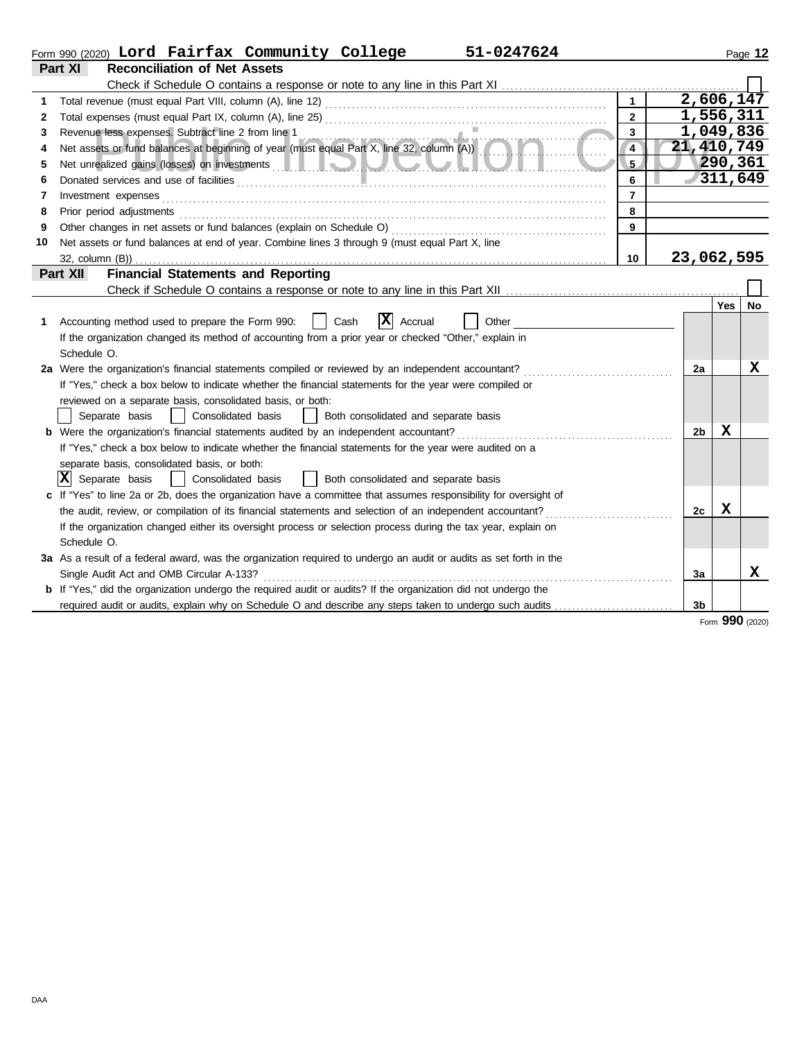Form 990 (2020) **Lord Fairfax Community College 51-0247624**

## Part XI Reconciliation of Net Assets

Check if Schedule O contains a response or note to any line in this Part XI . . . . . . ☐

| | | | |
|---|---|---|---|
| 1 | Total revenue (must equal Part VIII, column (A), line 12) | 1 | 2,606,147 |
| 2 | Total expenses (must equal Part IX, column (A), line 25) | 2 | 1,556,311 |
| 3 | Revenue less expenses. Subtract line 2 from line 1 | 3 | 1,049,836 |
| 4 | Net assets or fund balances at beginning of year (must equal Part X, line 32, column (A)) | 4 | 21,410,749 |
| 5 | Net unrealized gains (losses) on investments | 5 | 290,361 |
| 6 | Donated services and use of facilities | 6 | 311,649 |
| 7 | Investment expenses | 7 | |
| 8 | Prior period adjustments | 8 | |
| 9 | Other changes in net assets or fund balances (explain on Schedule O) | 9 | |
| 10 | Net assets or fund balances at end of year. Combine lines 3 through 9 (must equal Part X, line 32, column (B)) | 10 | 23,062,595 |

## Part XII Financial Statements and Reporting

Check if Schedule O contains a response or note to any line in this Part XII . . . . . . ☐

| | | | Yes | No |
|---|---|---|---|---|
| 1 | Accounting method used to prepare the Form 990: ☐ Cash ☒ Accrual ☐ Other<br>If the organization changed its method of accounting from a prior year or checked "Other," explain in Schedule O. | | | |
| 2a | Were the organization's financial statements compiled or reviewed by an independent accountant?<br>If "Yes," check a box below to indicate whether the financial statements for the year were compiled or reviewed on a separate basis, consolidated basis, or both:<br>☐ Separate basis ☐ Consolidated basis ☐ Both consolidated and separate basis | 2a | | X |
| b | Were the organization's financial statements audited by an independent accountant?<br>If "Yes," check a box below to indicate whether the financial statements for the year were audited on a separate basis, consolidated basis, or both:<br>☒ Separate basis ☐ Consolidated basis ☐ Both consolidated and separate basis | 2b | X | |
| c | If "Yes" to line 2a or 2b, does the organization have a committee that assumes responsibility for oversight of the audit, review, or compilation of its financial statements and selection of an independent accountant?<br>If the organization changed either its oversight process or selection process during the tax year, explain on Schedule O. | 2c | X | |
| 3a | As a result of a federal award, was the organization required to undergo an audit or audits as set forth in the Single Audit Act and OMB Circular A-133? | 3a | | X |
| b | If "Yes," did the organization undergo the required audit or audits? If the organization did not undergo the required audit or audits, explain why on Schedule O and describe any steps taken to undergo such audits | 3b | | |

Form **990** (2020)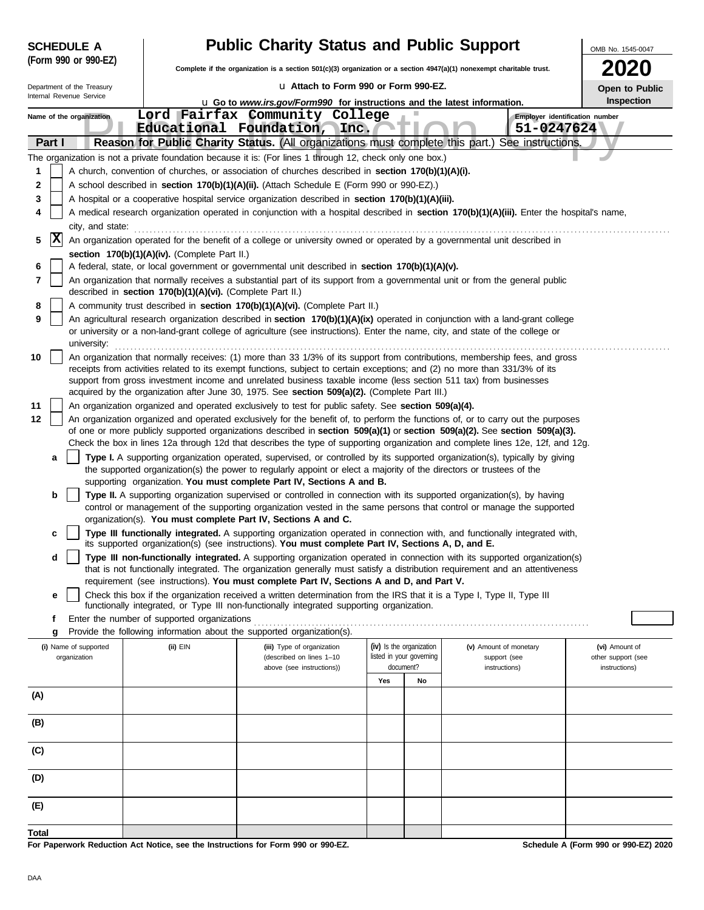**SCHEDULE A (Form 990 or 990-EZ)**

Department of the Treasury
Internal Revenue Service

# Public Charity Status and Public Support

**Complete if the organization is a section 501(c)(3) organization or a section 4947(a)(1) nonexempt charitable trust.**

u **Attach to Form 990 or Form 990-EZ.**

u **Go to *www.irs.gov/Form990* for instructions and the latest information.**

OMB No. 1545-0047

**2020**

**Open to Public Inspection**

**Name of the organization:** Lord Fairfax Community College Educational Foundation, Inc.

**Employer identification number:** 51-0247624

**Part I — Reason for Public Charity Status.** (All organizations must complete this part.) See instructions.

The organization is not a private foundation because it is: (For lines 1 through 12, check only one box.)

1. [ ] A church, convention of churches, or association of churches described in **section 170(b)(1)(A)(i).**
2. [ ] A school described in **section 170(b)(1)(A)(ii).** (Attach Schedule E (Form 990 or 990-EZ).)
3. [ ] A hospital or a cooperative hospital service organization described in **section 170(b)(1)(A)(iii).**
4. [ ] A medical research organization operated in conjunction with a hospital described in **section 170(b)(1)(A)(iii).** Enter the hospital's name, city, and state:
5. [X] An organization operated for the benefit of a college or university owned or operated by a governmental unit described in **section 170(b)(1)(A)(iv).** (Complete Part II.)
6. [ ] A federal, state, or local government or governmental unit described in **section 170(b)(1)(A)(v).**
7. [ ] An organization that normally receives a substantial part of its support from a governmental unit or from the general public described in **section 170(b)(1)(A)(vi).** (Complete Part II.)
8. [ ] A community trust described in **section 170(b)(1)(A)(vi).** (Complete Part II.)
9. [ ] An agricultural research organization described in **section 170(b)(1)(A)(ix)** operated in conjunction with a land-grant college or university or a non-land-grant college of agriculture (see instructions). Enter the name, city, and state of the college or university:
10. [ ] An organization that normally receives: (1) more than 33 1/3% of its support from contributions, membership fees, and gross receipts from activities related to its exempt functions, subject to certain exceptions; and (2) no more than 331/3% of its support from gross investment income and unrelated business taxable income (less section 511 tax) from businesses acquired by the organization after June 30, 1975. See **section 509(a)(2).** (Complete Part III.)
11. [ ] An organization organized and operated exclusively to test for public safety. See **section 509(a)(4).**
12. [ ] An organization organized and operated exclusively for the benefit of, to perform the functions of, or to carry out the purposes of one or more publicly supported organizations described in **section 509(a)(1)** or **section 509(a)(2).** See **section 509(a)(3).** Check the box in lines 12a through 12d that describes the type of supporting organization and complete lines 12e, 12f, and 12g.

   a. [ ] **Type I.** A supporting organization operated, supervised, or controlled by its supported organization(s), typically by giving the supported organization(s) the power to regularly appoint or elect a majority of the directors or trustees of the supporting organization. **You must complete Part IV, Sections A and B.**

   b. [ ] **Type II.** A supporting organization supervised or controlled in connection with its supported organization(s), by having control or management of the supporting organization vested in the same persons that control or manage the supported organization(s). **You must complete Part IV, Sections A and C.**

   c. [ ] **Type III functionally integrated.** A supporting organization operated in connection with, and functionally integrated with, its supported organization(s) (see instructions). **You must complete Part IV, Sections A, D, and E.**

   d. [ ] **Type III non-functionally integrated.** A supporting organization operated in connection with its supported organization(s) that is not functionally integrated. The organization generally must satisfy a distribution requirement and an attentiveness requirement (see instructions). **You must complete Part IV, Sections A and D, and Part V.**

   e. [ ] Check this box if the organization received a written determination from the IRS that it is a Type I, Type II, Type III functionally integrated, or Type III non-functionally integrated supporting organization.

   f. Enter the number of supported organizations

   g. Provide the following information about the supported organization(s).

| (i) Name of supported organization | (ii) EIN | (iii) Type of organization (described on lines 1–10 above (see instructions)) | (iv) Is the organization listed in your governing document? | | (v) Amount of monetary support (see instructions) | (vi) Amount of other support (see instructions) |
|---|---|---|---|---|---|---|
| | | | Yes | No | | |
| (A) | | | | | | |
| (B) | | | | | | |
| (C) | | | | | | |
| (D) | | | | | | |
| (E) | | | | | | |
| Total | | | | | | |

**For Paperwork Reduction Act Notice, see the Instructions for Form 990 or 990-EZ.**

**Schedule A (Form 990 or 990-EZ) 2020**

DAA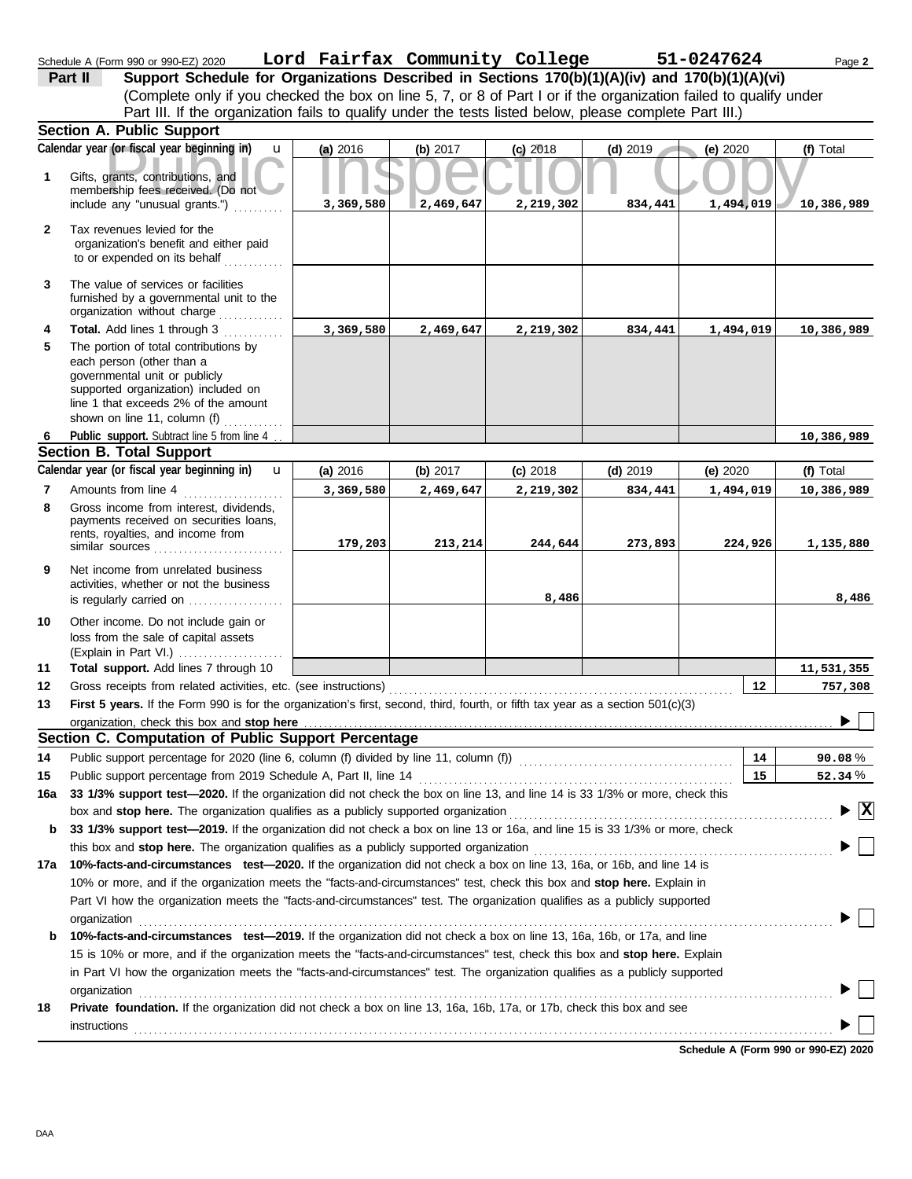Schedule A (Form 990 or 990-EZ) 2020 **Lord Fairfax Community College** **51-0247624**

**Part II** **Support Schedule for Organizations Described in Sections 170(b)(1)(A)(iv) and 170(b)(1)(A)(vi)**
(Complete only if you checked the box on line 5, 7, or 8 of Part I or if the organization failed to qualify under Part III. If the organization fails to qualify under the tests listed below, please complete Part III.)

**Section A. Public Support**

| | Calendar year (or fiscal year beginning in) | (a) 2016 | (b) 2017 | (c) 2018 | (d) 2019 | (e) 2020 | (f) Total |
|---|---|---|---|---|---|---|---|
| 1 | Gifts, grants, contributions, and membership fees received. (Do not include any "unusual grants.") | 3,369,580 | 2,469,647 | 2,219,302 | 834,441 | 1,494,019 | 10,386,989 |
| 2 | Tax revenues levied for the organization's benefit and either paid to or expended on its behalf | | | | | | |
| 3 | The value of services or facilities furnished by a governmental unit to the organization without charge | | | | | | |
| 4 | **Total.** Add lines 1 through 3 | 3,369,580 | 2,469,647 | 2,219,302 | 834,441 | 1,494,019 | 10,386,989 |
| 5 | The portion of total contributions by each person (other than a governmental unit or publicly supported organization) included on line 1 that exceeds 2% of the amount shown on line 11, column (f) | | | | | | |
| 6 | **Public support.** Subtract line 5 from line 4 | | | | | | 10,386,989 |

**Section B. Total Support**

| | Calendar year (or fiscal year beginning in) | (a) 2016 | (b) 2017 | (c) 2018 | (d) 2019 | (e) 2020 | (f) Total |
|---|---|---|---|---|---|---|---|
| 7 | Amounts from line 4 | 3,369,580 | 2,469,647 | 2,219,302 | 834,441 | 1,494,019 | 10,386,989 |
| 8 | Gross income from interest, dividends, payments received on securities loans, rents, royalties, and income from similar sources | 179,203 | 213,214 | 244,644 | 273,893 | 224,926 | 1,135,880 |
| 9 | Net income from unrelated business activities, whether or not the business is regularly carried on | | | 8,486 | | | 8,486 |
| 10 | Other income. Do not include gain or loss from the sale of capital assets (Explain in Part VI.) | | | | | | |
| 11 | **Total support.** Add lines 7 through 10 | | | | | | 11,531,355 |
| 12 | Gross receipts from related activities, etc. (see instructions) | | | | | 12 | 757,308 |

**13** **First 5 years.** If the Form 990 is for the organization's first, second, third, fourth, or fifth tax year as a section 501(c)(3) organization, check this box and **stop here** ☐

**Section C. Computation of Public Support Percentage**

| | | | |
|---|---|---|---|
| 14 | Public support percentage for 2020 (line 6, column (f) divided by line 11, column (f)) | 14 | 90.08 % |
| 15 | Public support percentage from 2019 Schedule A, Part II, line 14 | 15 | 52.34 % |

**16a** **33 1/3% support test—2020.** If the organization did not check the box on line 13, and line 14 is 33 1/3% or more, check this box and **stop here.** The organization qualifies as a publicly supported organization ☒

**b** **33 1/3% support test—2019.** If the organization did not check a box on line 13 or 16a, and line 15 is 33 1/3% or more, check this box and **stop here.** The organization qualifies as a publicly supported organization ☐

**17a** **10%-facts-and-circumstances test—2020.** If the organization did not check a box on line 13, 16a, or 16b, and line 14 is 10% or more, and if the organization meets the "facts-and-circumstances" test, check this box and **stop here.** Explain in Part VI how the organization meets the "facts-and-circumstances" test. The organization qualifies as a publicly supported organization ☐

**b** **10%-facts-and-circumstances test—2019.** If the organization did not check a box on line 13, 16a, 16b, or 17a, and line 15 is 10% or more, and if the organization meets the "facts-and-circumstances" test, check this box and **stop here.** Explain in Part VI how the organization meets the "facts-and-circumstances" test. The organization qualifies as a publicly supported organization ☐

**18** **Private foundation.** If the organization did not check a box on line 13, 16a, 16b, 17a, or 17b, check this box and see instructions ☐

**Schedule A (Form 990 or 990-EZ) 2020**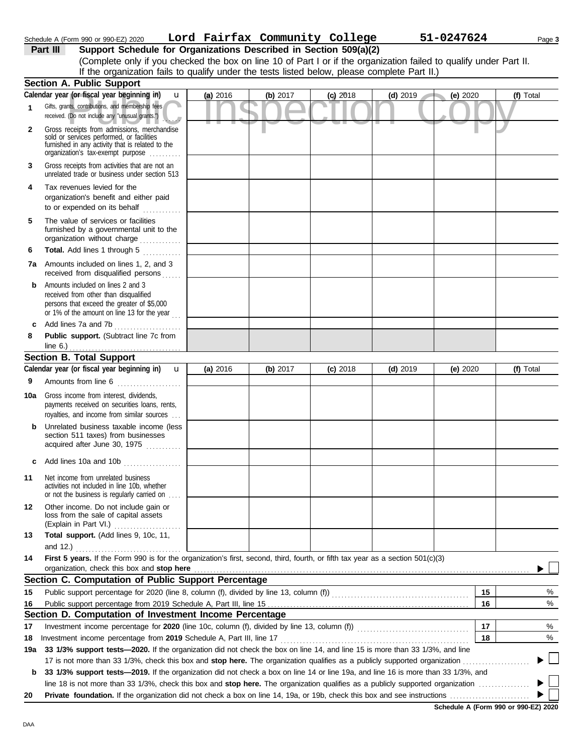Schedule A (Form 990 or 990-EZ) 2020 **Lord Fairfax Community College** **51-0247624**

## Part III Support Schedule for Organizations Described in Section 509(a)(2)

(Complete only if you checked the box on line 10 of Part I or if the organization failed to qualify under Part II. If the organization fails to qualify under the tests listed below, please complete Part II.)

### Section A. Public Support

| Calendar year (or fiscal year beginning in) | (a) 2016 | (b) 2017 | (c) 2018 | (d) 2019 | (e) 2020 | (f) Total |
|---|---|---|---|---|---|---|
| **1** Gifts, grants, contributions, and membership fees received. (Do not include any "unusual grants.") | | | | | | |
| **2** Gross receipts from admissions, merchandise sold or services performed, or facilities furnished in any activity that is related to the organization's tax-exempt purpose | | | | | | |
| **3** Gross receipts from activities that are not an unrelated trade or business under section 513 | | | | | | |
| **4** Tax revenues levied for the organization's benefit and either paid to or expended on its behalf | | | | | | |
| **5** The value of services or facilities furnished by a governmental unit to the organization without charge | | | | | | |
| **6** **Total.** Add lines 1 through 5 | | | | | | |
| **7a** Amounts included on lines 1, 2, and 3 received from disqualified persons | | | | | | |
| **b** Amounts included on lines 2 and 3 received from other than disqualified persons that exceed the greater of $5,000 or 1% of the amount on line 13 for the year | | | | | | |
| **c** Add lines 7a and 7b | | | | | | |
| **8** **Public support.** (Subtract line 7c from line 6.) | | | | | | |

### Section B. Total Support

| Calendar year (or fiscal year beginning in) | (a) 2016 | (b) 2017 | (c) 2018 | (d) 2019 | (e) 2020 | (f) Total |
|---|---|---|---|---|---|---|
| **9** Amounts from line 6 | | | | | | |
| **10a** Gross income from interest, dividends, payments received on securities loans, rents, royalties, and income from similar sources | | | | | | |
| **b** Unrelated business taxable income (less section 511 taxes) from businesses acquired after June 30, 1975 | | | | | | |
| **c** Add lines 10a and 10b | | | | | | |
| **11** Net income from unrelated business activities not included in line 10b, whether or not the business is regularly carried on | | | | | | |
| **12** Other income. Do not include gain or loss from the sale of capital assets (Explain in Part VI.) | | | | | | |
| **13** **Total support.** (Add lines 9, 10c, 11, and 12.) | | | | | | |

**14** **First 5 years.** If the Form 990 is for the organization's first, second, third, fourth, or fifth tax year as a section 501(c)(3) organization, check this box and **stop here** ☐

### Section C. Computation of Public Support Percentage

| | | | |
|---|---|---|---|
| **15** | Public support percentage for 2020 (line 8, column (f), divided by line 13, column (f)) | 15 | % |
| **16** | Public support percentage from 2019 Schedule A, Part III, line 15 | 16 | % |

### Section D. Computation of Investment Income Percentage

| | | | |
|---|---|---|---|
| **17** | Investment income percentage for **2020** (line 10c, column (f), divided by line 13, column (f)) | 17 | % |
| **18** | Investment income percentage from **2019** Schedule A, Part III, line 17 | 18 | % |

**19a** **33 1/3% support tests—2020.** If the organization did not check the box on line 14, and line 15 is more than 33 1/3%, and line 17 is not more than 33 1/3%, check this box and **stop here.** The organization qualifies as a publicly supported organization ☐

**b** **33 1/3% support tests—2019.** If the organization did not check a box on line 14 or line 19a, and line 16 is more than 33 1/3%, and line 18 is not more than 33 1/3%, check this box and **stop here.** The organization qualifies as a publicly supported organization ☐

**20** **Private foundation.** If the organization did not check a box on line 14, 19a, or 19b, check this box and see instructions ☐

**Schedule A (Form 990 or 990-EZ) 2020**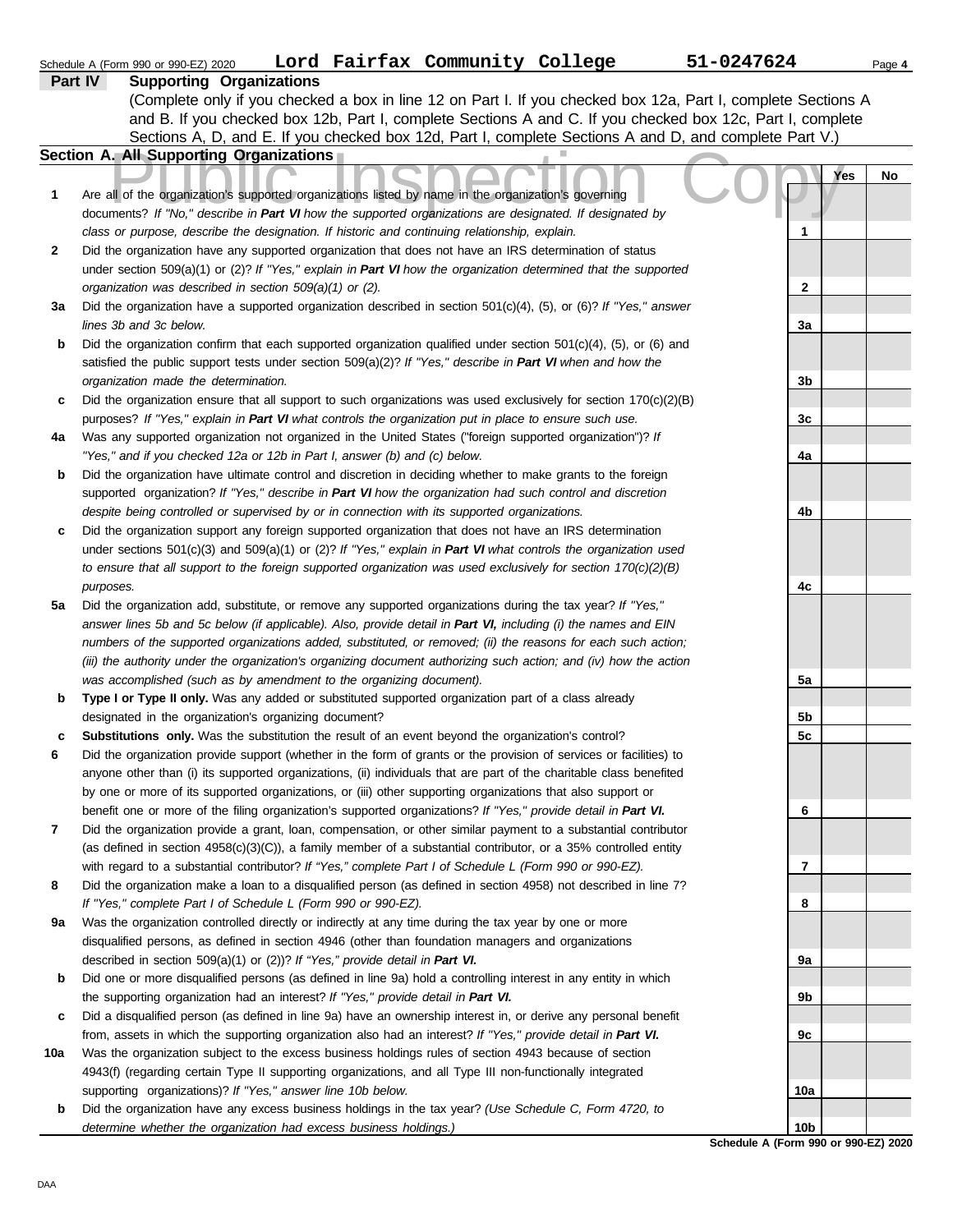Schedule A (Form 990 or 990-EZ) 2020 **Lord Fairfax Community College** **51-0247624**

## Part IV Supporting Organizations

(Complete only if you checked a box in line 12 on Part I. If you checked box 12a, Part I, complete Sections A and B. If you checked box 12b, Part I, complete Sections A and C. If you checked box 12c, Part I, complete Sections A, D, and E. If you checked box 12d, Part I, complete Sections A and D, and complete Part V.)

### Section A. All Supporting Organizations

| | | | Yes | No |
|---|---|---|---|---|
| **1** | Are all of the organization's supported organizations listed by name in the organization's governing documents? *If "No," describe in **Part VI** how the supported organizations are designated. If designated by class or purpose, describe the designation. If historic and continuing relationship, explain.* | **1** | | |
| **2** | Did the organization have any supported organization that does not have an IRS determination of status under section 509(a)(1) or (2)? *If "Yes," explain in **Part VI** how the organization determined that the supported organization was described in section 509(a)(1) or (2).* | **2** | | |
| **3a** | Did the organization have a supported organization described in section 501(c)(4), (5), or (6)? *If "Yes," answer lines 3b and 3c below.* | **3a** | | |
| **b** | Did the organization confirm that each supported organization qualified under section 501(c)(4), (5), or (6) and satisfied the public support tests under section 509(a)(2)? *If "Yes," describe in **Part VI** when and how the organization made the determination.* | **3b** | | |
| **c** | Did the organization ensure that all support to such organizations was used exclusively for section 170(c)(2)(B) purposes? *If "Yes," explain in **Part VI** what controls the organization put in place to ensure such use.* | **3c** | | |
| **4a** | Was any supported organization not organized in the United States ("foreign supported organization")? *If "Yes," and if you checked 12a or 12b in Part I, answer (b) and (c) below.* | **4a** | | |
| **b** | Did the organization have ultimate control and discretion in deciding whether to make grants to the foreign supported organization? *If "Yes," describe in **Part VI** how the organization had such control and discretion despite being controlled or supervised by or in connection with its supported organizations.* | **4b** | | |
| **c** | Did the organization support any foreign supported organization that does not have an IRS determination under sections 501(c)(3) and 509(a)(1) or (2)? *If "Yes," explain in **Part VI** what controls the organization used to ensure that all support to the foreign supported organization was used exclusively for section 170(c)(2)(B) purposes.* | **4c** | | |
| **5a** | Did the organization add, substitute, or remove any supported organizations during the tax year? *If "Yes," answer lines 5b and 5c below (if applicable). Also, provide detail in **Part VI,** including (i) the names and EIN numbers of the supported organizations added, substituted, or removed; (ii) the reasons for each such action; (iii) the authority under the organization's organizing document authorizing such action; and (iv) how the action was accomplished (such as by amendment to the organizing document).* | **5a** | | |
| **b** | **Type I or Type II only.** Was any added or substituted supported organization part of a class already designated in the organization's organizing document? | **5b** | | |
| **c** | **Substitutions only.** Was the substitution the result of an event beyond the organization's control? | **5c** | | |
| **6** | Did the organization provide support (whether in the form of grants or the provision of services or facilities) to anyone other than (i) its supported organizations, (ii) individuals that are part of the charitable class benefited by one or more of its supported organizations, or (iii) other supporting organizations that also support or benefit one or more of the filing organization's supported organizations? *If "Yes," provide detail in **Part VI.*** | **6** | | |
| **7** | Did the organization provide a grant, loan, compensation, or other similar payment to a substantial contributor (as defined in section 4958(c)(3)(C)), a family member of a substantial contributor, or a 35% controlled entity with regard to a substantial contributor? *If "Yes," complete Part I of Schedule L (Form 990 or 990-EZ).* | **7** | | |
| **8** | Did the organization make a loan to a disqualified person (as defined in section 4958) not described in line 7? *If "Yes," complete Part I of Schedule L (Form 990 or 990-EZ).* | **8** | | |
| **9a** | Was the organization controlled directly or indirectly at any time during the tax year by one or more disqualified persons, as defined in section 4946 (other than foundation managers and organizations described in section 509(a)(1) or (2))? *If "Yes," provide detail in **Part VI.*** | **9a** | | |
| **b** | Did one or more disqualified persons (as defined in line 9a) hold a controlling interest in any entity in which the supporting organization had an interest? *If "Yes," provide detail in **Part VI.*** | **9b** | | |
| **c** | Did a disqualified person (as defined in line 9a) have an ownership interest in, or derive any personal benefit from, assets in which the supporting organization also had an interest? *If "Yes," provide detail in **Part VI.*** | **9c** | | |
| **10a** | Was the organization subject to the excess business holdings rules of section 4943 because of section 4943(f) (regarding certain Type II supporting organizations, and all Type III non-functionally integrated supporting organizations)? *If "Yes," answer line 10b below.* | **10a** | | |
| **b** | Did the organization have any excess business holdings in the tax year? *(Use Schedule C, Form 4720, to determine whether the organization had excess business holdings.)* | **10b** | | |

**Schedule A (Form 990 or 990-EZ) 2020**

DAA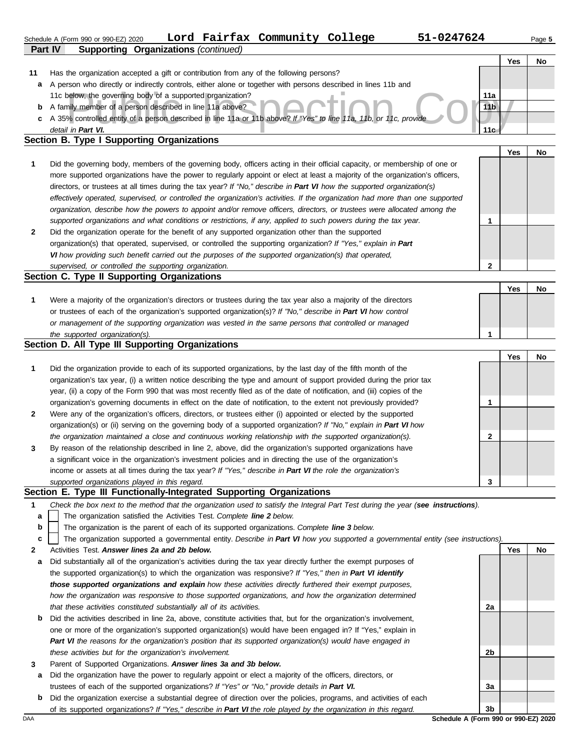Schedule A (Form 990 or 990-EZ) 2020 **Lord Fairfax Community College** **51-0247624** Page **5**

**Part IV** **Supporting Organizations** *(continued)*

| | | | Yes | No |
|---|---|---|---|---|
| **11** | Has the organization accepted a gift or contribution from any of the following persons? | | | |
| **a** | A person who directly or indirectly controls, either alone or together with persons described in lines 11b and 11c below, the governing body of a supported organization? | **11a** | | |
| **b** | A family member of a person described in line 11a above? | **11b** | | |
| **c** | A 35% controlled entity of a person described in line 11a or 11b above? *If "Yes" to line 11a, 11b, or 11c, provide detail in* ***Part VI.*** | **11c** | | |

## Section B. Type I Supporting Organizations

| | | | Yes | No |
|---|---|---|---|---|
| **1** | Did the governing body, members of the governing body, officers acting in their official capacity, or membership of one or more supported organizations have the power to regularly appoint or elect at least a majority of the organization's officers, directors, or trustees at all times during the tax year? *If "No," describe in* ***Part VI*** *how the supported organization(s) effectively operated, supervised, or controlled the organization's activities. If the organization had more than one supported organization, describe how the powers to appoint and/or remove officers, directors, or trustees were allocated among the supported organizations and what conditions or restrictions, if any, applied to such powers during the tax year.* | **1** | | |
| **2** | Did the organization operate for the benefit of any supported organization other than the supported organization(s) that operated, supervised, or controlled the supporting organization? *If "Yes," explain in* ***Part VI*** *how providing such benefit carried out the purposes of the supported organization(s) that operated, supervised, or controlled the supporting organization.* | **2** | | |

## Section C. Type II Supporting Organizations

| | | | Yes | No |
|---|---|---|---|---|
| **1** | Were a majority of the organization's directors or trustees during the tax year also a majority of the directors or trustees of each of the organization's supported organization(s)? *If "No," describe in* ***Part VI*** *how control or management of the supporting organization was vested in the same persons that controlled or managed the supported organization(s).* | **1** | | |

## Section D. All Type III Supporting Organizations

| | | | Yes | No |
|---|---|---|---|---|
| **1** | Did the organization provide to each of its supported organizations, by the last day of the fifth month of the organization's tax year, (i) a written notice describing the type and amount of support provided during the prior tax year, (ii) a copy of the Form 990 that was most recently filed as of the date of notification, and (iii) copies of the organization's governing documents in effect on the date of notification, to the extent not previously provided? | **1** | | |
| **2** | Were any of the organization's officers, directors, or trustees either (i) appointed or elected by the supported organization(s) or (ii) serving on the governing body of a supported organization? *If "No," explain in* ***Part VI*** *how the organization maintained a close and continuous working relationship with the supported organization(s).* | **2** | | |
| **3** | By reason of the relationship described in line 2, above, did the organization's supported organizations have a significant voice in the organization's investment policies and in directing the use of the organization's income or assets at all times during the tax year? *If "Yes," describe in* ***Part VI*** *the role the organization's supported organizations played in this regard.* | **3** | | |

## Section E. Type III Functionally-Integrated Supporting Organizations

**1** *Check the box next to the method that the organization used to satisfy the Integral Part Test during the year (****see instructions****).*

- **a** ☐ The organization satisfied the Activities Test. *Complete* ***line 2*** *below.*
- **b** ☐ The organization is the parent of each of its supported organizations. *Complete* ***line 3*** *below.*
- **c** ☐ The organization supported a governmental entity. *Describe in* ***Part VI*** *how you supported a governmental entity (see instructions).*

| | | | Yes | No |
|---|---|---|---|---|
| **2** | Activities Test. ***Answer lines 2a and 2b below.*** | | | |
| **a** | Did substantially all of the organization's activities during the tax year directly further the exempt purposes of the supported organization(s) to which the organization was responsive? *If "Yes," then in* ***Part VI identify those supported organizations and explain*** *how these activities directly furthered their exempt purposes, how the organization was responsive to those supported organizations, and how the organization determined that these activities constituted substantially all of its activities.* | **2a** | | |
| **b** | Did the activities described in line 2a, above, constitute activities that, but for the organization's involvement, one or more of the organization's supported organization(s) would have been engaged in? If "Yes," explain in ***Part VI*** *the reasons for the organization's position that its supported organization(s) would have engaged in these activities but for the organization's involvement.* | **2b** | | |
| **3** | Parent of Supported Organizations. ***Answer lines 3a and 3b below.*** | | | |
| **a** | Did the organization have the power to regularly appoint or elect a majority of the officers, directors, or trustees of each of the supported organizations? *If "Yes" or "No," provide details in* ***Part VI.*** | **3a** | | |
| **b** | Did the organization exercise a substantial degree of direction over the policies, programs, and activities of each of its supported organizations? *If "Yes," describe in* ***Part VI*** *the role played by the organization in this regard.* | **3b** | | |

DAA **Schedule A (Form 990 or 990-EZ) 2020**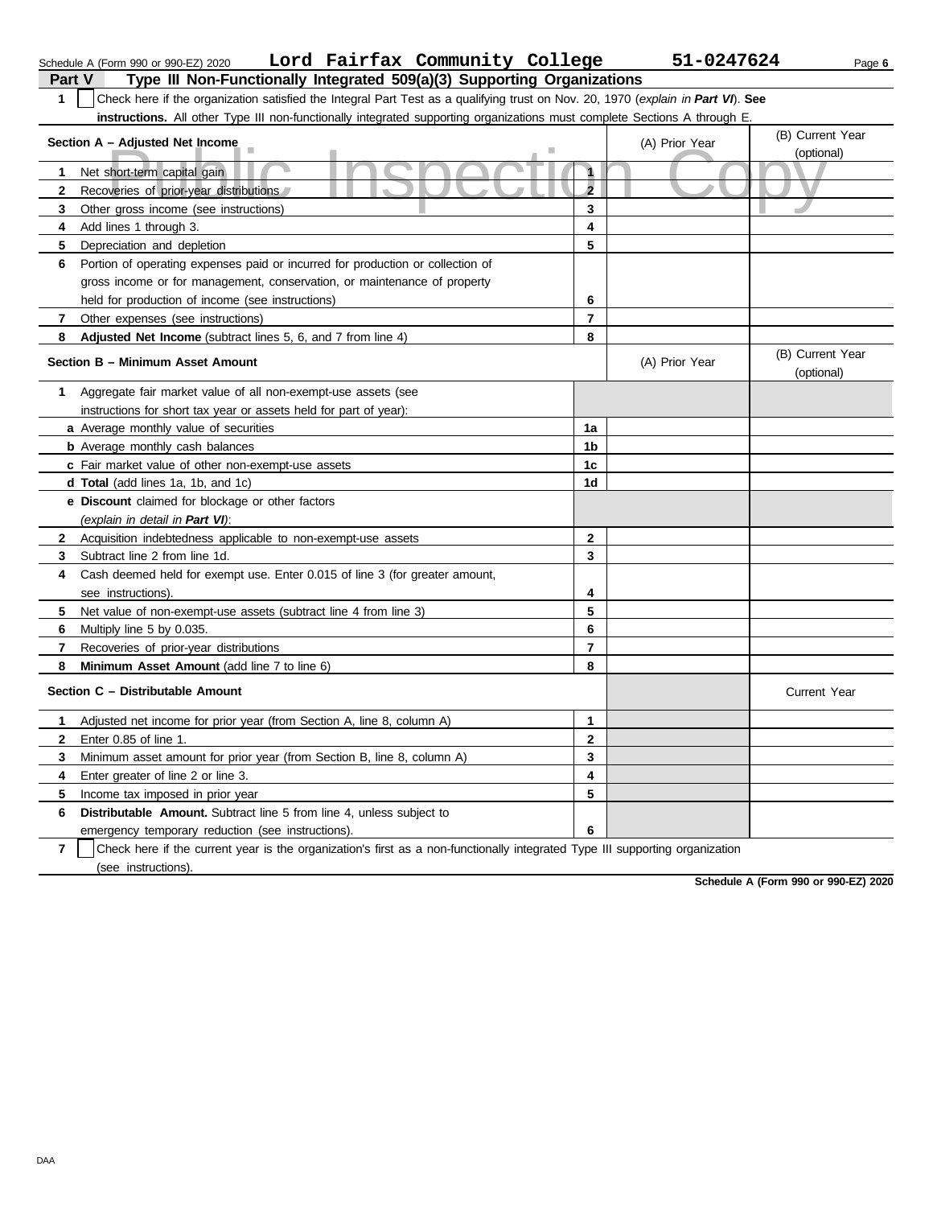Schedule A (Form 990 or 990-EZ) 2020 **Lord Fairfax Community College** **51-0247624** Page **6**

## Part V Type III Non-Functionally Integrated 509(a)(3) Supporting Organizations

**1** ☐ Check here if the organization satisfied the Integral Part Test as a qualifying trust on Nov. 20, 1970 (*explain in* ***Part VI***). **See instructions.** All other Type III non-functionally integrated supporting organizations must complete Sections A through E.

| **Section A – Adjusted Net Income** | | (A) Prior Year | (B) Current Year (optional) |
|---|---|---|---|
| **1** Net short-term capital gain | 1 | | |
| **2** Recoveries of prior-year distributions | 2 | | |
| **3** Other gross income (see instructions) | 3 | | |
| **4** Add lines 1 through 3. | 4 | | |
| **5** Depreciation and depletion | 5 | | |
| **6** Portion of operating expenses paid or incurred for production or collection of gross income or for management, conservation, or maintenance of property held for production of income (see instructions) | 6 | | |
| **7** Other expenses (see instructions) | 7 | | |
| **8** **Adjusted Net Income** (subtract lines 5, 6, and 7 from line 4) | 8 | | |

| **Section B – Minimum Asset Amount** | | (A) Prior Year | (B) Current Year (optional) |
|---|---|---|---|
| **1** Aggregate fair market value of all non-exempt-use assets (see instructions for short tax year or assets held for part of year): | | | |
| ***a*** Average monthly value of securities | 1a | | |
| ***b*** Average monthly cash balances | 1b | | |
| ***c*** Fair market value of other non-exempt-use assets | 1c | | |
| ***d*** **Total** (add lines 1a, 1b, and 1c) | 1d | | |
| ***e*** **Discount** claimed for blockage or other factors (*explain in detail in* ***Part VI***): | | | |
| **2** Acquisition indebtedness applicable to non-exempt-use assets | 2 | | |
| **3** Subtract line 2 from line 1d. | 3 | | |
| **4** Cash deemed held for exempt use. Enter 0.015 of line 3 (for greater amount, see instructions). | 4 | | |
| **5** Net value of non-exempt-use assets (subtract line 4 from line 3) | 5 | | |
| **6** Multiply line 5 by 0.035. | 6 | | |
| **7** Recoveries of prior-year distributions | 7 | | |
| **8** **Minimum Asset Amount** (add line 7 to line 6) | 8 | | |

| **Section C – Distributable Amount** | | | Current Year |
|---|---|---|---|
| **1** Adjusted net income for prior year (from Section A, line 8, column A) | 1 | | |
| **2** Enter 0.85 of line 1. | 2 | | |
| **3** Minimum asset amount for prior year (from Section B, line 8, column A) | 3 | | |
| **4** Enter greater of line 2 or line 3. | 4 | | |
| **5** Income tax imposed in prior year | 5 | | |
| **6** **Distributable Amount.** Subtract line 5 from line 4, unless subject to emergency temporary reduction (see instructions). | 6 | | |

**7** ☐ Check here if the current year is the organization's first as a non-functionally integrated Type III supporting organization (see instructions).

**Schedule A (Form 990 or 990-EZ) 2020**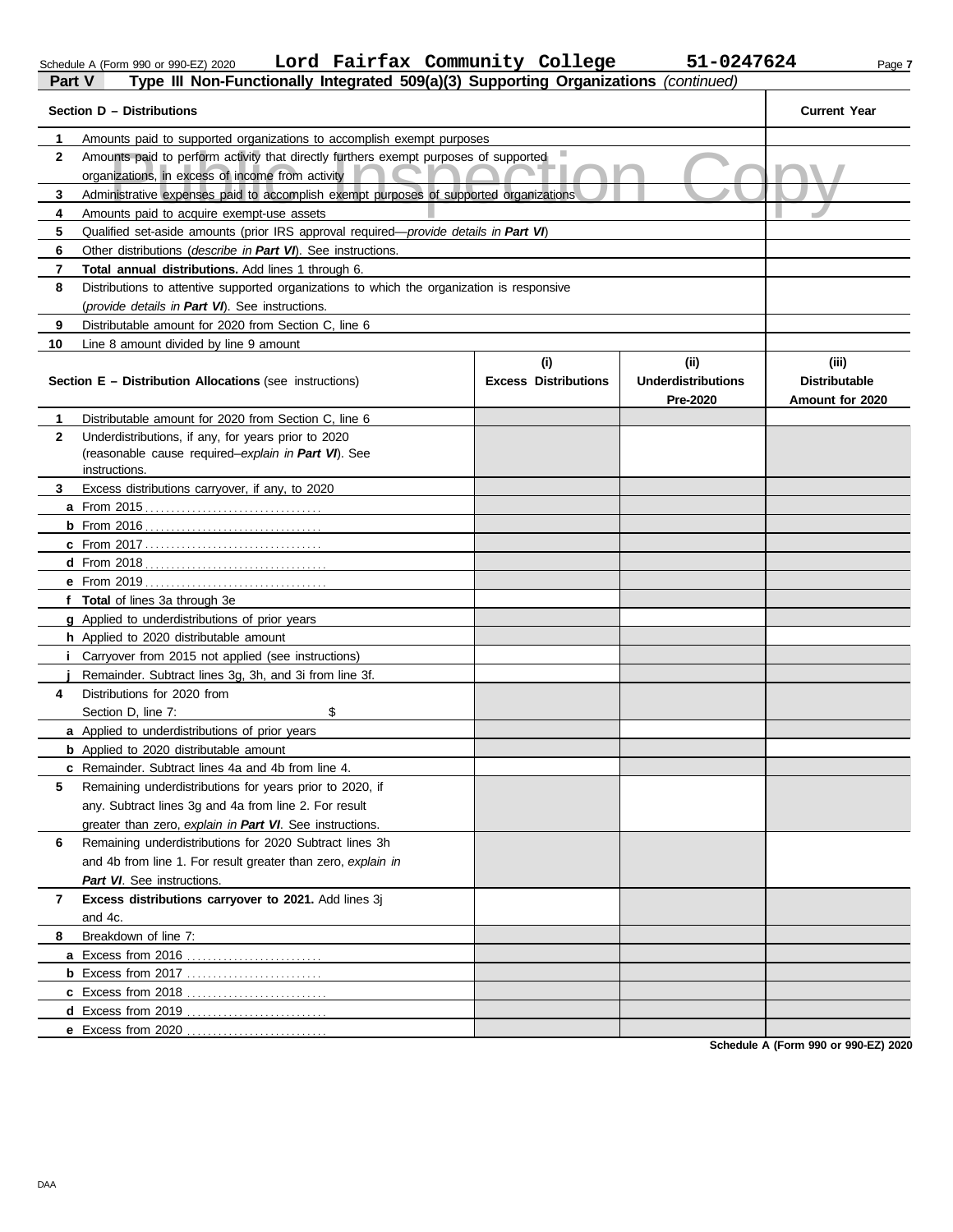Schedule A (Form 990 or 990-EZ) 2020 **Lord Fairfax Community College** **51-0247624**

## Part V — Type III Non-Functionally Integrated 509(a)(3) Supporting Organizations *(continued)*

Public Inspection Copy

| **Section D – Distributions** | | **Current Year** |
|---|---|---|
| 1 | Amounts paid to supported organizations to accomplish exempt purposes | |
| 2 | Amounts paid to perform activity that directly furthers exempt purposes of supported organizations, in excess of income from activity | |
| 3 | Administrative expenses paid to accomplish exempt purposes of supported organizations | |
| 4 | Amounts paid to acquire exempt-use assets | |
| 5 | Qualified set-aside amounts (prior IRS approval required—*provide details in **Part VI***) | |
| 6 | Other distributions (*describe in **Part VI***). See instructions. | |
| 7 | **Total annual distributions.** Add lines 1 through 6. | |
| 8 | Distributions to attentive supported organizations to which the organization is responsive (*provide details in **Part VI***). See instructions. | |
| 9 | Distributable amount for 2020 from Section C, line 6 | |
| 10 | Line 8 amount divided by line 9 amount | |

| | **Section E – Distribution Allocations** (see instructions) | **(i) Excess Distributions** | **(ii) Underdistributions Pre-2020** | **(iii) Distributable Amount for 2020** |
|---|---|---|---|---|
| 1 | Distributable amount for 2020 from Section C, line 6 | | | |
| 2 | Underdistributions, if any, for years prior to 2020 (reasonable cause required–*explain in **Part VI***). See instructions. | | | |
| 3 | Excess distributions carryover, if any, to 2020 | | | |
| a | From 2015 | | | |
| b | From 2016 | | | |
| c | From 2017 | | | |
| d | From 2018 | | | |
| e | From 2019 | | | |
| f | **Total** of lines 3a through 3e | | | |
| g | Applied to underdistributions of prior years | | | |
| h | Applied to 2020 distributable amount | | | |
| i | Carryover from 2015 not applied (see instructions) | | | |
| j | Remainder. Subtract lines 3g, 3h, and 3i from line 3f. | | | |
| 4 | Distributions for 2020 from Section D, line 7: $ | | | |
| a | Applied to underdistributions of prior years | | | |
| b | Applied to 2020 distributable amount | | | |
| c | Remainder. Subtract lines 4a and 4b from line 4. | | | |
| 5 | Remaining underdistributions for years prior to 2020, if any. Subtract lines 3g and 4a from line 2. For result greater than zero, *explain in **Part VI***. See instructions. | | | |
| 6 | Remaining underdistributions for 2020 Subtract lines 3h and 4b from line 1. For result greater than zero, *explain in **Part VI***. See instructions. | | | |
| 7 | **Excess distributions carryover to 2021.** Add lines 3j and 4c. | | | |
| 8 | Breakdown of line 7: | | | |
| a | Excess from 2016 | | | |
| b | Excess from 2017 | | | |
| c | Excess from 2018 | | | |
| d | Excess from 2019 | | | |
| e | Excess from 2020 | | | |

**Schedule A (Form 990 or 990-EZ) 2020**

DAA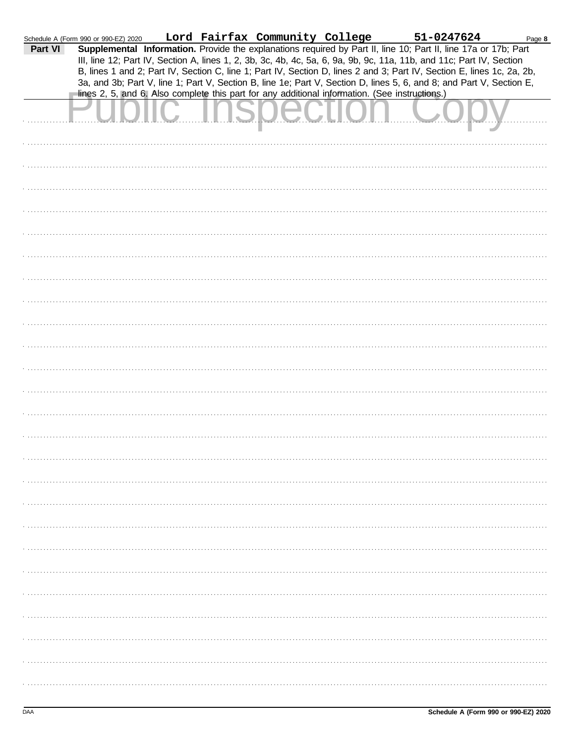Schedule A (Form 990 or 990-EZ) 2020 **Lord Fairfax Community College** **51-0247624** Page **8**

**Part VI** **Supplemental Information.** Provide the explanations required by Part II, line 10; Part II, line 17a or 17b; Part III, line 12; Part IV, Section A, lines 1, 2, 3b, 3c, 4b, 4c, 5a, 6, 9a, 9b, 9c, 11a, 11b, and 11c; Part IV, Section B, lines 1 and 2; Part IV, Section C, line 1; Part IV, Section D, lines 2 and 3; Part IV, Section E, lines 1c, 2a, 2b, 3a, and 3b; Part V, line 1; Part V, Section B, line 1e; Part V, Section D, lines 5, 6, and 8; and Part V, Section E, lines 2, 5, and 6. Also complete this part for any additional information. (See instructions.)

Public Inspection Copy

Schedule A (Form 990 or 990-EZ) 2020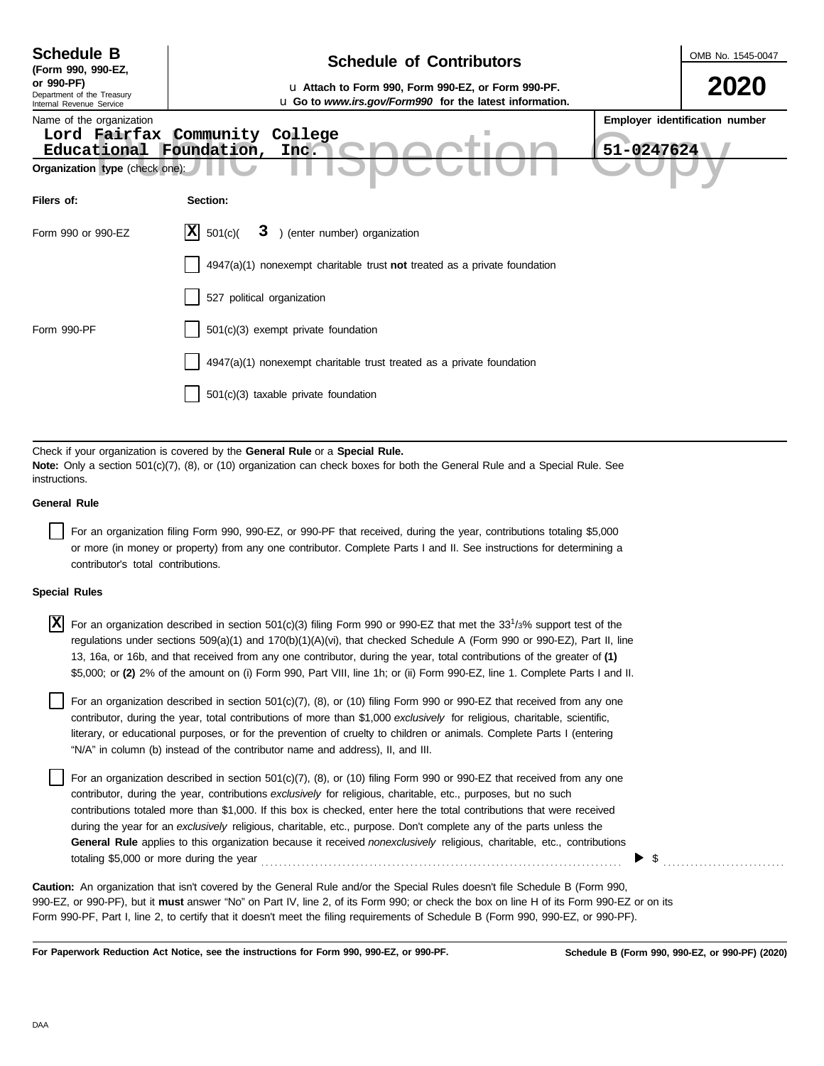**Schedule B**
**(Form 990, 990-EZ, or 990-PF)**
Department of the Treasury
Internal Revenue Service

# Schedule of Contributors

u **Attach to Form 990, Form 990-EZ, or Form 990-PF.**
u **Go to *www.irs.gov/Form990* for the latest information.**

OMB No. 1545-0047

**2020**

Name of the organization
Lord Fairfax Community College
Educational Foundation, Inc.

**Employer identification number**
51-0247624

**Organization type** (check one):

| Filers of: | Section: |
|---|---|
| Form 990 or 990-EZ | [X] 501(c)( 3 ) (enter number) organization |
| | [ ] 4947(a)(1) nonexempt charitable trust **not** treated as a private foundation |
| | [ ] 527 political organization |
| Form 990-PF | [ ] 501(c)(3) exempt private foundation |
| | [ ] 4947(a)(1) nonexempt charitable trust treated as a private foundation |
| | [ ] 501(c)(3) taxable private foundation |

Check if your organization is covered by the **General Rule** or a **Special Rule.**
**Note:** Only a section 501(c)(7), (8), or (10) organization can check boxes for both the General Rule and a Special Rule. See instructions.

**General Rule**

[ ] For an organization filing Form 990, 990-EZ, or 990-PF that received, during the year, contributions totaling $5,000 or more (in money or property) from any one contributor. Complete Parts I and II. See instructions for determining a contributor's total contributions.

**Special Rules**

[X] For an organization described in section 501(c)(3) filing Form 990 or 990-EZ that met the 33 1/3% support test of the regulations under sections 509(a)(1) and 170(b)(1)(A)(vi), that checked Schedule A (Form 990 or 990-EZ), Part II, line 13, 16a, or 16b, and that received from any one contributor, during the year, total contributions of the greater of **(1)** $5,000; or **(2)** 2% of the amount on (i) Form 990, Part VIII, line 1h; or (ii) Form 990-EZ, line 1. Complete Parts I and II.

[ ] For an organization described in section 501(c)(7), (8), or (10) filing Form 990 or 990-EZ that received from any one contributor, during the year, total contributions of more than $1,000 *exclusively* for religious, charitable, scientific, literary, or educational purposes, or for the prevention of cruelty to children or animals. Complete Parts I (entering "N/A" in column (b) instead of the contributor name and address), II, and III.

[ ] For an organization described in section 501(c)(7), (8), or (10) filing Form 990 or 990-EZ that received from any one contributor, during the year, contributions *exclusively* for religious, charitable, etc., purposes, but no such contributions totaled more than $1,000. If this box is checked, enter here the total contributions that were received during the year for an *exclusively* religious, charitable, etc., purpose. Don't complete any of the parts unless the **General Rule** applies to this organization because it received *nonexclusively* religious, charitable, etc., contributions totaling $5,000 or more during the year ........ ▶ $ ..........

**Caution:** An organization that isn't covered by the General Rule and/or the Special Rules doesn't file Schedule B (Form 990, 990-EZ, or 990-PF), but it **must** answer "No" on Part IV, line 2, of its Form 990; or check the box on line H of its Form 990-EZ or on its Form 990-PF, Part I, line 2, to certify that it doesn't meet the filing requirements of Schedule B (Form 990, 990-EZ, or 990-PF).

**For Paperwork Reduction Act Notice, see the instructions for Form 990, 990-EZ, or 990-PF.** **Schedule B (Form 990, 990-EZ, or 990-PF) (2020)**

DAA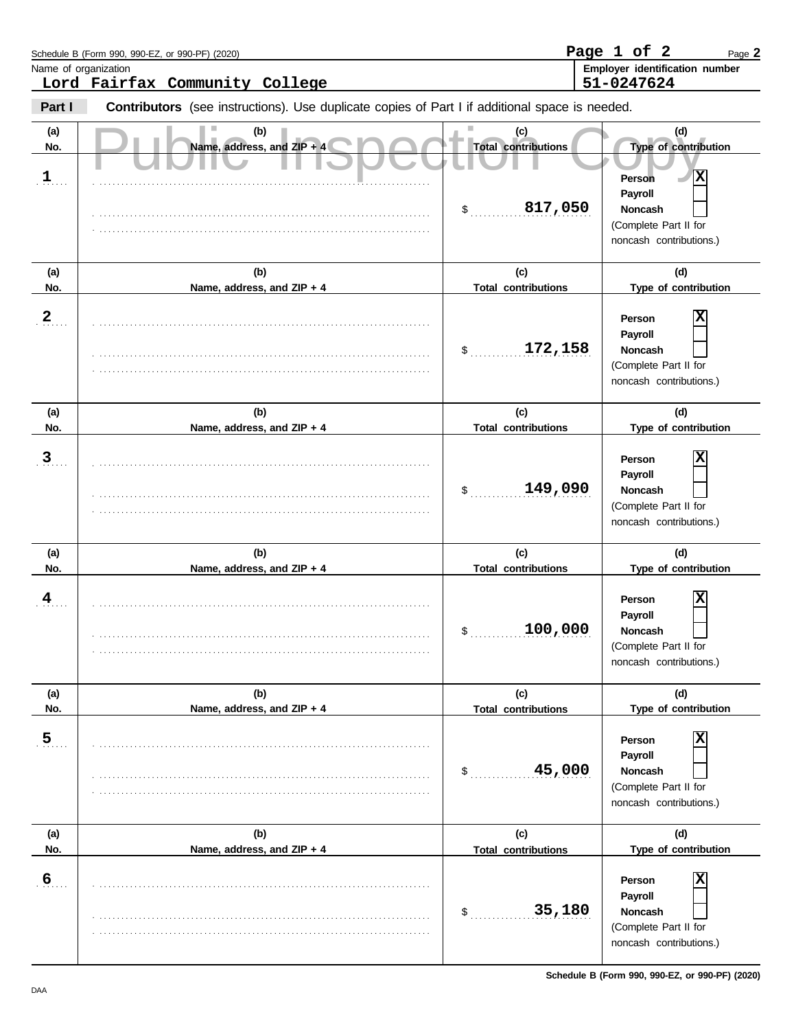Schedule B (Form 990, 990-EZ, or 990-PF) (2020)

Name of organization: **Lord Fairfax Community College**

Employer identification number: **51-0247624**

**Part I** **Contributors** (see instructions). Use duplicate copies of Part I if additional space is needed.

Public Inspection Copy

| (a) No. | (b) Name, address, and ZIP + 4 | (c) Total contributions | (d) Type of contribution |
|---|---|---|---|
| 1 | | $ 817,050 | Person [X] Payroll [ ] Noncash [ ] (Complete Part II for noncash contributions.) |
| 2 | | $ 172,158 | Person [X] Payroll [ ] Noncash [ ] (Complete Part II for noncash contributions.) |
| 3 | | $ 149,090 | Person [X] Payroll [ ] Noncash [ ] (Complete Part II for noncash contributions.) |
| 4 | | $ 100,000 | Person [X] Payroll [ ] Noncash [ ] (Complete Part II for noncash contributions.) |
| 5 | | $ 45,000 | Person [X] Payroll [ ] Noncash [ ] (Complete Part II for noncash contributions.) |
| 6 | | $ 35,180 | Person [X] Payroll [ ] Noncash [ ] (Complete Part II for noncash contributions.) |

Schedule B (Form 990, 990-EZ, or 990-PF) (2020)

DAA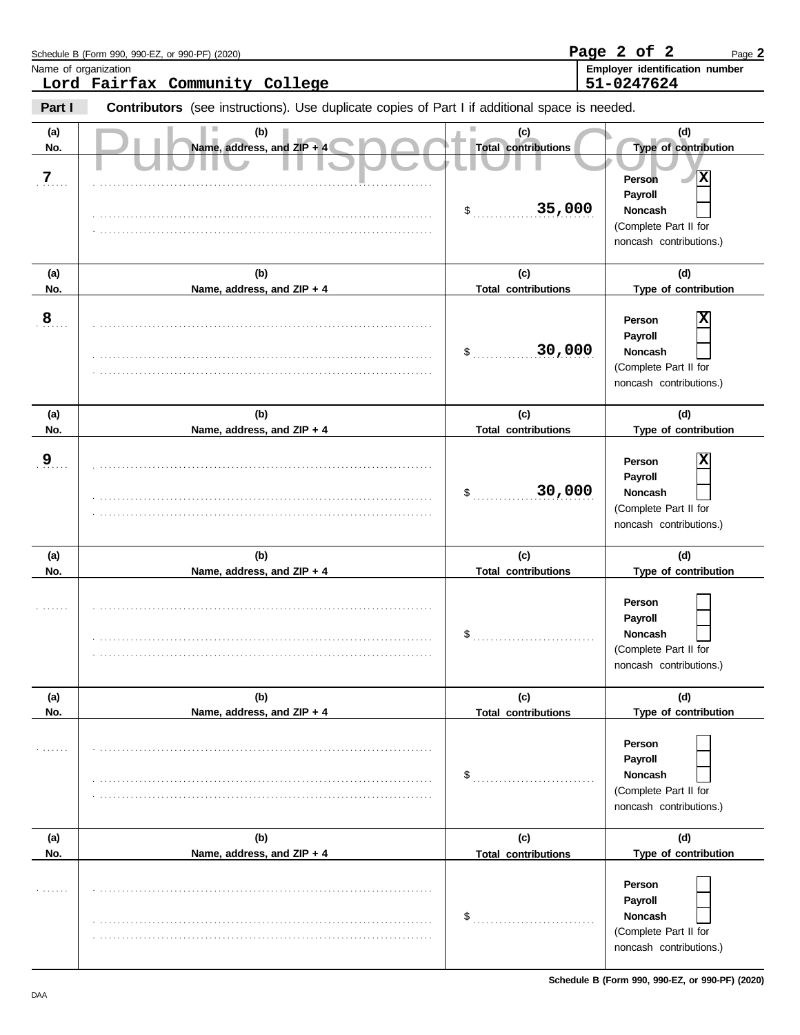Schedule B (Form 990, 990-EZ, or 990-PF) (2020)

Name of organization: **Lord Fairfax Community College**

Employer identification number: **51-0247624**

**Part I** **Contributors** (see instructions). Use duplicate copies of Part I if additional space is needed.

Public Inspection Copy

| (a) No. | (b) Name, address, and ZIP + 4 | (c) Total contributions | (d) Type of contribution |
|---|---|---|---|
| 7 | | $ 35,000 | Person [X] Payroll [ ] Noncash [ ] (Complete Part II for noncash contributions.) |
| 8 | | $ 30,000 | Person [X] Payroll [ ] Noncash [ ] (Complete Part II for noncash contributions.) |
| 9 | | $ 30,000 | Person [X] Payroll [ ] Noncash [ ] (Complete Part II for noncash contributions.) |
| | | $ | Person [ ] Payroll [ ] Noncash [ ] (Complete Part II for noncash contributions.) |
| | | $ | Person [ ] Payroll [ ] Noncash [ ] (Complete Part II for noncash contributions.) |
| | | $ | Person [ ] Payroll [ ] Noncash [ ] (Complete Part II for noncash contributions.) |

Schedule B (Form 990, 990-EZ, or 990-PF) (2020)

DAA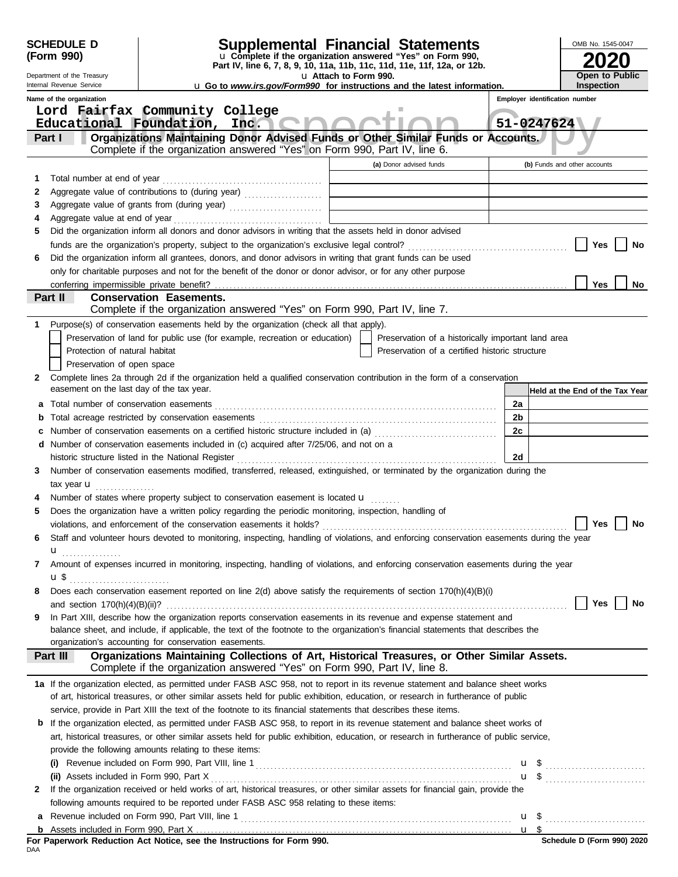**SCHEDULE D (Form 990)**

Department of the Treasury
Internal Revenue Service

# Supplemental Financial Statements

u Complete if the organization answered "Yes" on Form 990, Part IV, line 6, 7, 8, 9, 10, 11a, 11b, 11c, 11d, 11e, 11f, 12a, or 12b.

u Attach to Form 990.

u Go to *www.irs.gov/Form990* for instructions and the latest information.

OMB No. 1545-0047

**2020**

**Open to Public Inspection**

Public Inspection Copy

| Name of the organization | Employer identification number |
|---|---|
| Lord Fairfax Community College Educational Foundation, Inc. | 51-0247624 |

## Part I Organizations Maintaining Donor Advised Funds or Other Similar Funds or Accounts.

Complete if the organization answered "Yes" on Form 990, Part IV, line 6.

| | | (a) Donor advised funds | (b) Funds and other accounts |
|---|---|---|---|
| 1 | Total number at end of year | | |
| 2 | Aggregate value of contributions to (during year) | | |
| 3 | Aggregate value of grants from (during year) | | |
| 4 | Aggregate value at end of year | | |

5 Did the organization inform all donors and donor advisors in writing that the assets held in donor advised funds are the organization's property, subject to the organization's exclusive legal control? ☐ Yes ☐ No

6 Did the organization inform all grantees, donors, and donor advisors in writing that grant funds can be used only for charitable purposes and not for the benefit of the donor or donor advisor, or for any other purpose conferring impermissible private benefit? ☐ Yes ☐ No

## Part II Conservation Easements.

Complete if the organization answered "Yes" on Form 990, Part IV, line 7.

1 Purpose(s) of conservation easements held by the organization (check all that apply).

☐ Preservation of land for public use (for example, recreation or education)
☐ Preservation of a historically important land area
☐ Protection of natural habitat
☐ Preservation of a certified historic structure
☐ Preservation of open space

2 Complete lines 2a through 2d if the organization held a qualified conservation contribution in the form of a conservation easement on the last day of the tax year.

| | | | Held at the End of the Tax Year |
|---|---|---|---|
| a | Total number of conservation easements | 2a | |
| b | Total acreage restricted by conservation easements | 2b | |
| c | Number of conservation easements on a certified historic structure included in (a) | 2c | |
| d | Number of conservation easements included in (c) acquired after 7/25/06, and not on a historic structure listed in the National Register | 2d | |

3 Number of conservation easements modified, transferred, released, extinguished, or terminated by the organization during the tax year u

4 Number of states where property subject to conservation easement is located u

5 Does the organization have a written policy regarding the periodic monitoring, inspection, handling of violations, and enforcement of the conservation easements it holds? ☐ Yes ☐ No

6 Staff and volunteer hours devoted to monitoring, inspecting, handling of violations, and enforcing conservation easements during the year u

7 Amount of expenses incurred in monitoring, inspecting, handling of violations, and enforcing conservation easements during the year u $

8 Does each conservation easement reported on line 2(d) above satisfy the requirements of section 170(h)(4)(B)(i) and section 170(h)(4)(B)(ii)? ☐ Yes ☐ No

9 In Part XIII, describe how the organization reports conservation easements in its revenue and expense statement and balance sheet, and include, if applicable, the text of the footnote to the organization's financial statements that describes the organization's accounting for conservation easements.

## Part III Organizations Maintaining Collections of Art, Historical Treasures, or Other Similar Assets.

Complete if the organization answered "Yes" on Form 990, Part IV, line 8.

1a If the organization elected, as permitted under FASB ASC 958, not to report in its revenue statement and balance sheet works of art, historical treasures, or other similar assets held for public exhibition, education, or research in furtherance of public service, provide in Part XIII the text of the footnote to its financial statements that describes these items.

b If the organization elected, as permitted under FASB ASC 958, to report in its revenue statement and balance sheet works of art, historical treasures, or other similar assets held for public exhibition, education, or research in furtherance of public service, provide the following amounts relating to these items:

(i) Revenue included on Form 990, Part VIII, line 1 u $

(ii) Assets included in Form 990, Part X u $

2 If the organization received or held works of art, historical treasures, or other similar assets for financial gain, provide the following amounts required to be reported under FASB ASC 958 relating to these items:

a Revenue included on Form 990, Part VIII, line 1 u $

b Assets included in Form 990, Part X u $

**For Paperwork Reduction Act Notice, see the Instructions for Form 990.**

DAA

**Schedule D (Form 990) 2020**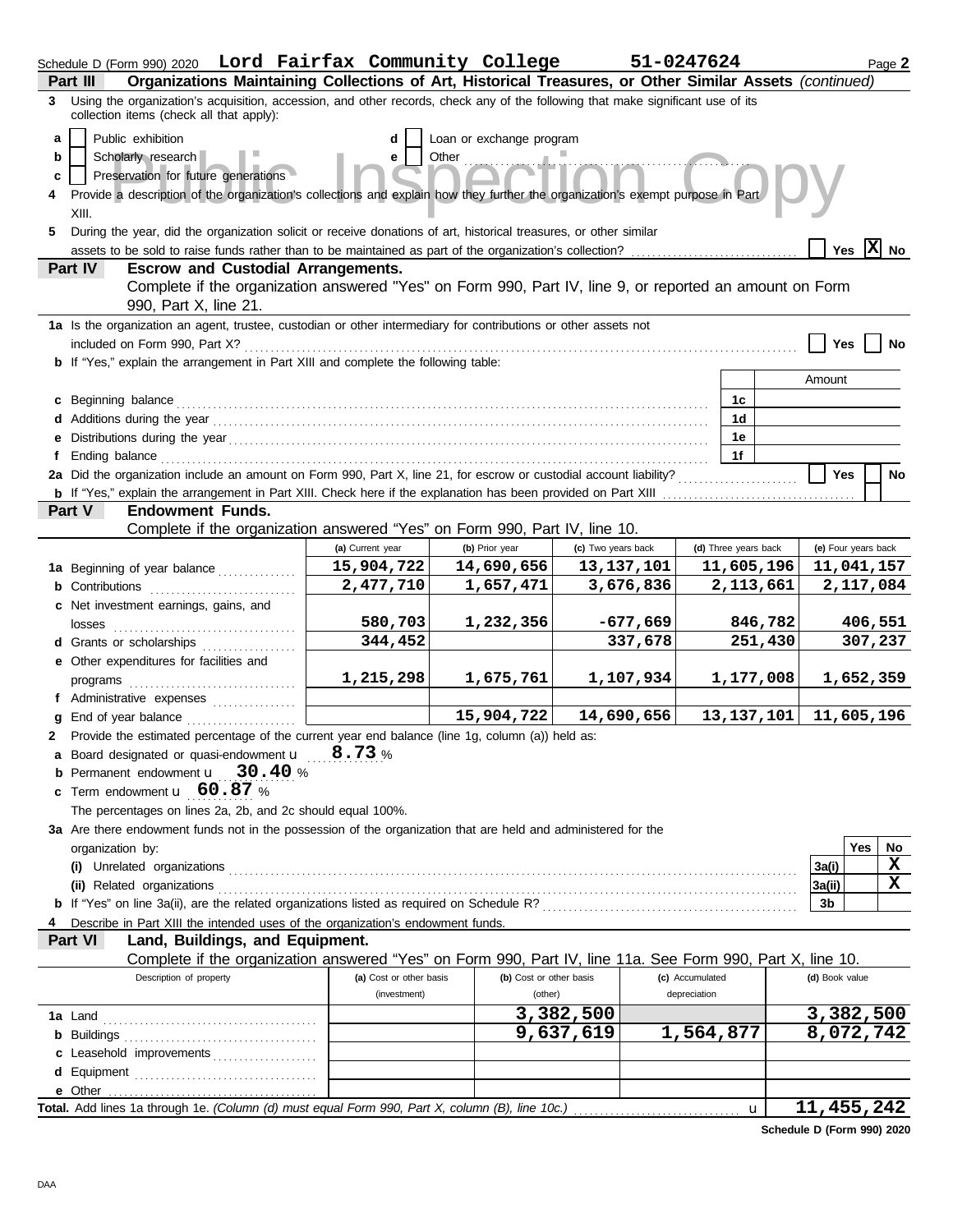Schedule D (Form 990) 2020 **Lord Fairfax Community College** **51-0247624** Page **2**

## Part III Organizations Maintaining Collections of Art, Historical Treasures, or Other Similar Assets *(continued)*

**3** Using the organization's acquisition, accession, and other records, check any of the following that make significant use of its collection items (check all that apply):

- **a** [ ] Public exhibition
- **b** [ ] Scholarly research
- **c** [ ] Preservation for future generations
- **d** [ ] Loan or exchange program
- **e** [ ] Other

**4** Provide a description of the organization's collections and explain how they further the organization's exempt purpose in Part XIII.

**5** During the year, did the organization solicit or receive donations of art, historical treasures, or other similar assets to be sold to raise funds rather than to be maintained as part of the organization's collection? [ ] Yes [X] No

## Part IV Escrow and Custodial Arrangements.

Complete if the organization answered "Yes" on Form 990, Part IV, line 9, or reported an amount on Form 990, Part X, line 21.

**1a** Is the organization an agent, trustee, custodian or other intermediary for contributions or other assets not included on Form 990, Part X? [ ] Yes [ ] No

**b** If "Yes," explain the arrangement in Part XIII and complete the following table:

| | | Amount |
|---|---|---|
| **c** Beginning balance | 1c | |
| **d** Additions during the year | 1d | |
| **e** Distributions during the year | 1e | |
| **f** Ending balance | 1f | |

**2a** Did the organization include an amount on Form 990, Part X, line 21, for escrow or custodial account liability? [ ] Yes [ ] No

**b** If "Yes," explain the arrangement in Part XIII. Check here if the explanation has been provided on Part XIII [ ]

## Part V Endowment Funds.

Complete if the organization answered "Yes" on Form 990, Part IV, line 10.

| | (a) Current year | (b) Prior year | (c) Two years back | (d) Three years back | (e) Four years back |
|---|---|---|---|---|---|
| **1a** Beginning of year balance | 15,904,722 | 14,690,656 | 13,137,101 | 11,605,196 | 11,041,157 |
| **b** Contributions | 2,477,710 | 1,657,471 | 3,676,836 | 2,113,661 | 2,117,084 |
| **c** Net investment earnings, gains, and losses | 580,703 | 1,232,356 | -677,669 | 846,782 | 406,551 |
| **d** Grants or scholarships | 344,452 | | 337,678 | 251,430 | 307,237 |
| **e** Other expenditures for facilities and programs | 1,215,298 | 1,675,761 | 1,107,934 | 1,177,008 | 1,652,359 |
| **f** Administrative expenses | | | | | |
| **g** End of year balance | | 15,904,722 | 14,690,656 | 13,137,101 | 11,605,196 |

**2** Provide the estimated percentage of the current year end balance (line 1g, column (a)) held as:

- **a** Board designated or quasi-endowment **8.73** %
- **b** Permanent endowment **30.40** %
- **c** Term endowment **60.87** %

The percentages on lines 2a, 2b, and 2c should equal 100%.

**3a** Are there endowment funds not in the possession of the organization that are held and administered for the organization by:

| | | Yes | No |
|---|---|---|---|
| **(i)** Unrelated organizations | 3a(i) | | X |
| **(ii)** Related organizations | 3a(ii) | | X |
| **b** If "Yes" on line 3a(ii), are the related organizations listed as required on Schedule R? | 3b | | |

**4** Describe in Part XIII the intended uses of the organization's endowment funds.

## Part VI Land, Buildings, and Equipment.

Complete if the organization answered "Yes" on Form 990, Part IV, line 11a. See Form 990, Part X, line 10.

| Description of property | (a) Cost or other basis (investment) | (b) Cost or other basis (other) | (c) Accumulated depreciation | (d) Book value |
|---|---|---|---|---|
| **1a** Land | | 3,382,500 | | 3,382,500 |
| **b** Buildings | | 9,637,619 | 1,564,877 | 8,072,742 |
| **c** Leasehold improvements | | | | |
| **d** Equipment | | | | |
| **e** Other | | | | |
| **Total.** Add lines 1a through 1e. *(Column (d) must equal Form 990, Part X, column (B), line 10c.)* | | | | 11,455,242 |

**Schedule D (Form 990) 2020**

DAA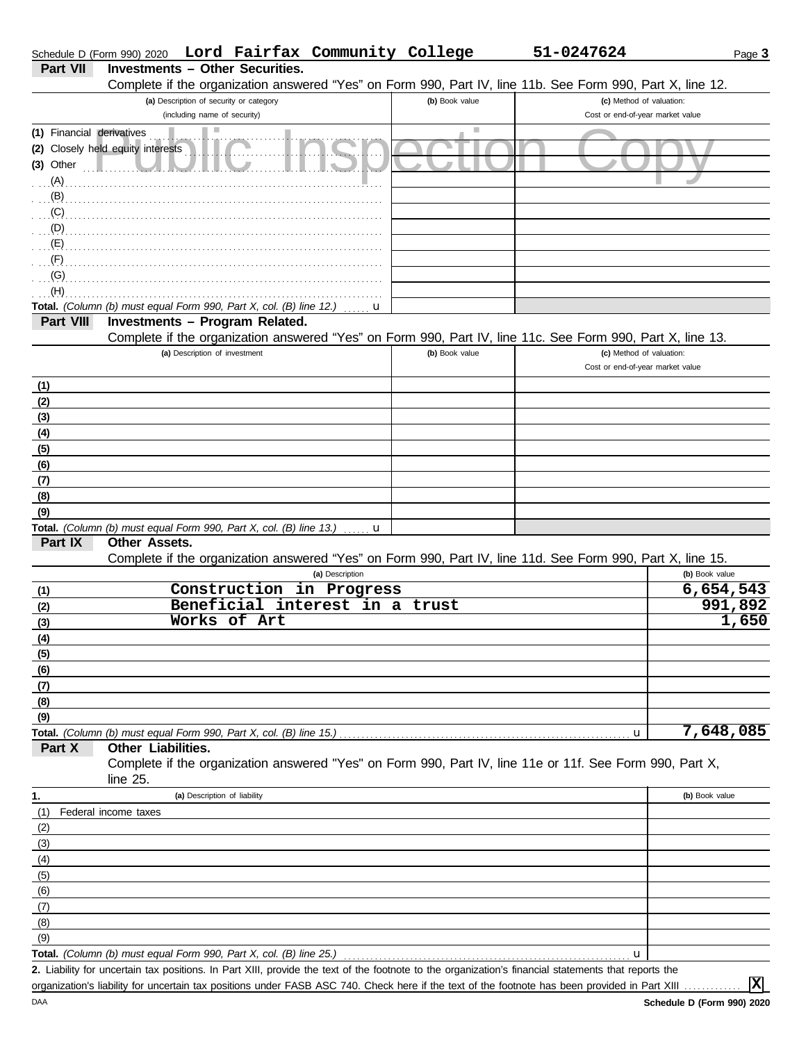Schedule D (Form 990) 2020 **Lord Fairfax Community College** **51-0247624**

**Part VII** **Investments – Other Securities.**

Complete if the organization answered "Yes" on Form 990, Part IV, line 11b. See Form 990, Part X, line 12.

| (a) Description of security or category (including name of security) | (b) Book value | (c) Method of valuation: Cost or end-of-year market value |
|---|---|---|
| (1) Financial derivatives | | |
| (2) Closely held equity interests | | |
| (3) Other | | |
| (A) | | |
| (B) | | |
| (C) | | |
| (D) | | |
| (E) | | |
| (F) | | |
| (G) | | |
| (H) | | |
| **Total.** *(Column (b) must equal Form 990, Part X, col. (B) line 12.)* u | | |

**Part VIII** **Investments – Program Related.**

Complete if the organization answered "Yes" on Form 990, Part IV, line 11c. See Form 990, Part X, line 13.

| (a) Description of investment | (b) Book value | (c) Method of valuation: Cost or end-of-year market value |
|---|---|---|
| (1) | | |
| (2) | | |
| (3) | | |
| (4) | | |
| (5) | | |
| (6) | | |
| (7) | | |
| (8) | | |
| (9) | | |
| **Total.** *(Column (b) must equal Form 990, Part X, col. (B) line 13.)* u | | |

**Part IX** **Other Assets.**

Complete if the organization answered "Yes" on Form 990, Part IV, line 11d. See Form 990, Part X, line 15.

| | (a) Description | (b) Book value |
|---|---|---|
| (1) | Construction in Progress | 6,654,543 |
| (2) | Beneficial interest in a trust | 991,892 |
| (3) | Works of Art | 1,650 |
| (4) | | |
| (5) | | |
| (6) | | |
| (7) | | |
| (8) | | |
| (9) | | |
| **Total.** *(Column (b) must equal Form 990, Part X, col. (B) line 15.)* u | | 7,648,085 |

**Part X** **Other Liabilities.**

Complete if the organization answered "Yes" on Form 990, Part IV, line 11e or 11f. See Form 990, Part X, line 25.

| 1. | (a) Description of liability | (b) Book value |
|---|---|---|
| (1) | Federal income taxes | |
| (2) | | |
| (3) | | |
| (4) | | |
| (5) | | |
| (6) | | |
| (7) | | |
| (8) | | |
| (9) | | |
| **Total.** *(Column (b) must equal Form 990, Part X, col. (B) line 25.)* u | | |

**2.** Liability for uncertain tax positions. In Part XIII, provide the text of the footnote to the organization's financial statements that reports the organization's liability for uncertain tax positions under FASB ASC 740. Check here if the text of the footnote has been provided in Part XIII ............. [X]

DAA **Schedule D (Form 990) 2020**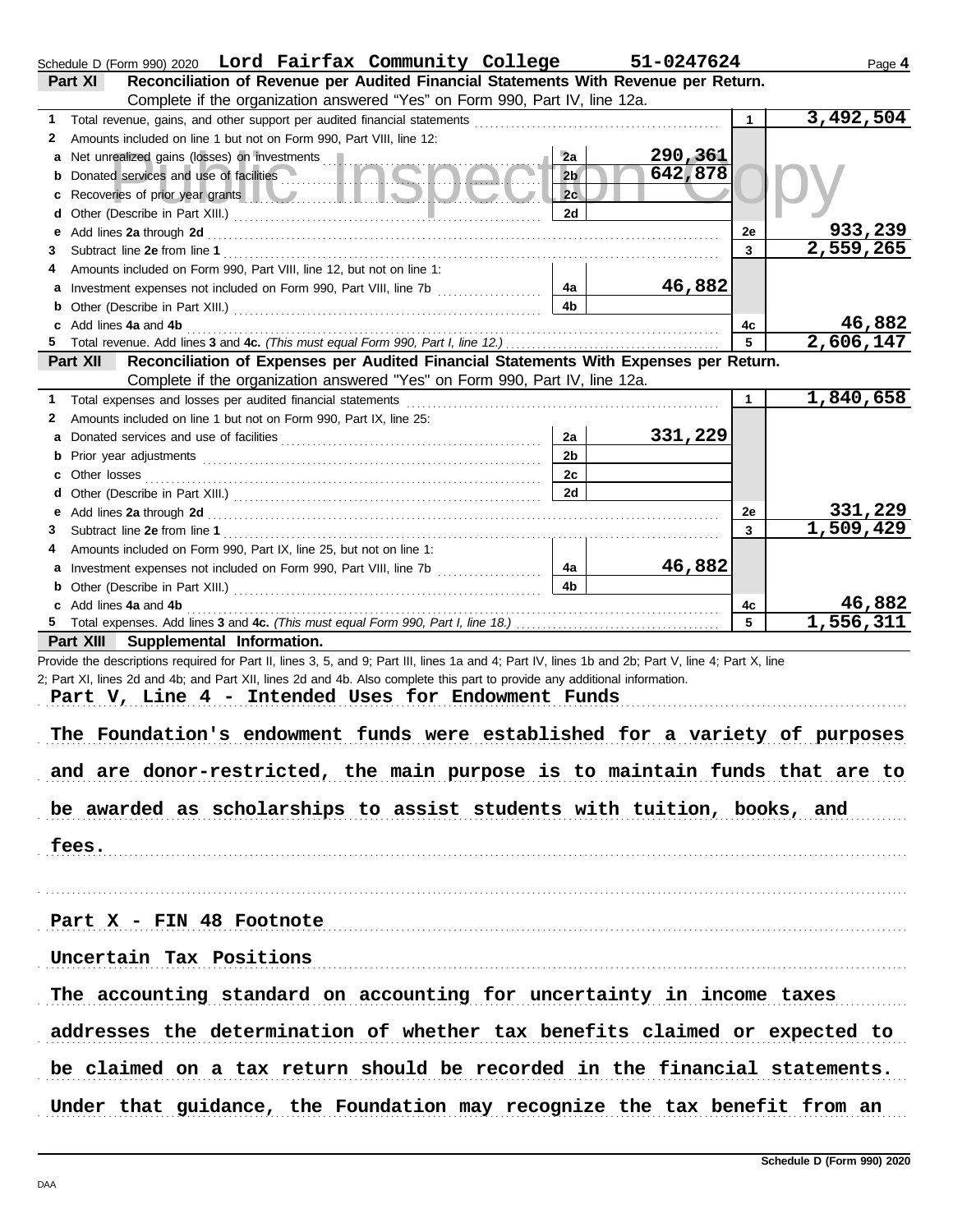Schedule D (Form 990) 2020 **Lord Fairfax Community College** **51-0247624** Page **4**

**Part XI** **Reconciliation of Revenue per Audited Financial Statements With Revenue per Return.** Complete if the organization answered "Yes" on Form 990, Part IV, line 12a.

| | | | | | |
|---|---|---|---|---|---|
| 1 | Total revenue, gains, and other support per audited financial statements | | | 1 | 3,492,504 |
| 2 | Amounts included on line 1 but not on Form 990, Part VIII, line 12: | | | | |
| a | Net unrealized gains (losses) on investments | 2a | 290,361 | | |
| b | Donated services and use of facilities | 2b | 642,878 | | |
| c | Recoveries of prior year grants | 2c | | | |
| d | Other (Describe in Part XIII.) | 2d | | | |
| e | Add lines **2a** through **2d** | | | 2e | 933,239 |
| 3 | Subtract line **2e** from line **1** | | | 3 | 2,559,265 |
| 4 | Amounts included on Form 990, Part VIII, line 12, but not on line 1: | | | | |
| a | Investment expenses not included on Form 990, Part VIII, line 7b | 4a | 46,882 | | |
| b | Other (Describe in Part XIII.) | 4b | | | |
| c | Add lines **4a** and **4b** | | | 4c | 46,882 |
| 5 | Total revenue. Add lines **3** and **4c.** *(This must equal Form 990, Part I, line 12.)* | | | 5 | 2,606,147 |

**Part XII** **Reconciliation of Expenses per Audited Financial Statements With Expenses per Return.** Complete if the organization answered "Yes" on Form 990, Part IV, line 12a.

| | | | | | |
|---|---|---|---|---|---|
| 1 | Total expenses and losses per audited financial statements | | | 1 | 1,840,658 |
| 2 | Amounts included on line 1 but not on Form 990, Part IX, line 25: | | | | |
| a | Donated services and use of facilities | 2a | 331,229 | | |
| b | Prior year adjustments | 2b | | | |
| c | Other losses | 2c | | | |
| d | Other (Describe in Part XIII.) | 2d | | | |
| e | Add lines **2a** through **2d** | | | 2e | 331,229 |
| 3 | Subtract line **2e** from line **1** | | | 3 | 1,509,429 |
| 4 | Amounts included on Form 990, Part IX, line 25, but not on line 1: | | | | |
| a | Investment expenses not included on Form 990, Part VIII, line 7b | 4a | 46,882 | | |
| b | Other (Describe in Part XIII.) | 4b | | | |
| c | Add lines **4a** and **4b** | | | 4c | 46,882 |
| 5 | Total expenses. Add lines **3** and **4c.** *(This must equal Form 990, Part I, line 18.)* | | | 5 | 1,556,311 |

**Part XIII** **Supplemental Information.**

Provide the descriptions required for Part II, lines 3, 5, and 9; Part III, lines 1a and 4; Part IV, lines 1b and 2b; Part V, line 4; Part X, line 2; Part XI, lines 2d and 4b; and Part XII, lines 2d and 4b. Also complete this part to provide any additional information.

**Part V, Line 4 - Intended Uses for Endowment Funds**

The Foundation's endowment funds were established for a variety of purposes and are donor-restricted, the main purpose is to maintain funds that are to be awarded as scholarships to assist students with tuition, books, and fees.

**Part X - FIN 48 Footnote**

Uncertain Tax Positions

The accounting standard on accounting for uncertainty in income taxes addresses the determination of whether tax benefits claimed or expected to be claimed on a tax return should be recorded in the financial statements. Under that guidance, the Foundation may recognize the tax benefit from an

Schedule D (Form 990) 2020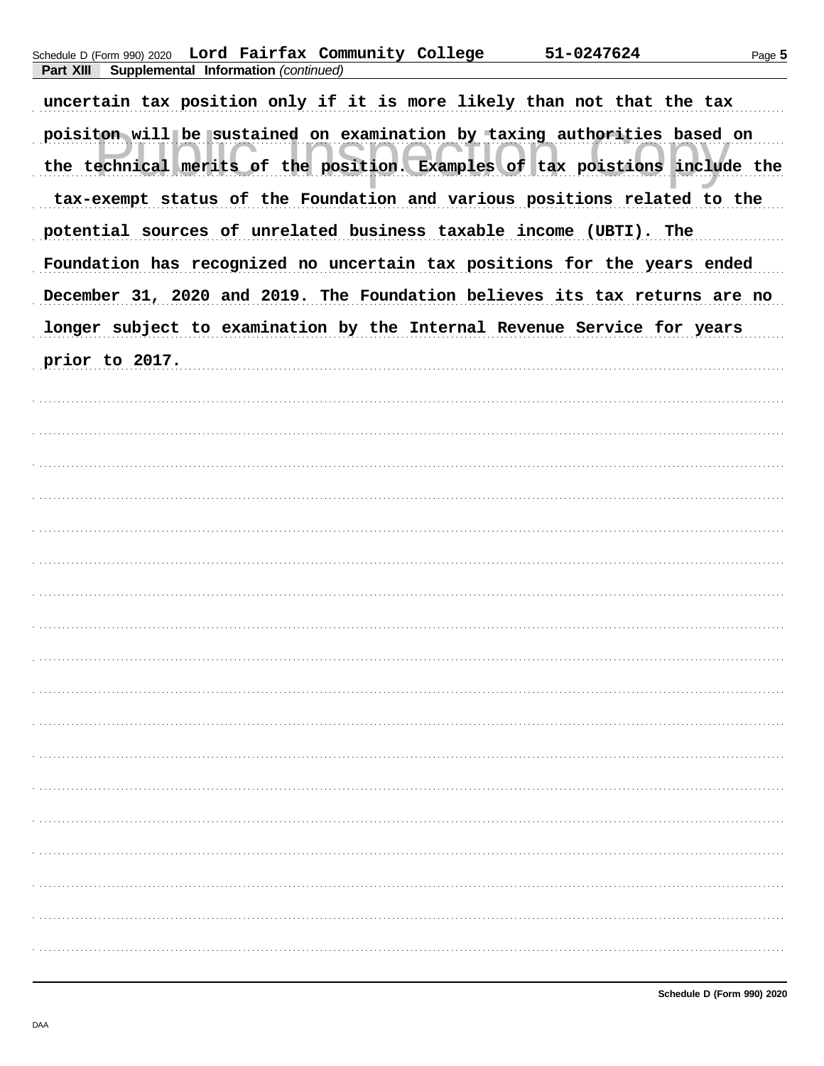Schedule D (Form 990) 2020 Lord Fairfax Community College 51-0247624

**Part XIII Supplemental Information** *(continued)*

uncertain tax position only if it is more likely than not that the tax poisiton will be sustained on examination by taxing authorities based on the technical merits of the position. Examples of tax poistions include the tax-exempt status of the Foundation and various positions related to the potential sources of unrelated business taxable income (UBTI). The Foundation has recognized no uncertain tax positions for the years ended December 31, 2020 and 2019. The Foundation believes its tax returns are no longer subject to examination by the Internal Revenue Service for years prior to 2017.

Schedule D (Form 990) 2020

DAA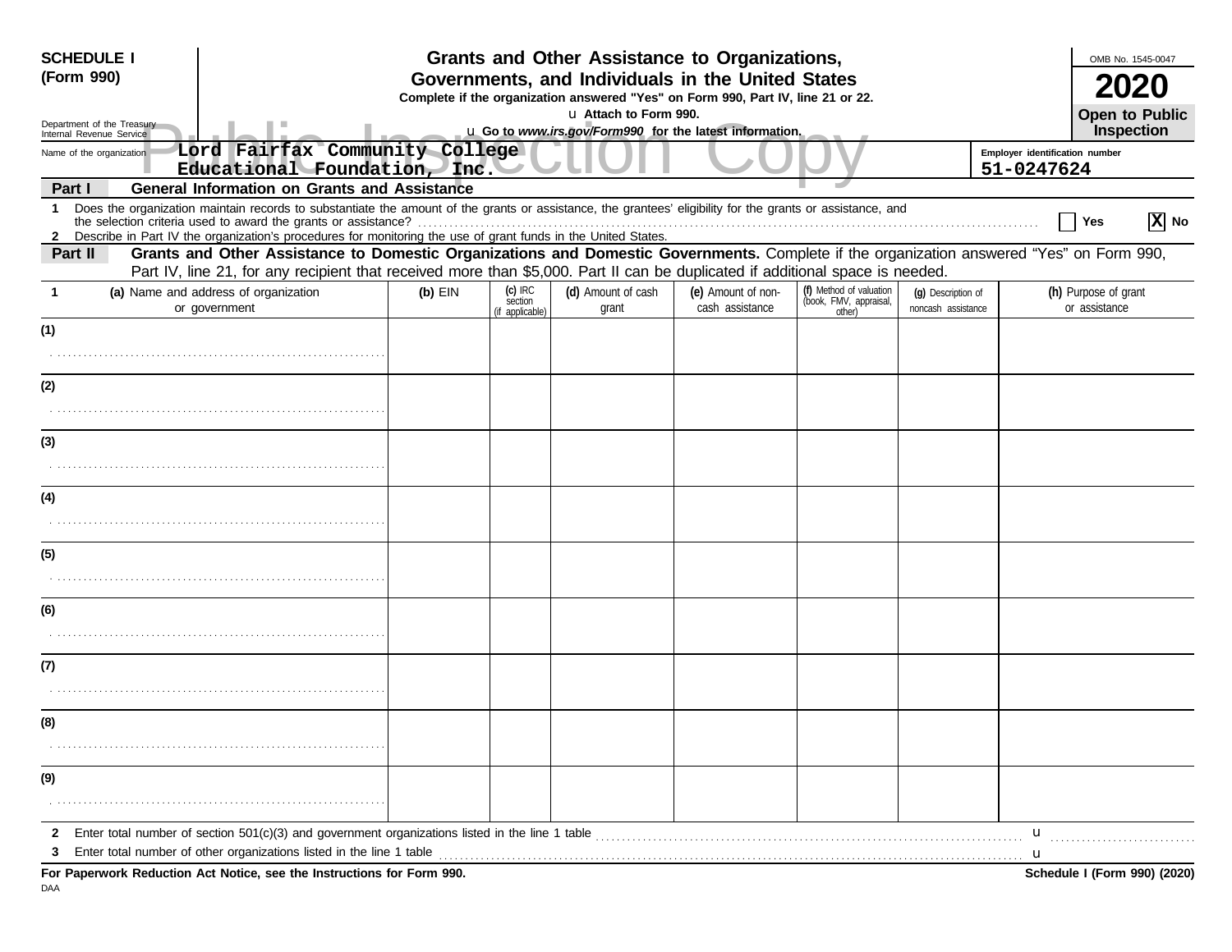**SCHEDULE I (Form 990)**

Department of the Treasury
Internal Revenue Service

# Grants and Other Assistance to Organizations, Governments, and Individuals in the United States

**Complete if the organization answered "Yes" on Form 990, Part IV, line 21 or 22.**

**u Attach to Form 990.**

**u Go to *www.irs.gov/Form990* for the latest information.**

OMB No. 1545-0047

**2020**

**Open to Public Inspection**

Public Inspection Copy

Name of the organization: **Lord Fairfax Community College Educational Foundation, Inc.**

Employer identification number: **51-0247624**

## Part I — General Information on Grants and Assistance

**1** Does the organization maintain records to substantiate the amount of the grants or assistance, the grantees' eligibility for the grants or assistance, and the selection criteria used to award the grants or assistance? ☐ Yes [X] No

**2** Describe in Part IV the organization's procedures for monitoring the use of grant funds in the United States.

## Part II — Grants and Other Assistance to Domestic Organizations and Domestic Governments.

Complete if the organization answered "Yes" on Form 990, Part IV, line 21, for any recipient that received more than $5,000. Part II can be duplicated if additional space is needed.

| 1 (a) Name and address of organization or government | (b) EIN | (c) IRC section (if applicable) | (d) Amount of cash grant | (e) Amount of non-cash assistance | (f) Method of valuation (book, FMV, appraisal, other) | (g) Description of noncash assistance | (h) Purpose of grant or assistance |
|---|---|---|---|---|---|---|---|
| (1) | | | | | | | |
| (2) | | | | | | | |
| (3) | | | | | | | |
| (4) | | | | | | | |
| (5) | | | | | | | |
| (6) | | | | | | | |
| (7) | | | | | | | |
| (8) | | | | | | | |
| (9) | | | | | | | |

**2** Enter total number of section 501(c)(3) and government organizations listed in the line 1 table u

**3** Enter total number of other organizations listed in the line 1 table u

**For Paperwork Reduction Act Notice, see the Instructions for Form 990.** **Schedule I (Form 990) (2020)**

DAA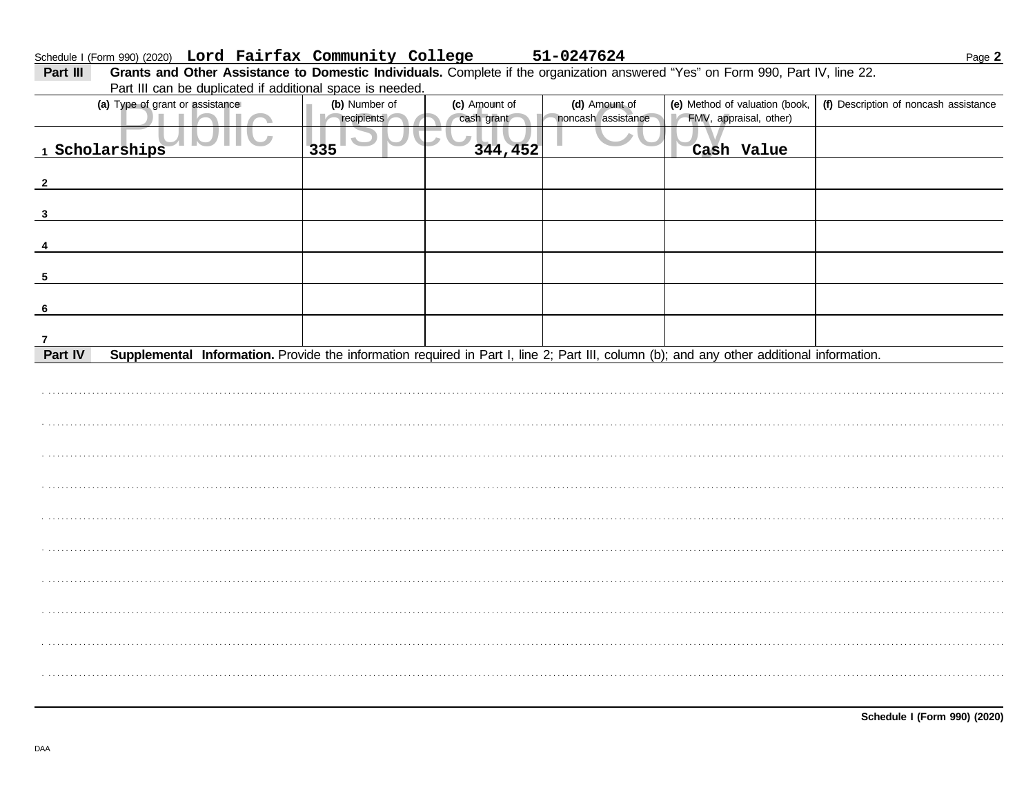Schedule I (Form 990) (2020) **Lord Fairfax Community College** **51-0247624**

**Part III** **Grants and Other Assistance to Domestic Individuals.** Complete if the organization answered "Yes" on Form 990, Part IV, line 22. Part III can be duplicated if additional space is needed.

Public Inspection Copy

| (a) Type of grant or assistance | (b) Number of recipients | (c) Amount of cash grant | (d) Amount of noncash assistance | (e) Method of valuation (book, FMV, appraisal, other) | (f) Description of noncash assistance |
|---|---|---|---|---|---|
| 1 Scholarships | 335 | 344,452 | | Cash Value | |
| 2 | | | | | |
| 3 | | | | | |
| 4 | | | | | |
| 5 | | | | | |
| 6 | | | | | |
| 7 | | | | | |

**Part IV** **Supplemental Information.** Provide the information required in Part I, line 2; Part III, column (b); and any other additional information.

**Schedule I (Form 990) (2020)**

DAA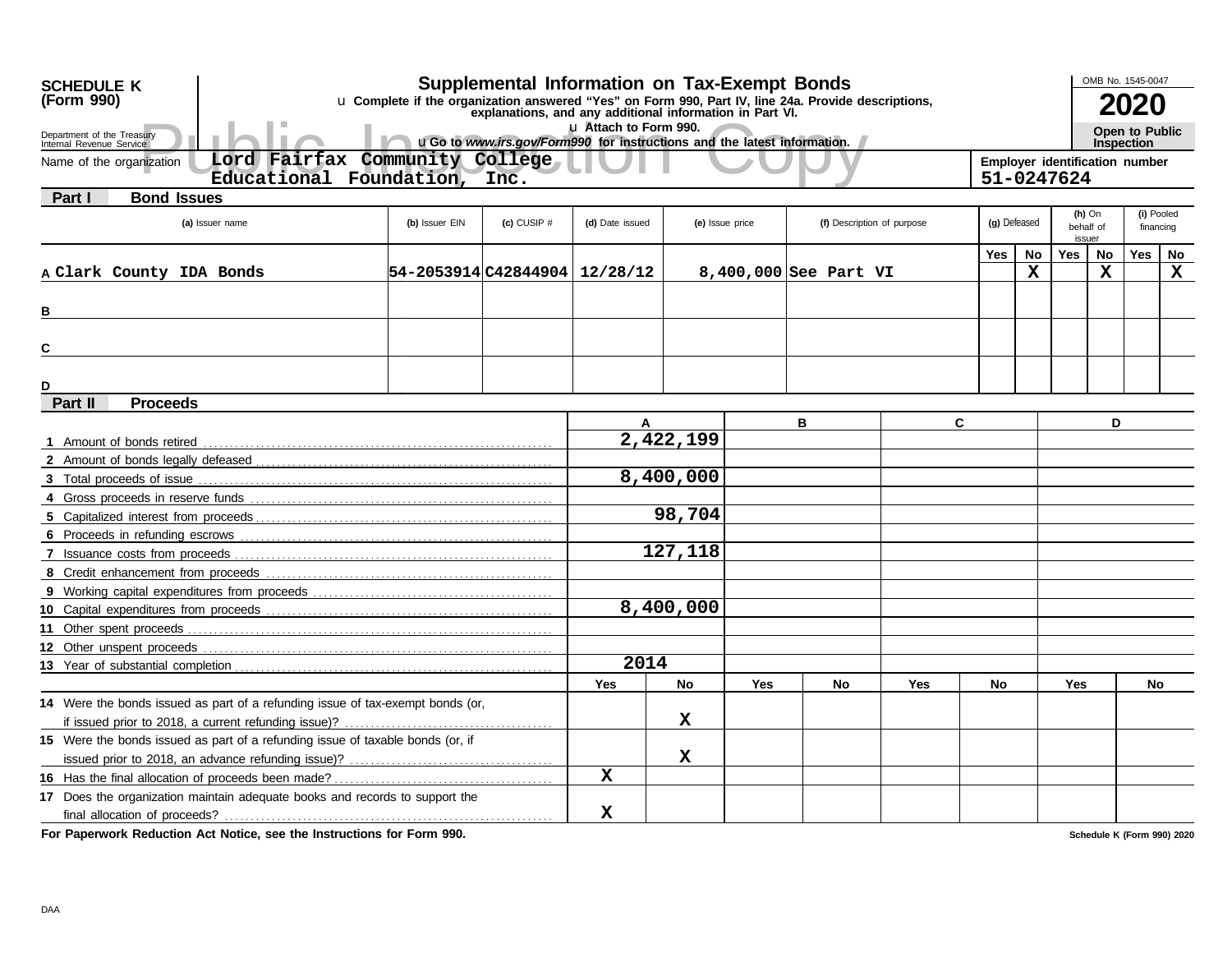**SCHEDULE K (Form 990)**

Department of the Treasury
Internal Revenue Service

# Supplemental Information on Tax-Exempt Bonds

u Complete if the organization answered "Yes" on Form 990, Part IV, line 24a. Provide descriptions, explanations, and any additional information in Part VI.

u Attach to Form 990.

u Go to *www.irs.gov/Form990* for instructions and the latest information.

OMB No. 1545-0047

**2020**

**Open to Public Inspection**

Public Inspection Copy

Name of the organization: Lord Fairfax Community College Educational Foundation, Inc.

**Employer identification number** 51-0247624

## Part I Bond Issues

| | (a) Issuer name | (b) Issuer EIN | (c) CUSIP # | (d) Date issued | (e) Issue price | (f) Description of purpose | (g) Defeased Yes | (g) Defeased No | (h) On behalf of issuer Yes | (h) On behalf of issuer No | (i) Pooled financing Yes | (i) Pooled financing No |
|---|---|---|---|---|---|---|---|---|---|---|---|---|
| A | Clark County IDA Bonds | 54-2053914 | C42844904 | 12/28/12 | 8,400,000 | See Part VI | | X | | X | | X |
| B | | | | | | | | | | | | |
| C | | | | | | | | | | | | |
| D | | | | | | | | | | | | |

## Part II Proceeds

| | A | B | C | D |
|---|---|---|---|---|
| 1 Amount of bonds retired | 2,422,199 | | | |
| 2 Amount of bonds legally defeased | | | | |
| 3 Total proceeds of issue | 8,400,000 | | | |
| 4 Gross proceeds in reserve funds | | | | |
| 5 Capitalized interest from proceeds | 98,704 | | | |
| 6 Proceeds in refunding escrows | | | | |
| 7 Issuance costs from proceeds | 127,118 | | | |
| 8 Credit enhancement from proceeds | | | | |
| 9 Working capital expenditures from proceeds | | | | |
| 10 Capital expenditures from proceeds | 8,400,000 | | | |
| 11 Other spent proceeds | | | | |
| 12 Other unspent proceeds | | | | |
| 13 Year of substantial completion | 2014 | | | |

| | A Yes | A No | B Yes | B No | C Yes | C No | D Yes | D No |
|---|---|---|---|---|---|---|---|---|
| 14 Were the bonds issued as part of a refunding issue of tax-exempt bonds (or, if issued prior to 2018, a current refunding issue)? | | X | | | | | | |
| 15 Were the bonds issued as part of a refunding issue of taxable bonds (or, if issued prior to 2018, an advance refunding issue)? | | X | | | | | | |
| 16 Has the final allocation of proceeds been made? | X | | | | | | | |
| 17 Does the organization maintain adequate books and records to support the final allocation of proceeds? | X | | | | | | | |

**For Paperwork Reduction Act Notice, see the Instructions for Form 990.**

**Schedule K (Form 990) 2020**

DAA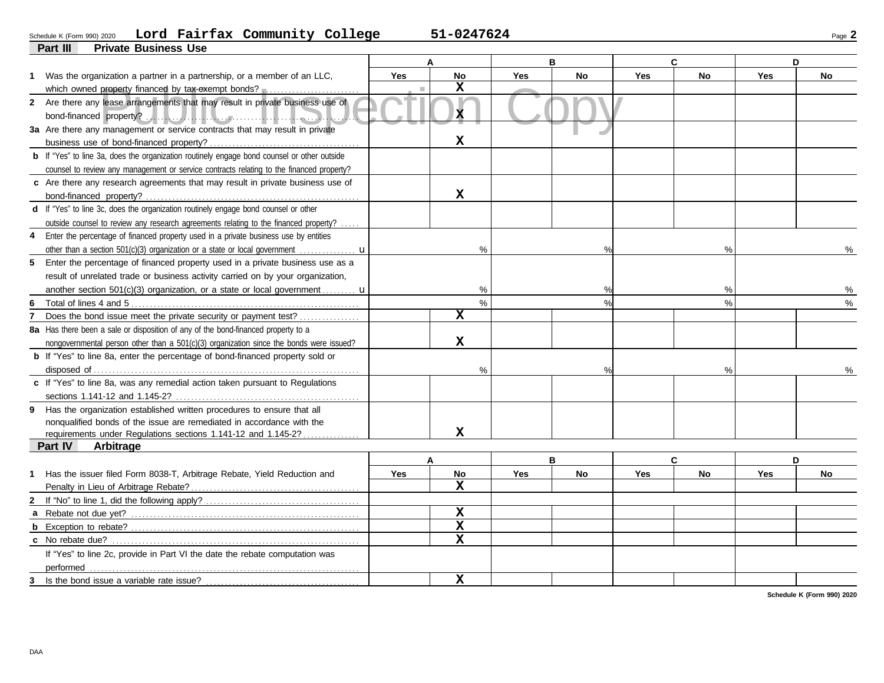Schedule K (Form 990) 2020 **Lord Fairfax Community College** **51-0247624**

Public Inspection Copy

## Part III Private Business Use

| | A Yes | A No | B Yes | B No | C Yes | C No | D Yes | D No |
|---|---|---|---|---|---|---|---|---|
| **1** Was the organization a partner in a partnership, or a member of an LLC, which owned property financed by tax-exempt bonds? | | X | | | | | | |
| **2** Are there any lease arrangements that may result in private business use of bond-financed property? | | X | | | | | | |
| **3a** Are there any management or service contracts that may result in private business use of bond-financed property? | | X | | | | | | |
| **b** If "Yes" to line 3a, does the organization routinely engage bond counsel or other outside counsel to review any management or service contracts relating to the financed property? | | | | | | | | |
| **c** Are there any research agreements that may result in private business use of bond-financed property? | | X | | | | | | |
| **d** If "Yes" to line 3c, does the organization routinely engage bond counsel or other outside counsel to review any research agreements relating to the financed property? | | | | | | | | |
| **4** Enter the percentage of financed property used in a private business use by entities other than a section 501(c)(3) organization or a state or local government | | % | | % | | % | | % |
| **5** Enter the percentage of financed property used in a private business use as a result of unrelated trade or business activity carried on by your organization, another section 501(c)(3) organization, or a state or local government | | % | | % | | % | | % |
| **6** Total of lines 4 and 5 | | % | | % | | % | | % |
| **7** Does the bond issue meet the private security or payment test? | | X | | | | | | |
| **8a** Has there been a sale or disposition of any of the bond-financed property to a nongovernmental person other than a 501(c)(3) organization since the bonds were issued? | | X | | | | | | |
| **b** If "Yes" to line 8a, enter the percentage of bond-financed property sold or disposed of | | % | | % | | % | | % |
| **c** If "Yes" to line 8a, was any remedial action taken pursuant to Regulations sections 1.141-12 and 1.145-2? | | | | | | | | |
| **9** Has the organization established written procedures to ensure that all nonqualified bonds of the issue are remediated in accordance with the requirements under Regulations sections 1.141-12 and 1.145-2? | | X | | | | | | |

## Part IV Arbitrage

| | A Yes | A No | B Yes | B No | C Yes | C No | D Yes | D No |
|---|---|---|---|---|---|---|---|---|
| **1** Has the issuer filed Form 8038-T, Arbitrage Rebate, Yield Reduction and Penalty in Lieu of Arbitrage Rebate? | | X | | | | | | |
| **2** If "No" to line 1, did the following apply? | | | | | | | | |
| **a** Rebate not due yet? | | X | | | | | | |
| **b** Exception to rebate? | | X | | | | | | |
| **c** No rebate due? | | X | | | | | | |
| If "Yes" to line 2c, provide in Part VI the date the rebate computation was performed | | | | | | | | |
| **3** Is the bond issue a variable rate issue? | | X | | | | | | |

Schedule K (Form 990) 2020

DAA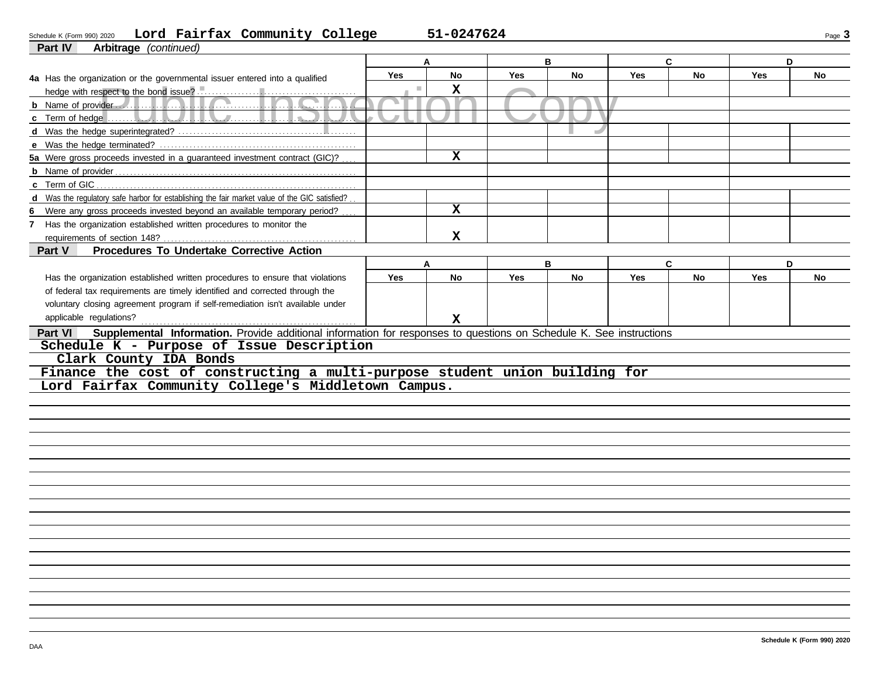Schedule K (Form 990) 2020 **Lord Fairfax Community College** **51-0247624**

## Part IV Arbitrage *(continued)*

| | A | | B | | C | | D | |
|---|---|---|---|---|---|---|---|---|
| | Yes | No | Yes | No | Yes | No | Yes | No |
| **4a** Has the organization or the governmental issuer entered into a qualified hedge with respect to the bond issue? | | X | | | | | | |
| **b** Name of provider | | | | | | | | |
| **c** Term of hedge | | | | | | | | |
| **d** Was the hedge superintegrated? | | | | | | | | |
| **e** Was the hedge terminated? | | | | | | | | |
| **5a** Were gross proceeds invested in a guaranteed investment contract (GIC)? | | X | | | | | | |
| **b** Name of provider | | | | | | | | |
| **c** Term of GIC | | | | | | | | |
| **d** Was the regulatory safe harbor for establishing the fair market value of the GIC satisfied? | | | | | | | | |
| **6** Were any gross proceeds invested beyond an available temporary period? | | X | | | | | | |
| **7** Has the organization established written procedures to monitor the requirements of section 148? | | X | | | | | | |

## Part V Procedures To Undertake Corrective Action

| | A | | B | | C | | D | |
|---|---|---|---|---|---|---|---|---|
| | Yes | No | Yes | No | Yes | No | Yes | No |
| Has the organization established written procedures to ensure that violations of federal tax requirements are timely identified and corrected through the voluntary closing agreement program if self-remediation isn't available under applicable regulations? | | X | | | | | | |

## Part VI Supplemental Information. 
Provide additional information for responses to questions on Schedule K. See instructions

**Schedule K - Purpose of Issue Description**

Clark County IDA Bonds

Finance the cost of constructing a multi-purpose student union building for Lord Fairfax Community College's Middletown Campus.

Schedule K (Form 990) 2020

DAA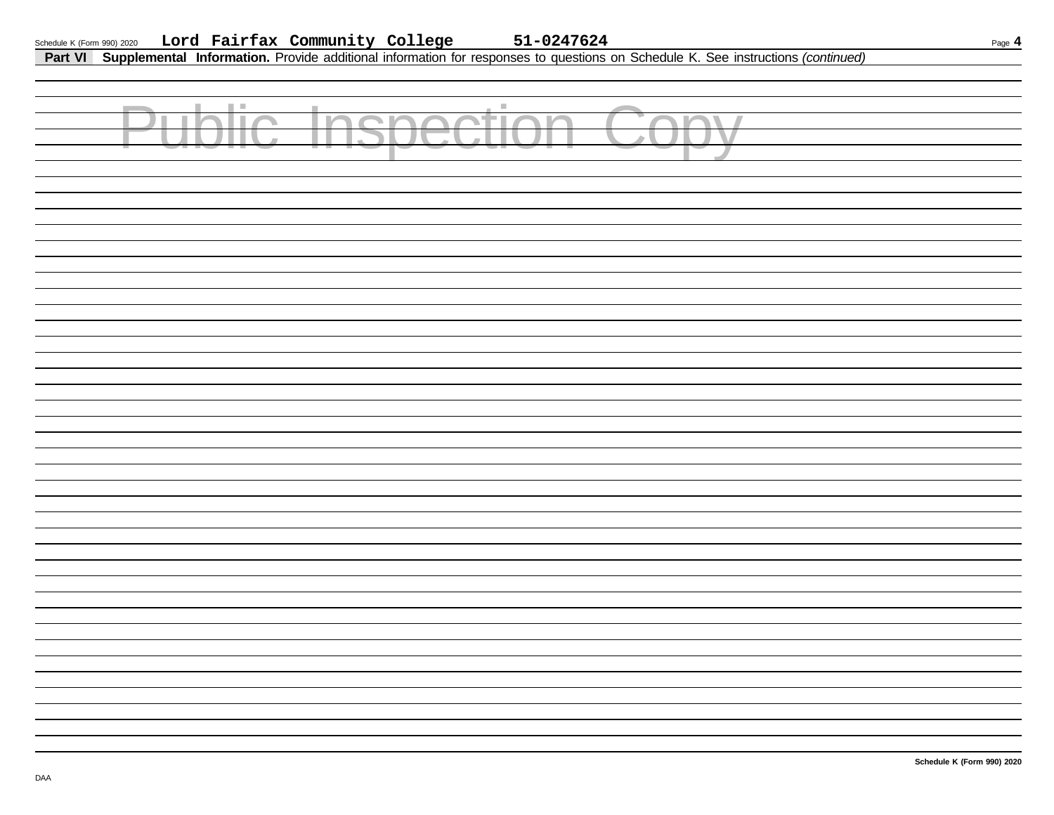Lord Fairfax Community College 51-0247624

**Part VI Supplemental Information.** Provide additional information for responses to questions on Schedule K. See instructions *(continued)*

Public Inspection Copy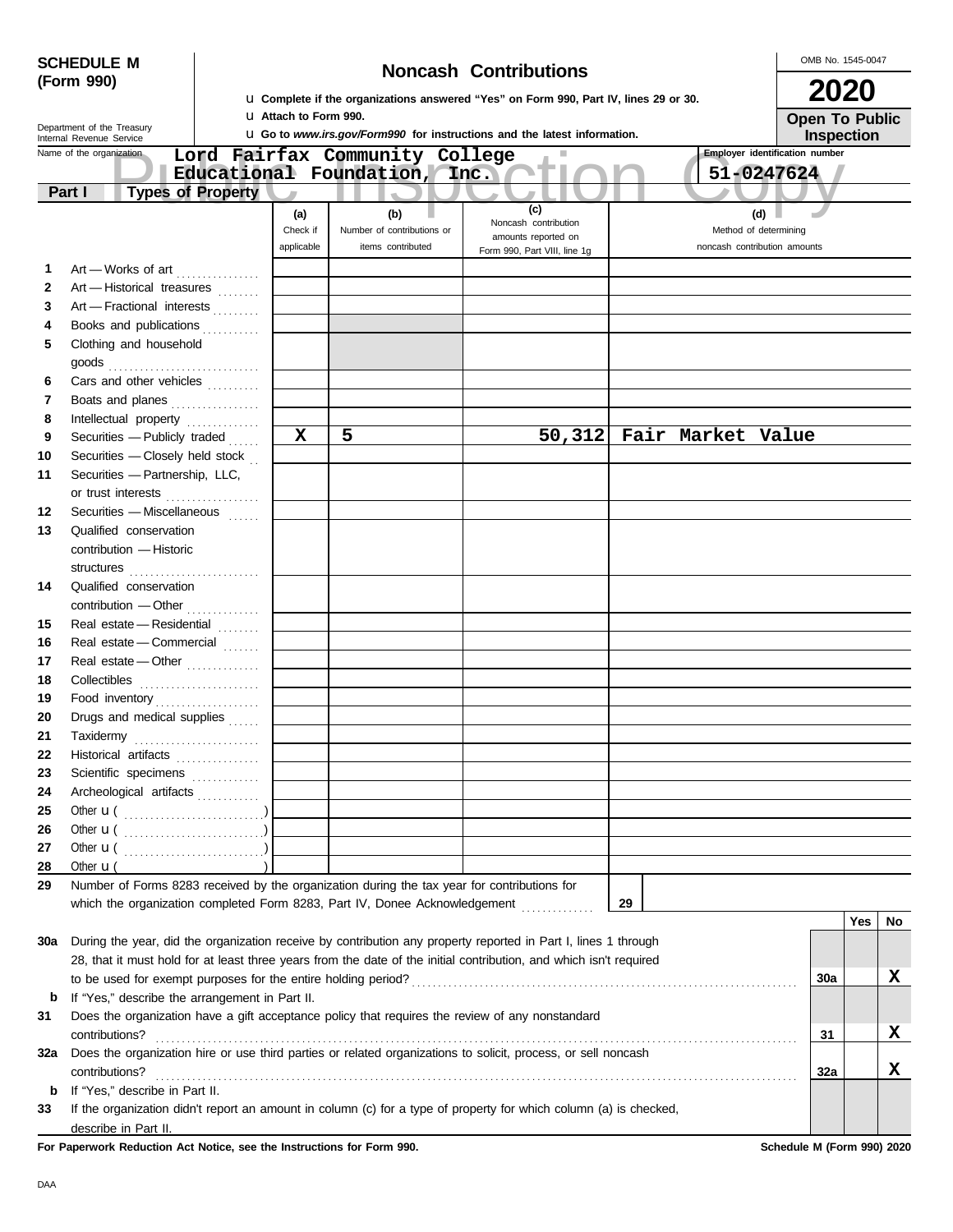**SCHEDULE M (Form 990)**

Department of the Treasury
Internal Revenue Service

# Noncash Contributions

u Complete if the organizations answered "Yes" on Form 990, Part IV, lines 29 or 30.
u Attach to Form 990.
u Go to *www.irs.gov/Form990* for instructions and the latest information.

OMB No. 1545-0047

**2020**

**Open To Public Inspection**

Name of the organization: Lord Fairfax Community College Educational Foundation, Inc.

Employer identification number: 51-0247624

**Part I Types of Property**

| | | (a) Check if applicable | (b) Number of contributions or items contributed | (c) Noncash contribution amounts reported on Form 990, Part VIII, line 1g | (d) Method of determining noncash contribution amounts |
|---|---|---|---|---|---|
| 1 | Art — Works of art | | | | |
| 2 | Art — Historical treasures | | | | |
| 3 | Art — Fractional interests | | | | |
| 4 | Books and publications | | | | |
| 5 | Clothing and household goods | | | | |
| 6 | Cars and other vehicles | | | | |
| 7 | Boats and planes | | | | |
| 8 | Intellectual property | | | | |
| 9 | Securities — Publicly traded | X | 5 | 50,312 | Fair Market Value |
| 10 | Securities — Closely held stock | | | | |
| 11 | Securities — Partnership, LLC, or trust interests | | | | |
| 12 | Securities — Miscellaneous | | | | |
| 13 | Qualified conservation contribution — Historic structures | | | | |
| 14 | Qualified conservation contribution — Other | | | | |
| 15 | Real estate — Residential | | | | |
| 16 | Real estate — Commercial | | | | |
| 17 | Real estate — Other | | | | |
| 18 | Collectibles | | | | |
| 19 | Food inventory | | | | |
| 20 | Drugs and medical supplies | | | | |
| 21 | Taxidermy | | | | |
| 22 | Historical artifacts | | | | |
| 23 | Scientific specimens | | | | |
| 24 | Archeological artifacts | | | | |
| 25 | Other u ( ) | | | | |
| 26 | Other u ( ) | | | | |
| 27 | Other u ( ) | | | | |
| 28 | Other u ( ) | | | | |

29 Number of Forms 8283 received by the organization during the tax year for contributions for which the organization completed Form 8283, Part IV, Donee Acknowledgement . . . . . **29**

| | | | Yes | No |
|---|---|---|---|---|
| 30a | During the year, did the organization receive by contribution any property reported in Part I, lines 1 through 28, that it must hold for at least three years from the date of the initial contribution, and which isn't required to be used for exempt purposes for the entire holding period? | 30a | | X |
| b | If "Yes," describe the arrangement in Part II. | | | |
| 31 | Does the organization have a gift acceptance policy that requires the review of any nonstandard contributions? | 31 | | X |
| 32a | Does the organization hire or use third parties or related organizations to solicit, process, or sell noncash contributions? | 32a | | X |
| b | If "Yes," describe in Part II. | | | |
| 33 | If the organization didn't report an amount in column (c) for a type of property for which column (a) is checked, describe in Part II. | | | |

**For Paperwork Reduction Act Notice, see the Instructions for Form 990.** **Schedule M (Form 990) 2020**

DAA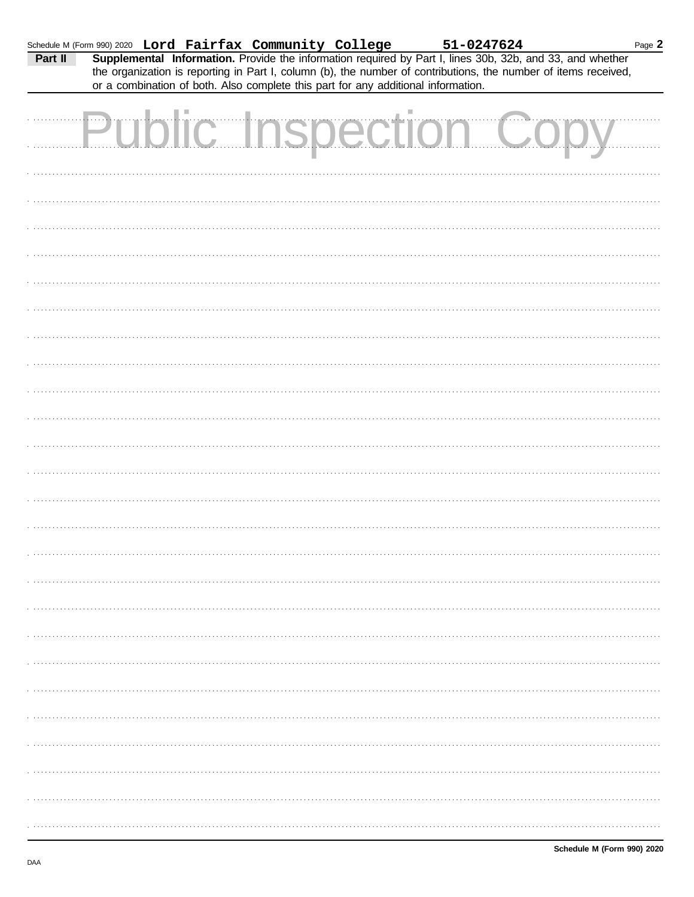Schedule M (Form 990) 2020 **Lord Fairfax Community College** **51-0247624**

**Part II** **Supplemental Information.** Provide the information required by Part I, lines 30b, 32b, and 33, and whether the organization is reporting in Part I, column (b), the number of contributions, the number of items received, or a combination of both. Also complete this part for any additional information.

Public Inspection Copy

**Schedule M (Form 990) 2020**

DAA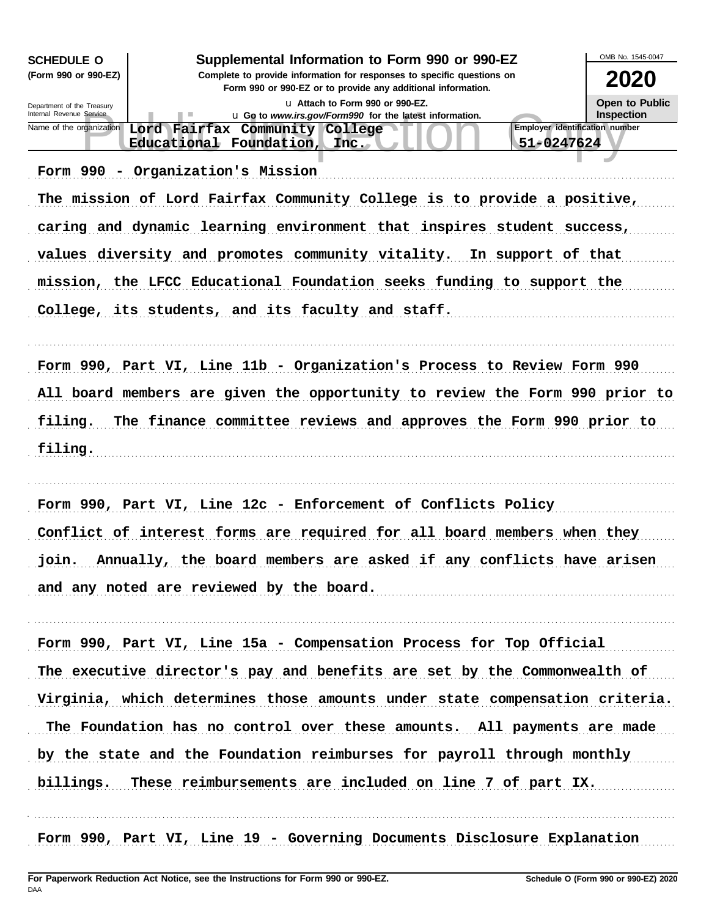**SCHEDULE O (Form 990 or 990-EZ)**

Department of the Treasury
Internal Revenue Service

# Supplemental Information to Form 990 or 990-EZ

**Complete to provide information for responses to specific questions on Form 990 or 990-EZ or to provide any additional information.**

u Attach to Form 990 or 990-EZ.

u Go to *www.irs.gov/Form990* for the latest information.

OMB No. 1545-0047

**2020**

**Open to Public Inspection**

Public Inspection Copy

| Name of the organization | Employer identification number |
|---|---|
| Lord Fairfax Community College Educational Foundation, Inc. | 51-0247624 |

Form 990 - Organization's Mission

The mission of Lord Fairfax Community College is to provide a positive, caring and dynamic learning environment that inspires student success, values diversity and promotes community vitality. In support of that mission, the LFCC Educational Foundation seeks funding to support the College, its students, and its faculty and staff.

Form 990, Part VI, Line 11b - Organization's Process to Review Form 990

All board members are given the opportunity to review the Form 990 prior to filing. The finance committee reviews and approves the Form 990 prior to filing.

Form 990, Part VI, Line 12c - Enforcement of Conflicts Policy

Conflict of interest forms are required for all board members when they join. Annually, the board members are asked if any conflicts have arisen and any noted are reviewed by the board.

Form 990, Part VI, Line 15a - Compensation Process for Top Official

The executive director's pay and benefits are set by the Commonwealth of Virginia, which determines those amounts under state compensation criteria. The Foundation has no control over these amounts. All payments are made by the state and the Foundation reimburses for payroll through monthly billings. These reimbursements are included on line 7 of part IX.

Form 990, Part VI, Line 19 - Governing Documents Disclosure Explanation

**For Paperwork Reduction Act Notice, see the Instructions for Form 990 or 990-EZ.** **Schedule O (Form 990 or 990-EZ) 2020**

DAA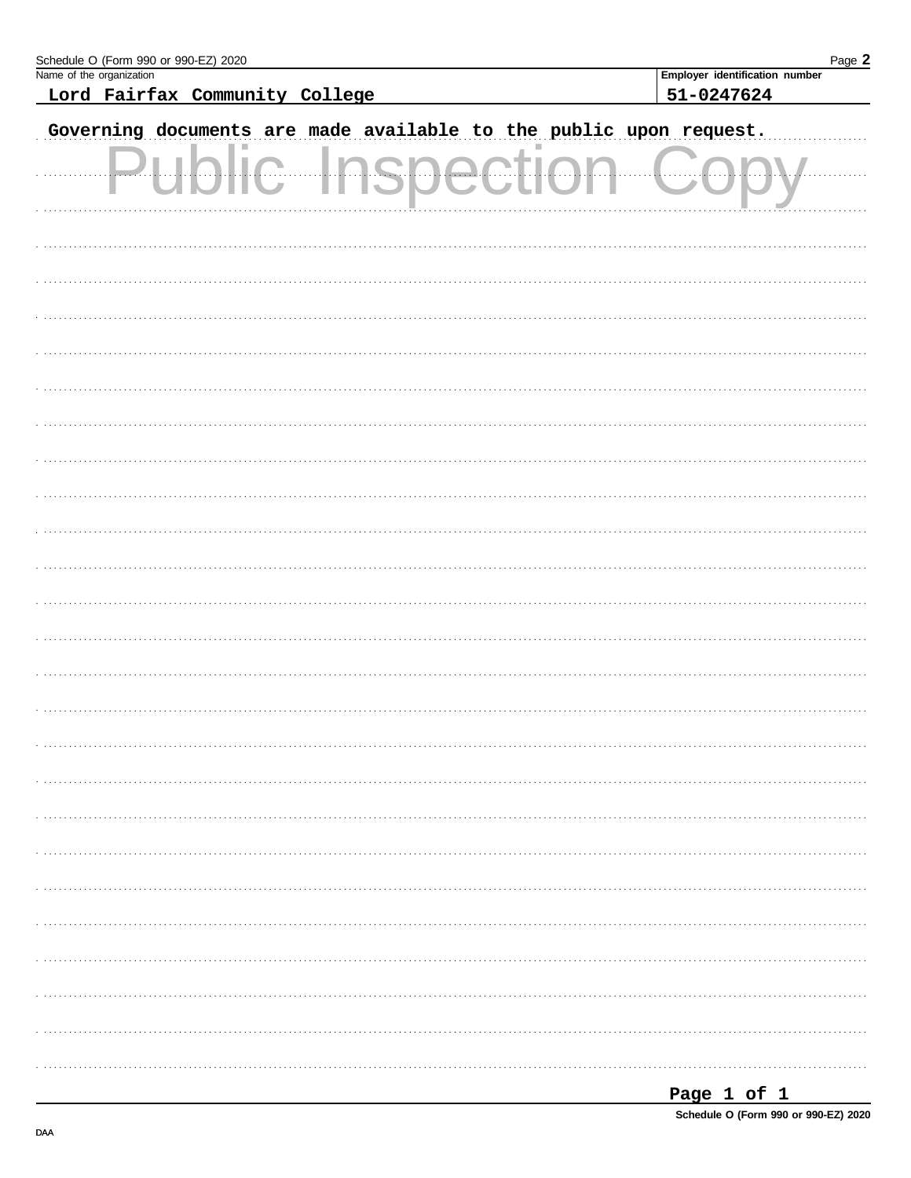Name of the organization: **Lord Fairfax Community College**

Employer identification number: **51-0247624**

Governing documents are made available to the public upon request.

Public Inspection Copy

DAA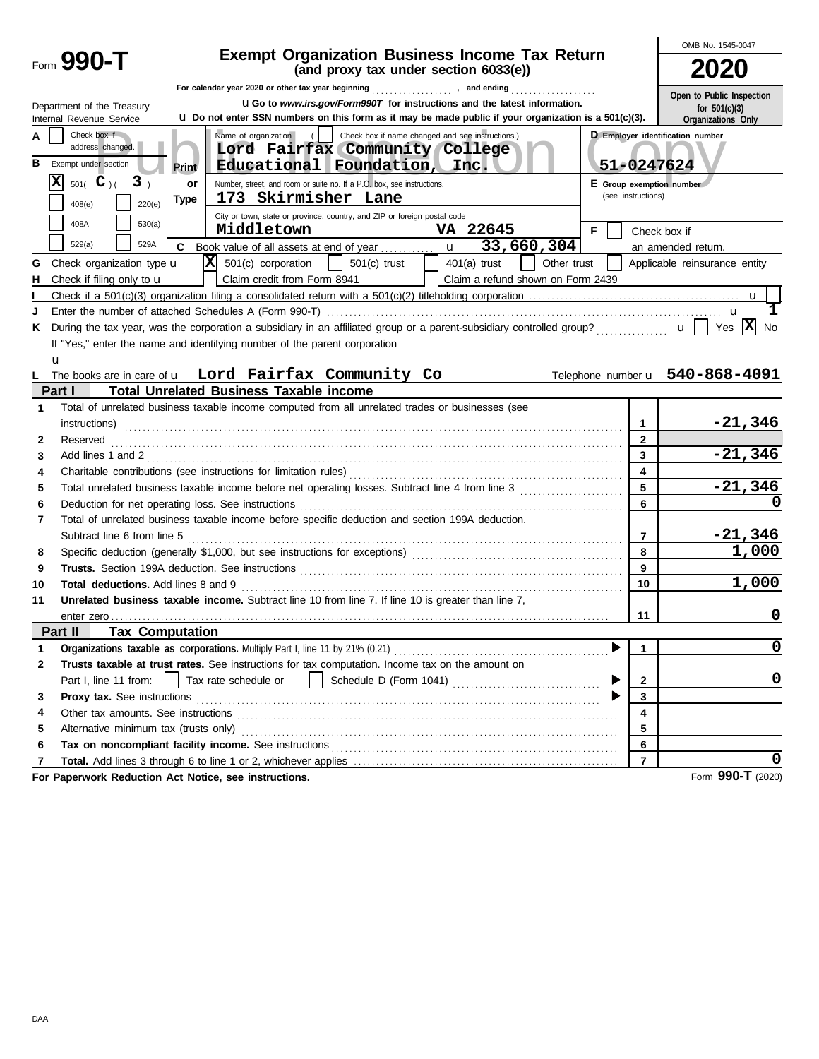Form **990-T**

# Exempt Organization Business Income Tax Return
**(and proxy tax under section 6033(e))**

For calendar year 2020 or other tax year beginning ................., and ending .................

u Go to *www.irs.gov/Form990T* for instructions and the latest information.

u Do not enter SSN numbers on this form as it may be made public if your organization is a 501(c)(3).

OMB No. 1545-0047

**2020**

Open to Public Inspection for 501(c)(3) Organizations Only

Department of the Treasury
Internal Revenue Service

Public Inspection Copy

| | | |
|---|---|---|
| **A** [ ] Check box if address changed. | Name of organization ( [ ] Check box if name changed and see instructions.) **Lord Fairfax Community College Educational Foundation, Inc.** | **D** Employer identification number **51-0247624** |
| **B** Exempt under section [X] 501( C )( 3 ) [ ] 408(e) [ ] 220(e) [ ] 408A [ ] 530(a) [ ] 529(a) [ ] 529A | Print or Type — Number, street, and room or suite no. If a P.O. box, see instructions. **173 Skirmisher Lane** | **E** Group exemption number (see instructions) |
| | City or town, state or province, country, and ZIP or foreign postal code **Middletown VA 22645** | **F** [ ] Check box if an amended return. |
| | **C** Book value of all assets at end of year u **33,660,304** | |

**G** Check organization type u [X] 501(c) corporation [ ] 501(c) trust [ ] 401(a) trust [ ] Other trust [ ] Applicable reinsurance entity

**H** Check if filing only to u [ ] Claim credit from Form 8941 [ ] Claim a refund shown on Form 2439

**I** Check if a 501(c)(3) organization filing a consolidated return with a 501(c)(2) titleholding corporation ..... u [ ]

**J** Enter the number of attached Schedules A (Form 990-T) ..... u **1**

**K** During the tax year, was the corporation a subsidiary in an affiliated group or a parent-subsidiary controlled group? ..... u [ ] Yes [X] No

If "Yes," enter the name and identifying number of the parent corporation

u

**L** The books are in care of u **Lord Fairfax Community Co** Telephone number u **540-868-4091**

## Part I Total Unrelated Business Taxable income

| | | | |
|---|---|---|---|
| 1 | Total of unrelated business taxable income computed from all unrelated trades or businesses (see instructions) | 1 | -21,346 |
| 2 | Reserved | 2 | |
| 3 | Add lines 1 and 2 | 3 | -21,346 |
| 4 | Charitable contributions (see instructions for limitation rules) | 4 | |
| 5 | Total unrelated business taxable income before net operating losses. Subtract line 4 from line 3 | 5 | -21,346 |
| 6 | Deduction for net operating loss. See instructions | 6 | 0 |
| 7 | Total of unrelated business taxable income before specific deduction and section 199A deduction. Subtract line 6 from line 5 | 7 | -21,346 |
| 8 | Specific deduction (generally $1,000, but see instructions for exceptions) | 8 | 1,000 |
| 9 | **Trusts.** Section 199A deduction. See instructions | 9 | |
| 10 | **Total deductions.** Add lines 8 and 9 | 10 | 1,000 |
| 11 | **Unrelated business taxable income.** Subtract line 10 from line 7. If line 10 is greater than line 7, enter zero | 11 | 0 |

## Part II Tax Computation

| | | | |
|---|---|---|---|
| 1 | **Organizations taxable as corporations.** Multiply Part I, line 11 by 21% (0.21) ▶ | 1 | 0 |
| 2 | **Trusts taxable at trust rates.** See instructions for tax computation. Income tax on the amount on Part I, line 11 from: [ ] Tax rate schedule or [ ] Schedule D (Form 1041) ▶ | 2 | 0 |
| 3 | **Proxy tax.** See instructions ▶ | 3 | |
| 4 | Other tax amounts. See instructions | 4 | |
| 5 | Alternative minimum tax (trusts only) | 5 | |
| 6 | **Tax on noncompliant facility income.** See instructions | 6 | |
| 7 | **Total.** Add lines 3 through 6 to line 1 or 2, whichever applies | 7 | 0 |

**For Paperwork Reduction Act Notice, see instructions.** Form **990-T** (2020)

DAA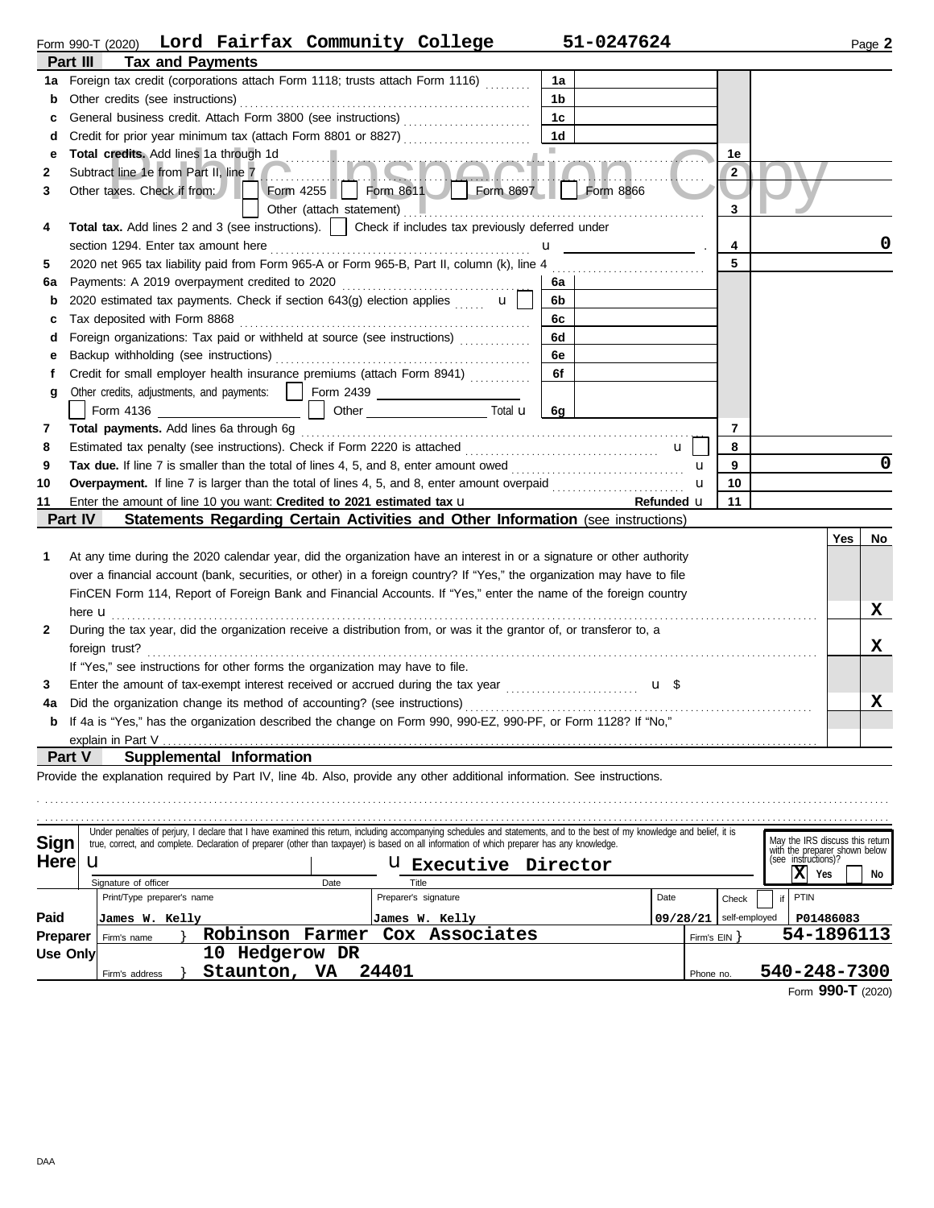Form 990-T (2020) **Lord Fairfax Community College** **51-0247624** Page **2**

## Part III Tax and Payments

| | | | | | |
|---|---|---|---|---|---|
| 1a | Foreign tax credit (corporations attach Form 1118; trusts attach Form 1116) | 1a | | | |
| b | Other credits (see instructions) | 1b | | | |
| c | General business credit. Attach Form 3800 (see instructions) | 1c | | | |
| d | Credit for prior year minimum tax (attach Form 8801 or 8827) | 1d | | | |
| e | **Total credits.** Add lines 1a through 1d | | | 1e | |
| 2 | Subtract line 1e from Part II, line 7 | | | 2 | |
| 3 | Other taxes. Check if from: ☐ Form 4255 ☐ Form 8611 ☐ Form 8697 ☐ Form 8866 ☐ Other (attach statement) | | | 3 | |
| 4 | **Total tax.** Add lines 2 and 3 (see instructions). ☐ Check if includes tax previously deferred under section 1294. Enter tax amount here | | | 4 | 0 |
| 5 | 2020 net 965 tax liability paid from Form 965-A or Form 965-B, Part II, column (k), line 4 | | | 5 | |
| 6a | Payments: A 2019 overpayment credited to 2020 | 6a | | | |
| b | 2020 estimated tax payments. Check if section 643(g) election applies ☐ | 6b | | | |
| c | Tax deposited with Form 8868 | 6c | | | |
| d | Foreign organizations: Tax paid or withheld at source (see instructions) | 6d | | | |
| e | Backup withholding (see instructions) | 6e | | | |
| f | Credit for small employer health insurance premiums (attach Form 8941) | 6f | | | |
| g | Other credits, adjustments, and payments: ☐ Form 2439 ☐ Form 4136 ☐ Other Total | 6g | | | |
| 7 | **Total payments.** Add lines 6a through 6g | | | 7 | |
| 8 | Estimated tax penalty (see instructions). Check if Form 2220 is attached ☐ | | | 8 | |
| 9 | **Tax due.** If line 7 is smaller than the total of lines 4, 5, and 8, enter amount owed | | | 9 | 0 |
| 10 | **Overpayment.** If line 7 is larger than the total of lines 4, 5, and 8, enter amount overpaid | | | 10 | |
| 11 | Enter the amount of line 10 you want: **Credited to 2021 estimated tax** Refunded | | | 11 | |

## Part IV Statements Regarding Certain Activities and Other Information (see instructions)

| | | Yes | No |
|---|---|---|---|
| 1 | At any time during the 2020 calendar year, did the organization have an interest in or a signature or other authority over a financial account (bank, securities, or other) in a foreign country? If "Yes," the organization may have to file FinCEN Form 114, Report of Foreign Bank and Financial Accounts. If "Yes," enter the name of the foreign country here | | X |
| 2 | During the tax year, did the organization receive a distribution from, or was it the grantor of, or transferor to, a foreign trust? If "Yes," see instructions for other forms the organization may have to file. | | X |
| 3 | Enter the amount of tax-exempt interest received or accrued during the tax year $ | | |
| 4a | Did the organization change its method of accounting? (see instructions) | | X |
| b | If 4a is "Yes," has the organization described the change on Form 990, 990-EZ, 990-PF, or Form 1128? If "No," explain in Part V | | |

## Part V Supplemental Information

Provide the explanation required by Part IV, line 4b. Also, provide any other additional information. See instructions.

**Sign Here**

Under penalties of perjury, I declare that I have examined this return, including accompanying schedules and statements, and to the best of my knowledge and belief, it is true, correct, and complete. Declaration of preparer (other than taxpayer) is based on all information of which preparer has any knowledge.

Signature of officer | Date | Title: **Executive Director**

May the IRS discuss this return with the preparer shown below (see instructions)? ☒ Yes ☐ No

**Paid Preparer Use Only**

| Print/Type preparer's name | Preparer's signature | Date | Check ☐ if self-employed | PTIN |
|---|---|---|---|---|
| James W. Kelly | James W. Kelly | 09/28/21 | | P01486083 |

Firm's name: **Robinson Farmer Cox Associates** — Firm's EIN: **54-1896113**

Firm's address: **10 Hedgerow DR, Staunton, VA 24401** — Phone no. **540-248-7300**

Form **990-T** (2020)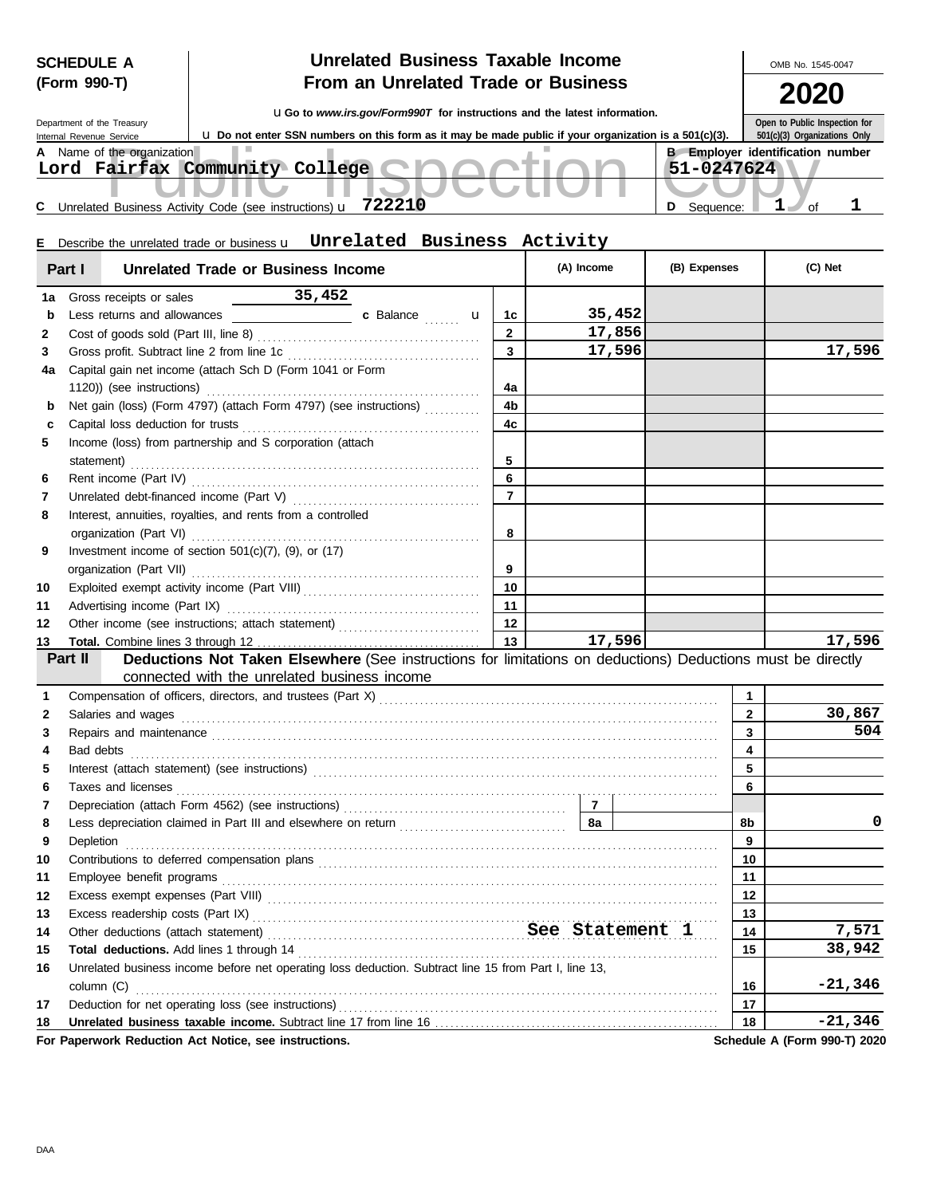**SCHEDULE A (Form 990-T)**

Department of the Treasury
Internal Revenue Service

# Unrelated Business Taxable Income From an Unrelated Trade or Business

u Go to *www.irs.gov/Form990T* for instructions and the latest information.

u Do not enter SSN numbers on this form as it may be made public if your organization is a 501(c)(3).

OMB No. 1545-0047

**2020**

Open to Public Inspection for 501(c)(3) Organizations Only

Public Inspection Copy

**A** Name of the organization: Lord Fairfax Community College

**B** Employer identification number: 51-0247624

**C** Unrelated Business Activity Code (see instructions) u 722210

**D** Sequence: 1 of 1

**E** Describe the unrelated trade or business u Unrelated Business Activity

| **Part I** | **Unrelated Trade or Business Income** | | (A) Income | (B) Expenses | (C) Net |
|---|---|---|---|---|---|
| 1a | Gross receipts or sales 35,452 | | | | |
| b | Less returns and allowances ______ c Balance u | 1c | 35,452 | | |
| 2 | Cost of goods sold (Part III, line 8) | 2 | 17,856 | | |
| 3 | Gross profit. Subtract line 2 from line 1c | 3 | 17,596 | | 17,596 |
| 4a | Capital gain net income (attach Sch D (Form 1041 or Form 1120)) (see instructions) | 4a | | | |
| b | Net gain (loss) (Form 4797) (attach Form 4797) (see instructions) | 4b | | | |
| c | Capital loss deduction for trusts | 4c | | | |
| 5 | Income (loss) from partnership and S corporation (attach statement) | 5 | | | |
| 6 | Rent income (Part IV) | 6 | | | |
| 7 | Unrelated debt-financed income (Part V) | 7 | | | |
| 8 | Interest, annuities, royalties, and rents from a controlled organization (Part VI) | 8 | | | |
| 9 | Investment income of section 501(c)(7), (9), or (17) organization (Part VII) | 9 | | | |
| 10 | Exploited exempt activity income (Part VIII) | 10 | | | |
| 11 | Advertising income (Part IX) | 11 | | | |
| 12 | Other income (see instructions; attach statement) | 12 | | | |
| 13 | **Total.** Combine lines 3 through 12 | 13 | 17,596 | | 17,596 |

**Part II** **Deductions Not Taken Elsewhere** (See instructions for limitations on deductions) Deductions must be directly connected with the unrelated business income

| | | | |
|---|---|---|---|
| 1 | Compensation of officers, directors, and trustees (Part X) | 1 | |
| 2 | Salaries and wages | 2 | 30,867 |
| 3 | Repairs and maintenance | 3 | 504 |
| 4 | Bad debts | 4 | |
| 5 | Interest (attach statement) (see instructions) | 5 | |
| 6 | Taxes and licenses | 6 | |
| 7 | Depreciation (attach Form 4562) (see instructions) — 7 | | |
| 8 | Less depreciation claimed in Part III and elsewhere on return — 8a | 8b | 0 |
| 9 | Depletion | 9 | |
| 10 | Contributions to deferred compensation plans | 10 | |
| 11 | Employee benefit programs | 11 | |
| 12 | Excess exempt expenses (Part VIII) | 12 | |
| 13 | Excess readership costs (Part IX) | 13 | |
| 14 | Other deductions (attach statement) See Statement 1 | 14 | 7,571 |
| 15 | **Total deductions.** Add lines 1 through 14 | 15 | 38,942 |
| 16 | Unrelated business income before net operating loss deduction. Subtract line 15 from Part I, line 13, column (C) | 16 | -21,346 |
| 17 | Deduction for net operating loss (see instructions) | 17 | |
| 18 | **Unrelated business taxable income.** Subtract line 17 from line 16 | 18 | -21,346 |

**For Paperwork Reduction Act Notice, see instructions.** **Schedule A (Form 990-T) 2020**

DAA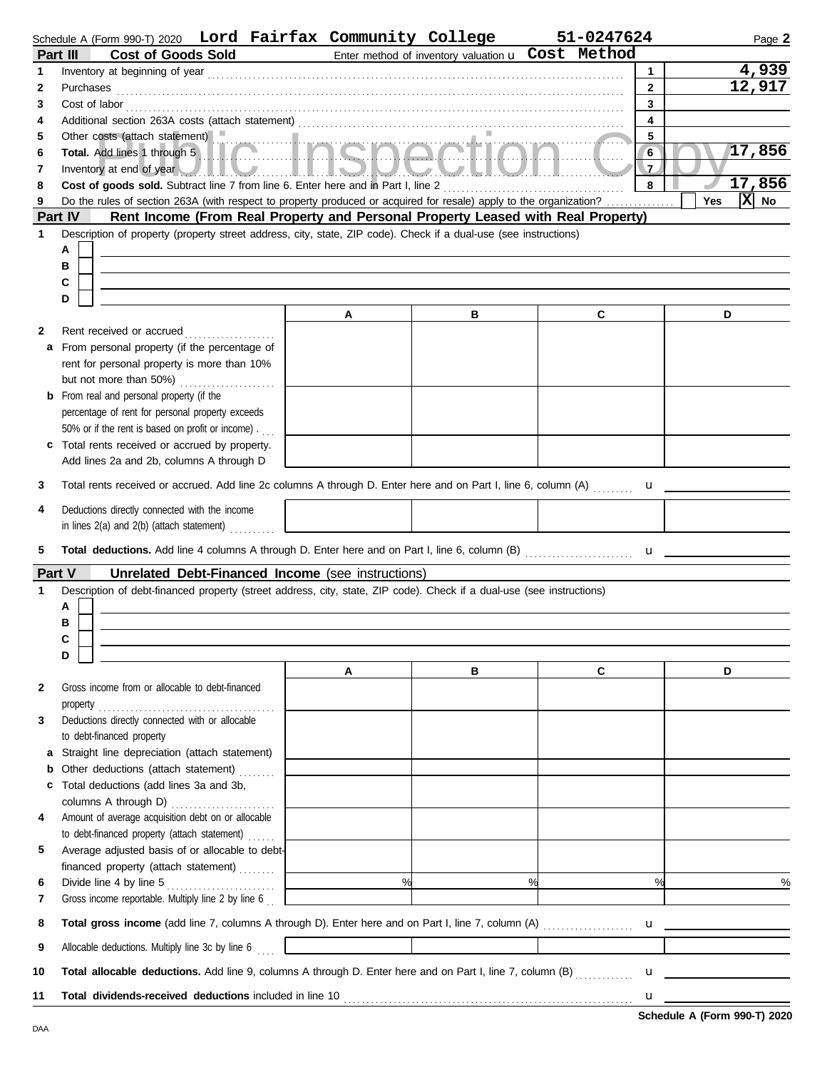Schedule A (Form 990-T) 2020 **Lord Fairfax Community College** **51-0247624**

## Part III Cost of Goods Sold

Enter method of inventory valuation ▶ **Cost Method**

| | | | |
|---|---|---|---|
| 1 | Inventory at beginning of year | 1 | 4,939 |
| 2 | Purchases | 2 | 12,917 |
| 3 | Cost of labor | 3 | |
| 4 | Additional section 263A costs (attach statement) | 4 | |
| 5 | Other costs (attach statement) | 5 | |
| 6 | **Total.** Add lines 1 through 5 | 6 | 17,856 |
| 7 | Inventory at end of year | 7 | |
| 8 | **Cost of goods sold.** Subtract line 7 from line 6. Enter here and in Part I, line 2 | 8 | 17,856 |
| 9 | Do the rules of section 263A (with respect to property produced or acquired for resale) apply to the organization? | | ☐ Yes ☒ No |

Public Inspection Copy

## Part IV Rent Income (From Real Property and Personal Property Leased with Real Property)

1 Description of property (property street address, city, state, ZIP code). Check if a dual-use (see instructions)

A ☐
B ☐
C ☐
D ☐

| | | A | B | C | D |
|---|---|---|---|---|---|
| 2 | Rent received or accrued | | | | |
| a | From personal property (if the percentage of rent for personal property is more than 10% but not more than 50%) | | | | |
| b | From real and personal property (if the percentage of rent for personal property exceeds 50% or if the rent is based on profit or income) | | | | |
| c | Total rents received or accrued by property. Add lines 2a and 2b, columns A through D | | | | |

3 Total rents received or accrued. Add line 2c columns A through D. Enter here and on Part I, line 6, column (A) ▶

| | | A | B | C | D |
|---|---|---|---|---|---|
| 4 | Deductions directly connected with the income in lines 2(a) and 2(b) (attach statement) | | | | |

5 **Total deductions.** Add line 4 columns A through D. Enter here and on Part I, line 6, column (B) ▶

## Part V Unrelated Debt-Financed Income (see instructions)

1 Description of debt-financed property (street address, city, state, ZIP code). Check if a dual-use (see instructions)

A ☐
B ☐
C ☐
D ☐

| | | A | B | C | D |
|---|---|---|---|---|---|
| 2 | Gross income from or allocable to debt-financed property | | | | |
| 3 | Deductions directly connected with or allocable to debt-financed property | | | | |
| a | Straight line depreciation (attach statement) | | | | |
| b | Other deductions (attach statement) | | | | |
| c | Total deductions (add lines 3a and 3b, columns A through D) | | | | |
| 4 | Amount of average acquisition debt on or allocable to debt-financed property (attach statement) | | | | |
| 5 | Average adjusted basis of or allocable to debt-financed property (attach statement) | | | | |
| 6 | Divide line 4 by line 5 | % | % | % | % |
| 7 | Gross income reportable. Multiply line 2 by line 6 | | | | |

8 **Total gross income** (add line 7, columns A through D). Enter here and on Part I, line 7, column (A) ▶

| | | A | B | C | D |
|---|---|---|---|---|---|
| 9 | Allocable deductions. Multiply line 3c by line 6 | | | | |

10 **Total allocable deductions.** Add line 9, columns A through D. Enter here and on Part I, line 7, column (B) ▶

11 **Total dividends-received deductions** included in line 10 ▶

**Schedule A (Form 990-T) 2020**

DAA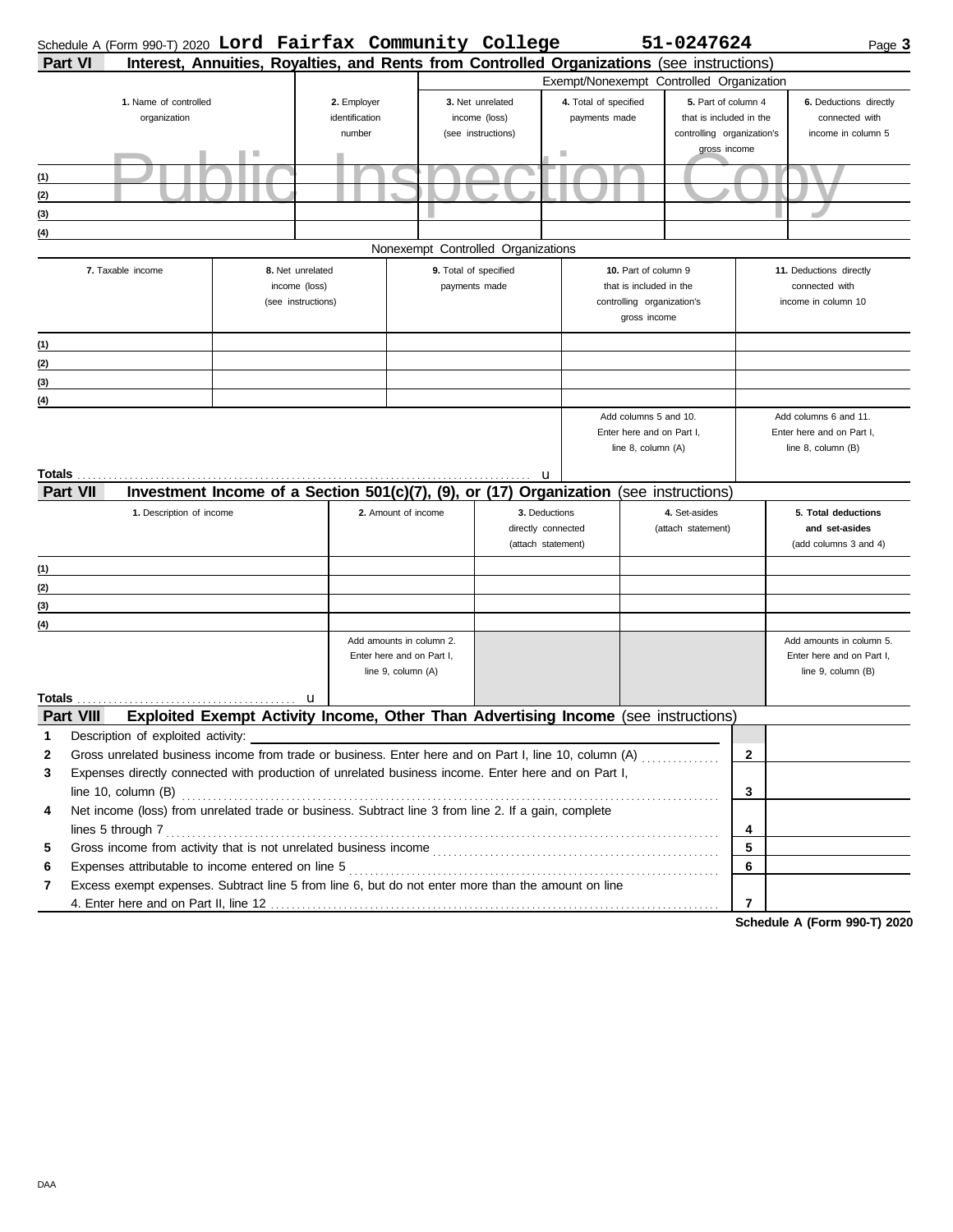Schedule A (Form 990-T) 2020 **Lord Fairfax Community College** **51-0247624**

## Part VI Interest, Annuities, Royalties, and Rents from Controlled Organizations (see instructions)

Public Inspection Copy

| | | Exempt/Nonexempt Controlled Organization | | | |
|---|---|---|---|---|---|
| **1.** Name of controlled organization | **2.** Employer identification number | **3.** Net unrelated income (loss) (see instructions) | **4.** Total of specified payments made | **5.** Part of column 4 that is included in the controlling organization's gross income | **6.** Deductions directly connected with income in column 5 |
| (1) | | | | | |
| (2) | | | | | |
| (3) | | | | | |
| (4) | | | | | |

Nonexempt Controlled Organizations

| **7.** Taxable income | **8.** Net unrelated income (loss) (see instructions) | **9.** Total of specified payments made | **10.** Part of column 9 that is included in the controlling organization's gross income | **11.** Deductions directly connected with income in column 10 |
|---|---|---|---|---|
| (1) | | | | |
| (2) | | | | |
| (3) | | | | |
| (4) | | | | |
| | | | Add columns 5 and 10. Enter here and on Part I, line 8, column (A) | Add columns 6 and 11. Enter here and on Part I, line 8, column (B) |
| **Totals** ... u | | | | |

## Part VII Investment Income of a Section 501(c)(7), (9), or (17) Organization (see instructions)

| **1.** Description of income | **2.** Amount of income | **3.** Deductions directly connected (attach statement) | **4.** Set-asides (attach statement) | **5. Total deductions and set-asides** (add columns 3 and 4) |
|---|---|---|---|---|
| (1) | | | | |
| (2) | | | | |
| (3) | | | | |
| (4) | | | | |
| | Add amounts in column 2. Enter here and on Part I, line 9, column (A) | | | Add amounts in column 5. Enter here and on Part I, line 9, column (B) |
| **Totals** ... u | | | | |

## Part VIII Exploited Exempt Activity Income, Other Than Advertising Income (see instructions)

| | | | |
|---|---|---|---|
| 1 | Description of exploited activity: | | |
| 2 | Gross unrelated business income from trade or business. Enter here and on Part I, line 10, column (A) | 2 | |
| 3 | Expenses directly connected with production of unrelated business income. Enter here and on Part I, line 10, column (B) | 3 | |
| 4 | Net income (loss) from unrelated trade or business. Subtract line 3 from line 2. If a gain, complete lines 5 through 7 | 4 | |
| 5 | Gross income from activity that is not unrelated business income | 5 | |
| 6 | Expenses attributable to income entered on line 5 | 6 | |
| 7 | Excess exempt expenses. Subtract line 5 from line 6, but do not enter more than the amount on line 4. Enter here and on Part II, line 12 | 7 | |

**Schedule A (Form 990-T) 2020**

DAA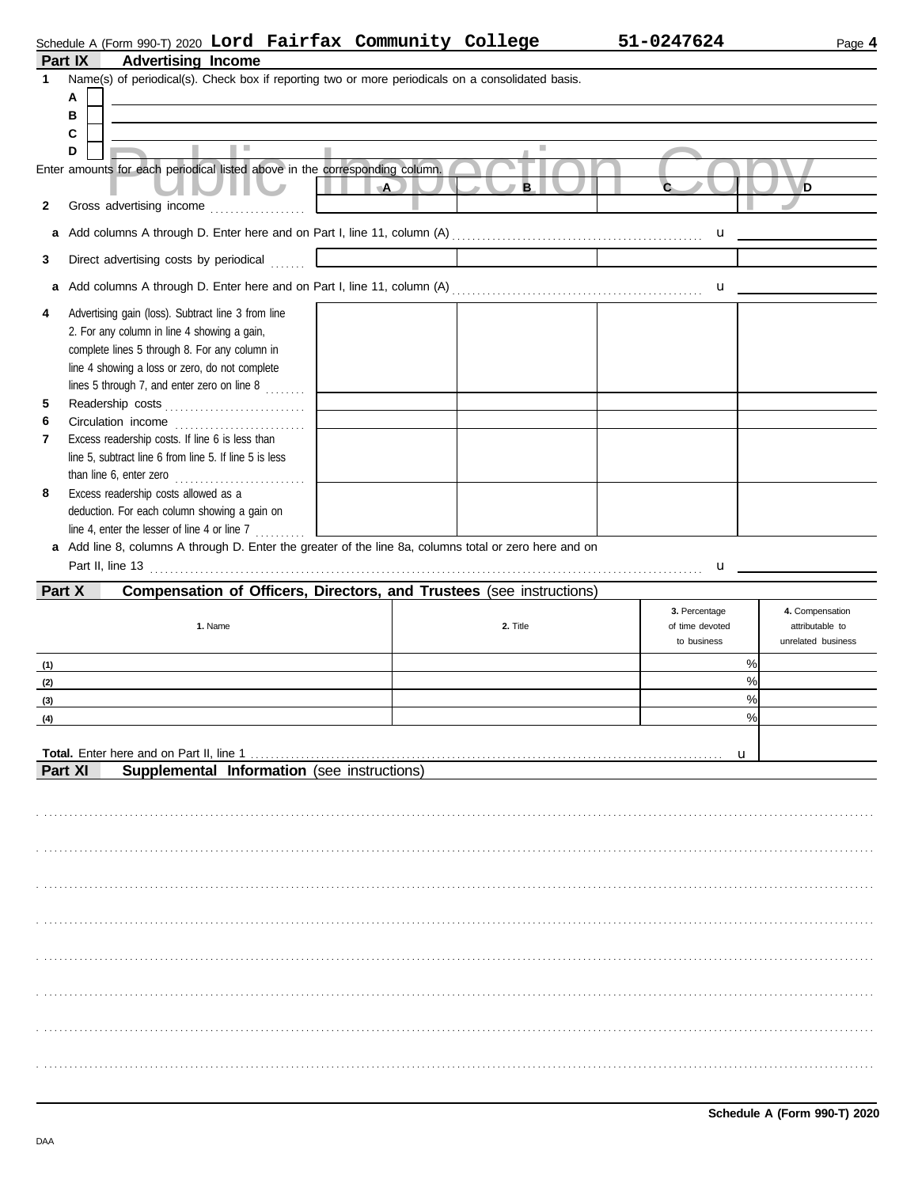Schedule A (Form 990-T) 2020 **Lord Fairfax Community College** **51-0247624** Page **4**

## Part IX Advertising Income

**1** Name(s) of periodical(s). Check box if reporting two or more periodicals on a consolidated basis.

A ☐

B ☐

C ☐

D ☐

Enter amounts for each periodical listed above in the corresponding column.

| | A | B | C | D |
|---|---|---|---|---|
| **2** Gross advertising income | | | | |

**a** Add columns A through D. Enter here and on Part I, line 11, column (A) ▸

| | A | B | C | D |
|---|---|---|---|---|
| **3** Direct advertising costs by periodical | | | | |

**a** Add columns A through D. Enter here and on Part I, line 11, column (A) ▸

| | A | B | C | D |
|---|---|---|---|---|
| **4** Advertising gain (loss). Subtract line 3 from line 2. For any column in line 4 showing a gain, complete lines 5 through 8. For any column in line 4 showing a loss or zero, do not complete lines 5 through 7, and enter zero on line 8 | | | | |
| **5** Readership costs | | | | |
| **6** Circulation income | | | | |
| **7** Excess readership costs. If line 6 is less than line 5, subtract line 6 from line 5. If line 5 is less than line 6, enter zero | | | | |
| **8** Excess readership costs allowed as a deduction. For each column showing a gain on line 4, enter the lesser of line 4 or line 7 | | | | |

**a** Add line 8, columns A through D. Enter the greater of the line 8a, columns total or zero here and on Part II, line 13 ▸

## Part X Compensation of Officers, Directors, and Trustees (see instructions)

| 1. Name | 2. Title | 3. Percentage of time devoted to business | 4. Compensation attributable to unrelated business |
|---|---|---|---|
| (1) | | % | |
| (2) | | % | |
| (3) | | % | |
| (4) | | % | |

**Total.** Enter here and on Part II, line 1 ▸

## Part XI Supplemental Information (see instructions)

**Schedule A (Form 990-T) 2020**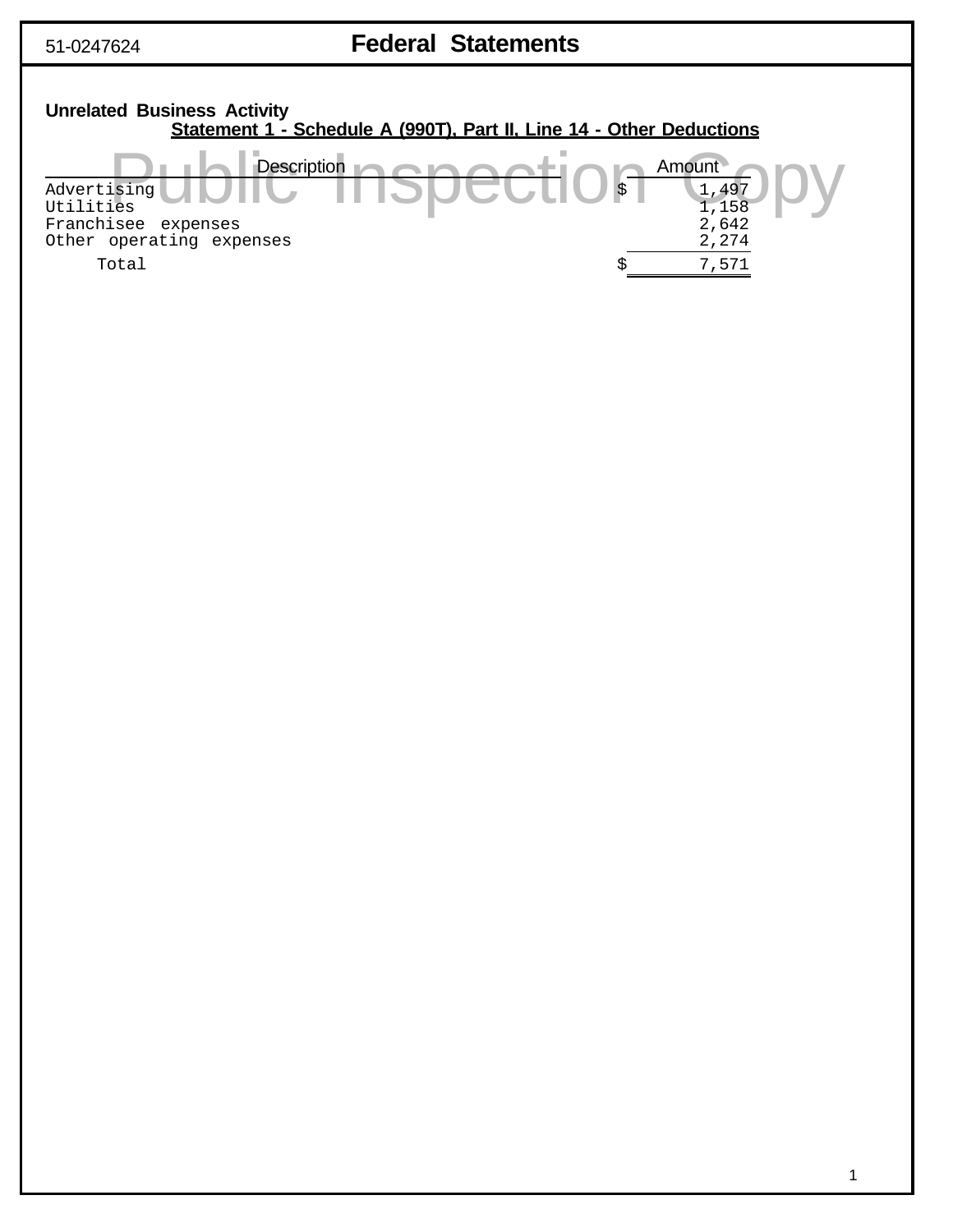51-0247624 **Federal Statements**

**Unrelated Business Activity**

**Statement 1 - Schedule A (990T), Part II, Line 14 - Other Deductions**

| Description | Amount |
|---|---|
| Advertising | $ 1,497 |
| Utilities | 1,158 |
| Franchisee expenses | 2,642 |
| Other operating expenses | 2,274 |
| Total | $ 7,571 |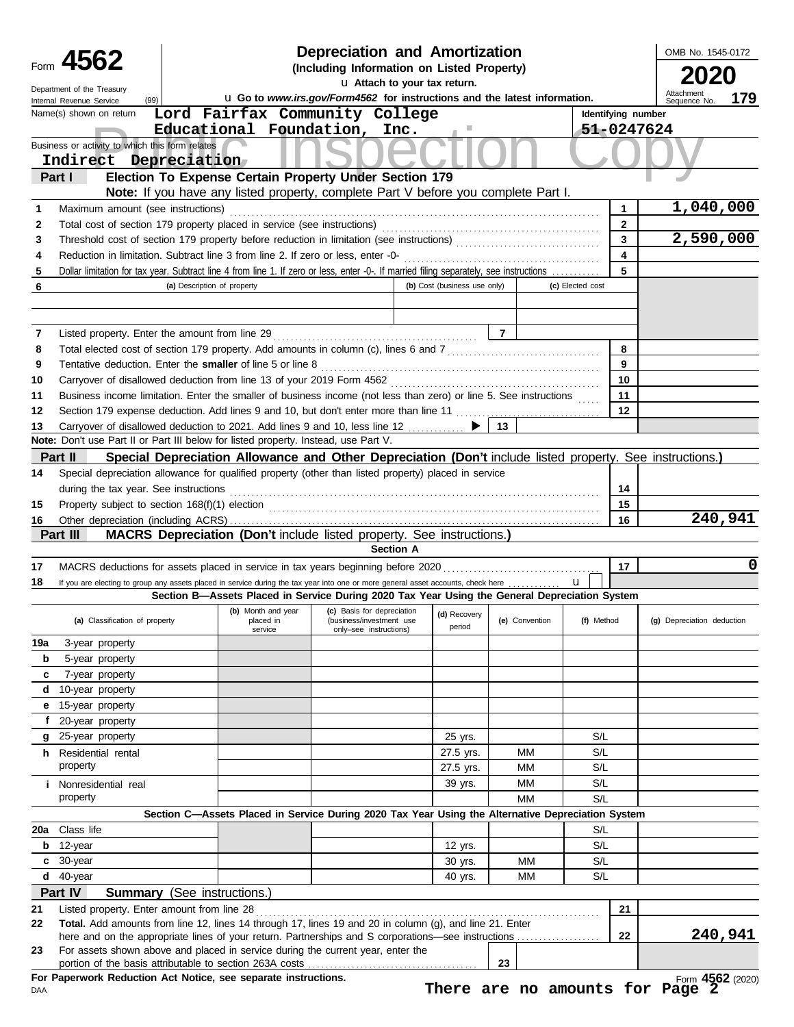# Form 4562 — Depreciation and Amortization

**(Including Information on Listed Property)**

Department of the Treasury, Internal Revenue Service (99)

u Attach to your tax return.

u Go to *www.irs.gov/Form4562* for instructions and the latest information.

OMB No. 1545-0172

**2020**

Attachment Sequence No. **179**

Public Inspection Copy

| Name(s) shown on return | Identifying number |
|---|---|
| Lord Fairfax Community College Educational Foundation, Inc. | 51-0247624 |

Business or activity to which this form relates: **Indirect Depreciation**

## Part I — Election To Expense Certain Property Under Section 179

**Note:** If you have any listed property, complete Part V before you complete Part I.

| Line | Description | Line No. | Amount |
|---|---|---|---|
| 1 | Maximum amount (see instructions) | 1 | 1,040,000 |
| 2 | Total cost of section 179 property placed in service (see instructions) | 2 | |
| 3 | Threshold cost of section 179 property before reduction in limitation (see instructions) | 3 | 2,590,000 |
| 4 | Reduction in limitation. Subtract line 3 from line 2. If zero or less, enter -0- | 4 | |
| 5 | Dollar limitation for tax year. Subtract line 4 from line 1. If zero or less, enter -0-. If married filing separately, see instructions | 5 | |

| 6 | (a) Description of property | (b) Cost (business use only) | (c) Elected cost |
|---|---|---|---|
| | | | |
| | | | |

| Line | Description | Line No. | Amount |
|---|---|---|---|
| 7 | Listed property. Enter the amount from line 29 | 7 | |
| 8 | Total elected cost of section 179 property. Add amounts in column (c), lines 6 and 7 | 8 | |
| 9 | Tentative deduction. Enter the **smaller** of line 5 or line 8 | 9 | |
| 10 | Carryover of disallowed deduction from line 13 of your 2019 Form 4562 | 10 | |
| 11 | Business income limitation. Enter the smaller of business income (not less than zero) or line 5. See instructions | 11 | |
| 12 | Section 179 expense deduction. Add lines 9 and 10, but don't enter more than line 11 | 12 | |
| 13 | Carryover of disallowed deduction to 2021. Add lines 9 and 10, less line 12 ▶ | 13 | |

**Note:** Don't use Part II or Part III below for listed property. Instead, use Part V.

## Part II — Special Depreciation Allowance and Other Depreciation (Don't include listed property. See instructions.)

| Line | Description | Line No. | Amount |
|---|---|---|---|
| 14 | Special depreciation allowance for qualified property (other than listed property) placed in service during the tax year. See instructions | 14 | |
| 15 | Property subject to section 168(f)(1) election | 15 | |
| 16 | Other depreciation (including ACRS) | 16 | 240,941 |

## Part III — MACRS Depreciation (Don't include listed property. See instructions.)

**Section A**

| Line | Description | Line No. | Amount |
|---|---|---|---|
| 17 | MACRS deductions for assets placed in service in tax years beginning before 2020 | 17 | 0 |
| 18 | If you are electing to group any assets placed in service during the tax year into one or more general asset accounts, check here u | | |

**Section B—Assets Placed in Service During 2020 Tax Year Using the General Depreciation System**

| (a) Classification of property | (b) Month and year placed in service | (c) Basis for depreciation (business/investment use only–see instructions) | (d) Recovery period | (e) Convention | (f) Method | (g) Depreciation deduction |
|---|---|---|---|---|---|---|
| 19a 3-year property | | | | | | |
| b 5-year property | | | | | | |
| c 7-year property | | | | | | |
| d 10-year property | | | | | | |
| e 15-year property | | | | | | |
| f 20-year property | | | | | | |
| g 25-year property | | | 25 yrs. | | S/L | |
| h Residential rental property | | | 27.5 yrs. | MM | S/L | |
| | | | 27.5 yrs. | MM | S/L | |
| i Nonresidential real property | | | 39 yrs. | MM | S/L | |
| | | | | MM | S/L | |

**Section C—Assets Placed in Service During 2020 Tax Year Using the Alternative Depreciation System**

| (a) Classification of property | (b) Month and year placed in service | (c) Basis for depreciation | (d) Recovery period | (e) Convention | (f) Method | (g) Depreciation deduction |
|---|---|---|---|---|---|---|
| 20a Class life | | | | | S/L | |
| b 12-year | | | 12 yrs. | | S/L | |
| c 30-year | | | 30 yrs. | MM | S/L | |
| d 40-year | | | 40 yrs. | MM | S/L | |

## Part IV — Summary (See instructions.)

| Line | Description | Line No. | Amount |
|---|---|---|---|
| 21 | Listed property. Enter amount from line 28 | 21 | |
| 22 | **Total.** Add amounts from line 12, lines 14 through 17, lines 19 and 20 in column (g), and line 21. Enter here and on the appropriate lines of your return. Partnerships and S corporations—see instructions | 22 | 240,941 |
| 23 | For assets shown above and placed in service during the current year, enter the portion of the basis attributable to section 263A costs | 23 | |

**For Paperwork Reduction Act Notice, see separate instructions.**

DAA

Form **4562** (2020)

**There are no amounts for Page 2**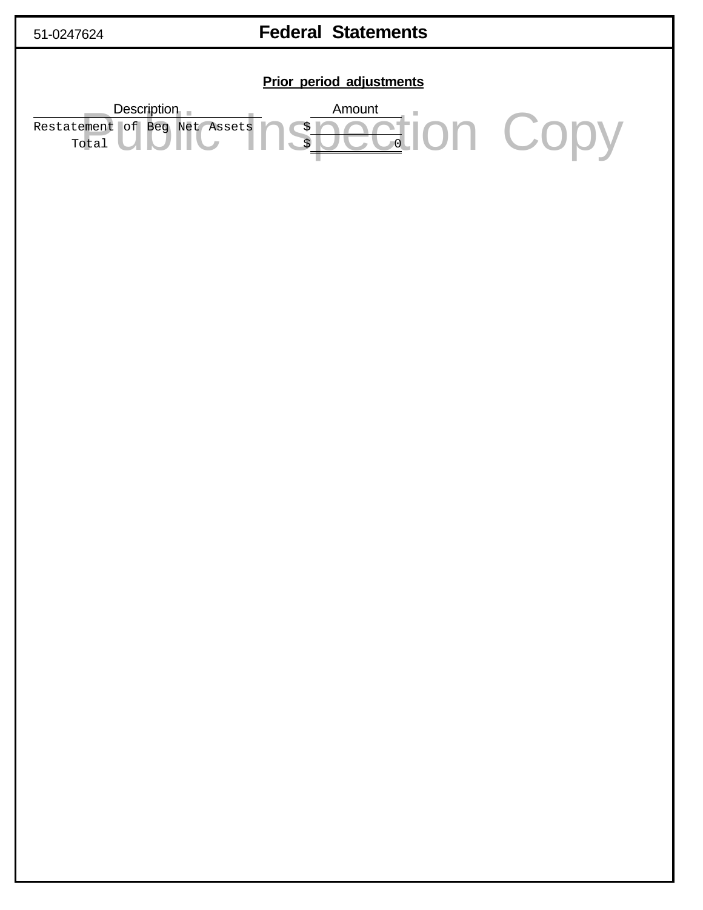51-0247624

# Federal Statements

## Prior period adjustments

| Description | Amount |
|---|---|
| Restatement of Beg Net Assets | $ |
| Total | $ 0 |